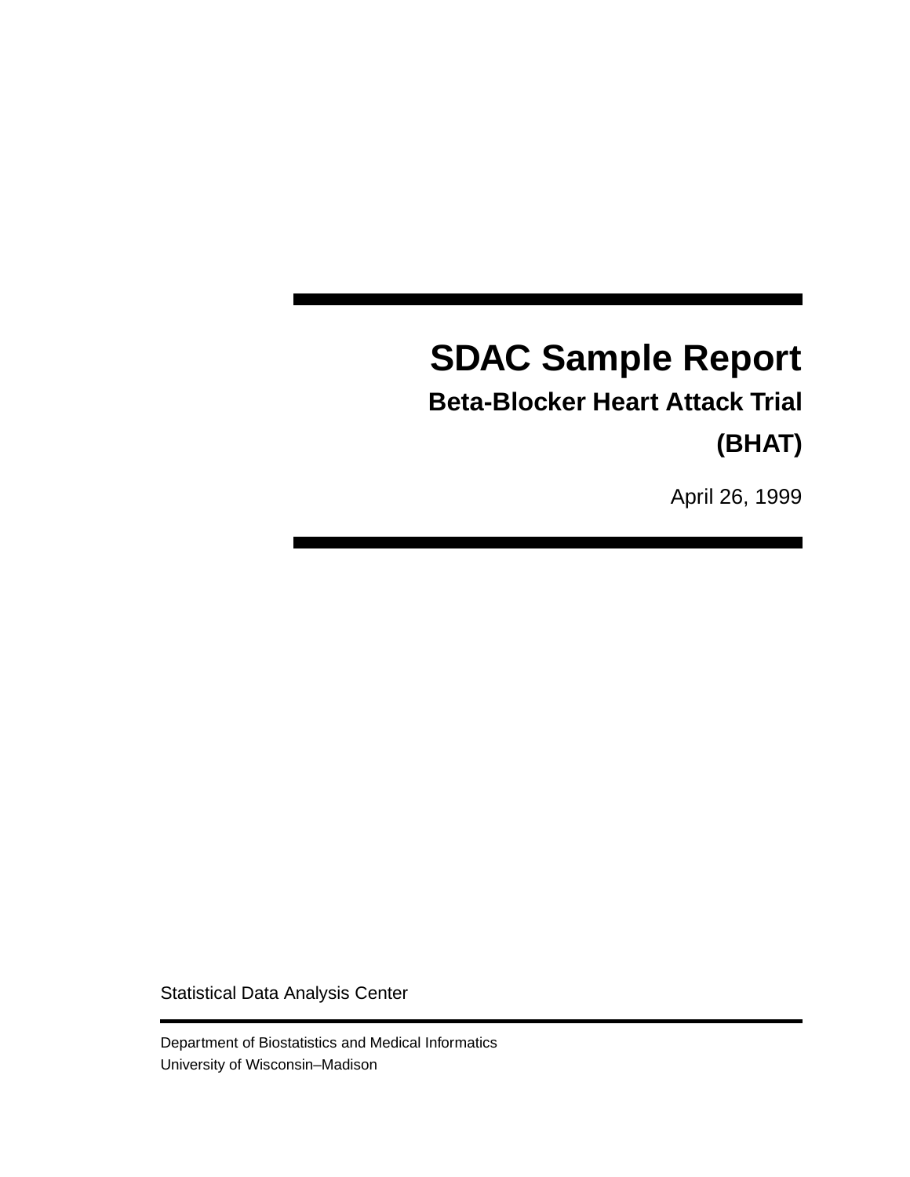# SDAC Sample Report

## Beta-Blocker Heart Attack Trial

## (BHAT)

April 26, 1999

Statistical Data Analysis Center

Department of Biostatistics and Medical Informatics
University of Wisconsin–Madison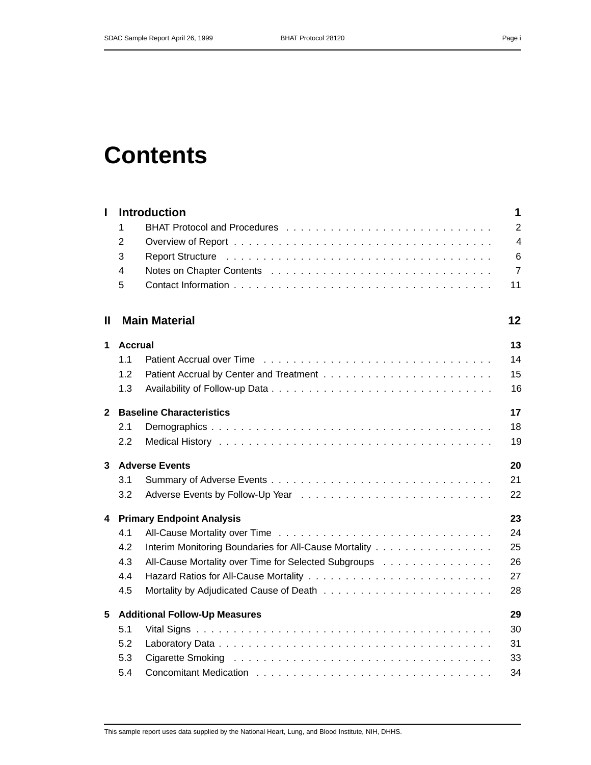# Contents

| | | |
|---|---|---|
| **I** | **Introduction** | **1** |
| 1 | BHAT Protocol and Procedures | 2 |
| 2 | Overview of Report | 4 |
| 3 | Report Structure | 6 |
| 4 | Notes on Chapter Contents | 7 |
| 5 | Contact Information | 11 |
| **II** | **Main Material** | **12** |
| **1** | **Accrual** | **13** |
| 1.1 | Patient Accrual over Time | 14 |
| 1.2 | Patient Accrual by Center and Treatment | 15 |
| 1.3 | Availability of Follow-up Data | 16 |
| **2** | **Baseline Characteristics** | **17** |
| 2.1 | Demographics | 18 |
| 2.2 | Medical History | 19 |
| **3** | **Adverse Events** | **20** |
| 3.1 | Summary of Adverse Events | 21 |
| 3.2 | Adverse Events by Follow-Up Year | 22 |
| **4** | **Primary Endpoint Analysis** | **23** |
| 4.1 | All-Cause Mortality over Time | 24 |
| 4.2 | Interim Monitoring Boundaries for All-Cause Mortality | 25 |
| 4.3 | All-Cause Mortality over Time for Selected Subgroups | 26 |
| 4.4 | Hazard Ratios for All-Cause Mortality | 27 |
| 4.5 | Mortality by Adjudicated Cause of Death | 28 |
| **5** | **Additional Follow-Up Measures** | **29** |
| 5.1 | Vital Signs | 30 |
| 5.2 | Laboratory Data | 31 |
| 5.3 | Cigarette Smoking | 33 |
| 5.4 | Concomitant Medication | 34 |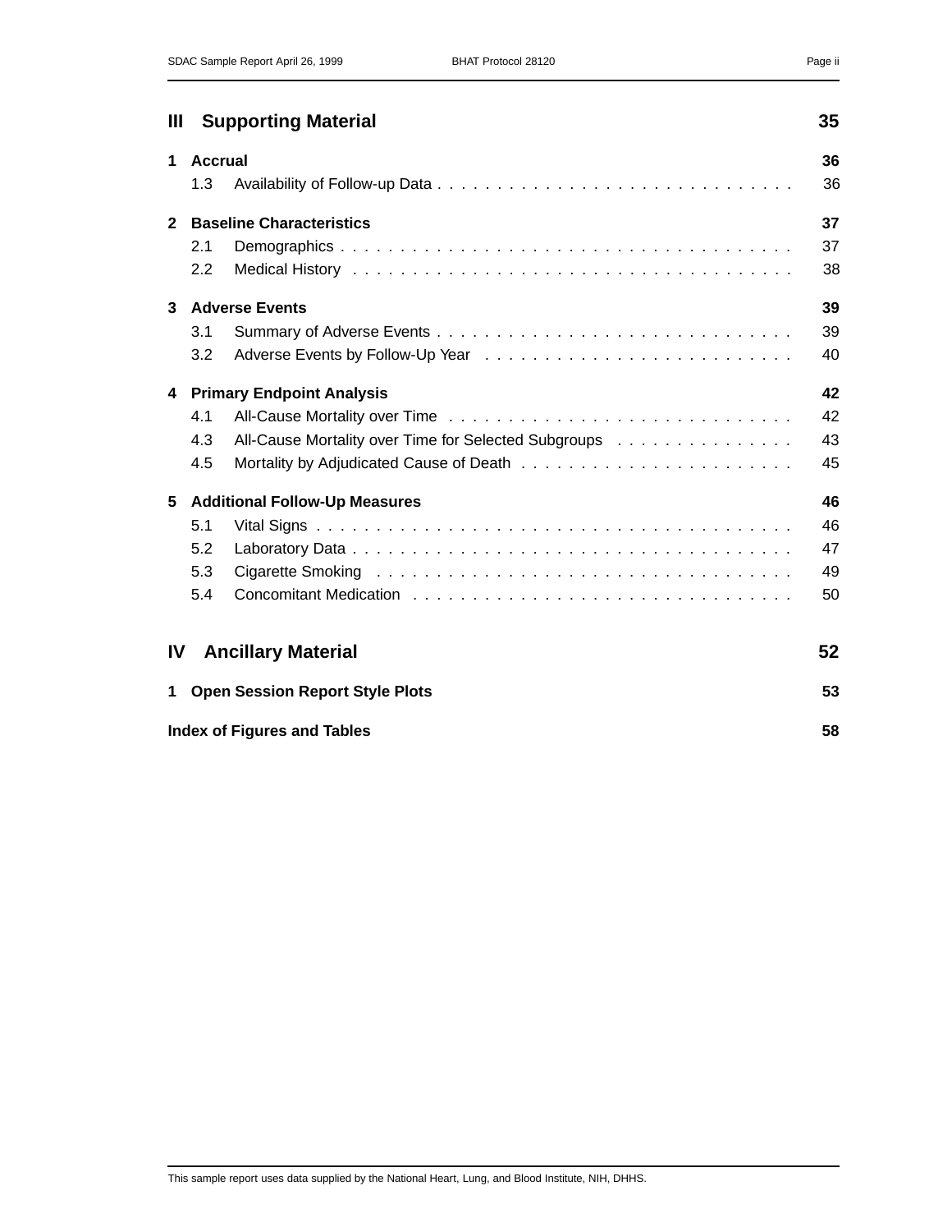## III Supporting Material — 35

**1 Accrual — 36**

- 1.3 Availability of Follow-up Data — 36

**2 Baseline Characteristics — 37**

- 2.1 Demographics — 37
- 2.2 Medical History — 38

**3 Adverse Events — 39**

- 3.1 Summary of Adverse Events — 39
- 3.2 Adverse Events by Follow-Up Year — 40

**4 Primary Endpoint Analysis — 42**

- 4.1 All-Cause Mortality over Time — 42
- 4.3 All-Cause Mortality over Time for Selected Subgroups — 43
- 4.5 Mortality by Adjudicated Cause of Death — 45

**5 Additional Follow-Up Measures — 46**

- 5.1 Vital Signs — 46
- 5.2 Laboratory Data — 47
- 5.3 Cigarette Smoking — 49
- 5.4 Concomitant Medication — 50

## IV Ancillary Material — 52

**1 Open Session Report Style Plots — 53**

**Index of Figures and Tables — 58**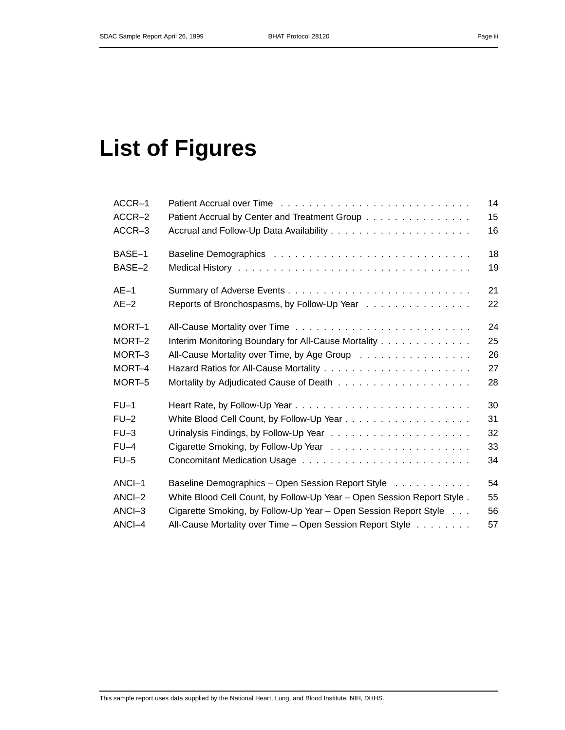# List of Figures

| | | |
|---|---|---|
| ACCR–1 | Patient Accrual over Time | 14 |
| ACCR–2 | Patient Accrual by Center and Treatment Group | 15 |
| ACCR–3 | Accrual and Follow-Up Data Availability | 16 |
| BASE–1 | Baseline Demographics | 18 |
| BASE–2 | Medical History | 19 |
| AE–1 | Summary of Adverse Events | 21 |
| AE–2 | Reports of Bronchospasms, by Follow-Up Year | 22 |
| MORT–1 | All-Cause Mortality over Time | 24 |
| MORT–2 | Interim Monitoring Boundary for All-Cause Mortality | 25 |
| MORT–3 | All-Cause Mortality over Time, by Age Group | 26 |
| MORT–4 | Hazard Ratios for All-Cause Mortality | 27 |
| MORT–5 | Mortality by Adjudicated Cause of Death | 28 |
| FU–1 | Heart Rate, by Follow-Up Year | 30 |
| FU–2 | White Blood Cell Count, by Follow-Up Year | 31 |
| FU–3 | Urinalysis Findings, by Follow-Up Year | 32 |
| FU–4 | Cigarette Smoking, by Follow-Up Year | 33 |
| FU–5 | Concomitant Medication Usage | 34 |
| ANCI–1 | Baseline Demographics – Open Session Report Style | 54 |
| ANCI–2 | White Blood Cell Count, by Follow-Up Year – Open Session Report Style | 55 |
| ANCI–3 | Cigarette Smoking, by Follow-Up Year – Open Session Report Style | 56 |
| ANCI–4 | All-Cause Mortality over Time – Open Session Report Style | 57 |

This sample report uses data supplied by the National Heart, Lung, and Blood Institute, NIH, DHHS.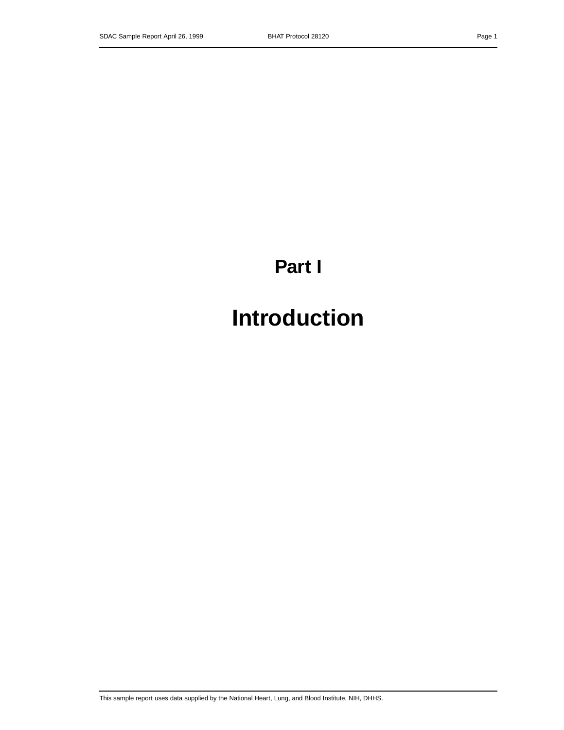# Part I

# Introduction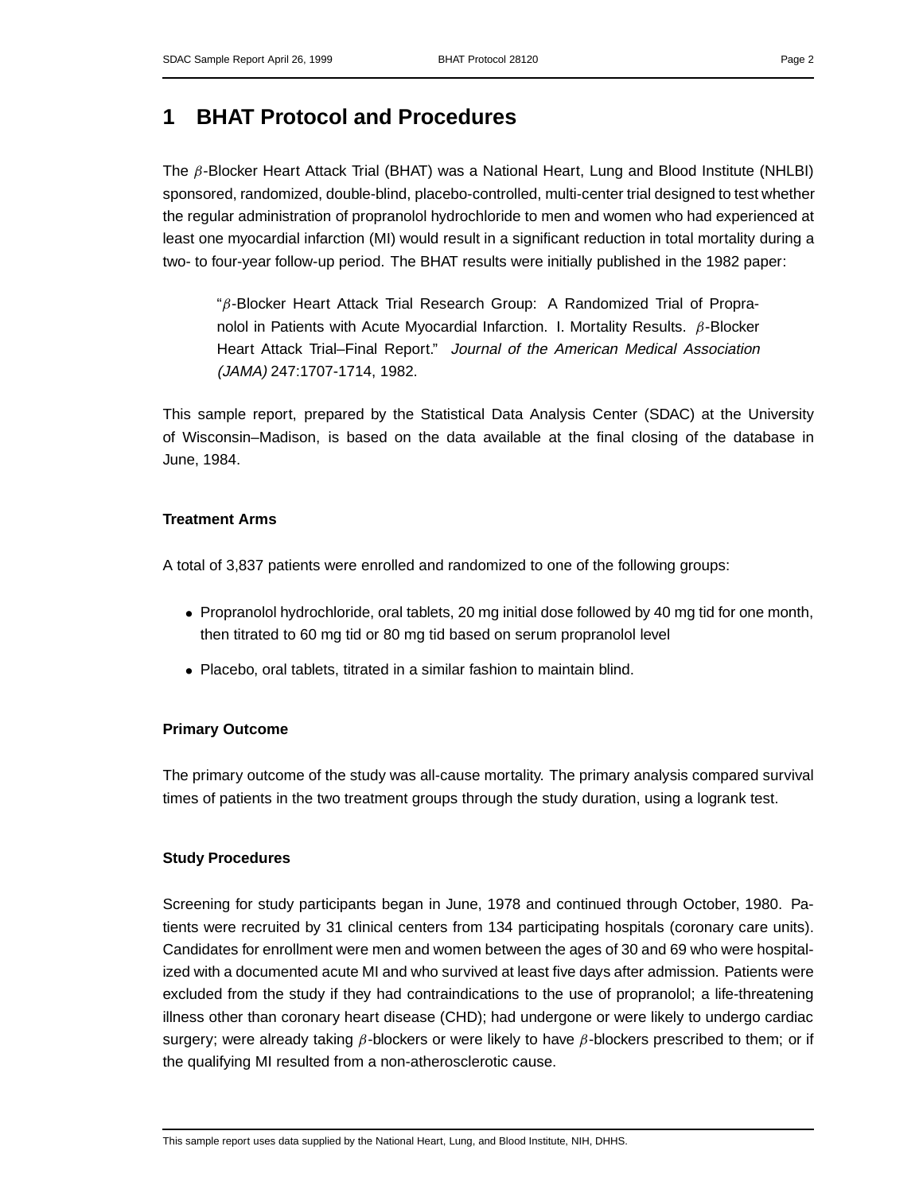# 1 BHAT Protocol and Procedures

The $\beta$-Blocker Heart Attack Trial (BHAT) was a National Heart, Lung and Blood Institute (NHLBI) sponsored, randomized, double-blind, placebo-controlled, multi-center trial designed to test whether the regular administration of propranolol hydrochloride to men and women who had experienced at least one myocardial infarction (MI) would result in a significant reduction in total mortality during a two- to four-year follow-up period. The BHAT results were initially published in the 1982 paper:

> "$\beta$-Blocker Heart Attack Trial Research Group: A Randomized Trial of Propranolol in Patients with Acute Myocardial Infarction. I. Mortality Results. $\beta$-Blocker Heart Attack Trial–Final Report." *Journal of the American Medical Association (JAMA)* 247:1707-1714, 1982.

This sample report, prepared by the Statistical Data Analysis Center (SDAC) at the University of Wisconsin–Madison, is based on the data available at the final closing of the database in June, 1984.

### Treatment Arms

A total of 3,837 patients were enrolled and randomized to one of the following groups:

- Propranolol hydrochloride, oral tablets, 20 mg initial dose followed by 40 mg tid for one month, then titrated to 60 mg tid or 80 mg tid based on serum propranolol level
- Placebo, oral tablets, titrated in a similar fashion to maintain blind.

### Primary Outcome

The primary outcome of the study was all-cause mortality. The primary analysis compared survival times of patients in the two treatment groups through the study duration, using a logrank test.

### Study Procedures

Screening for study participants began in June, 1978 and continued through October, 1980. Patients were recruited by 31 clinical centers from 134 participating hospitals (coronary care units). Candidates for enrollment were men and women between the ages of 30 and 69 who were hospitalized with a documented acute MI and who survived at least five days after admission. Patients were excluded from the study if they had contraindications to the use of propranolol; a life-threatening illness other than coronary heart disease (CHD); had undergone or were likely to undergo cardiac surgery; were already taking $\beta$-blockers or were likely to have $\beta$-blockers prescribed to them; or if the qualifying MI resulted from a non-atherosclerotic cause.

This sample report uses data supplied by the National Heart, Lung, and Blood Institute, NIH, DHHS.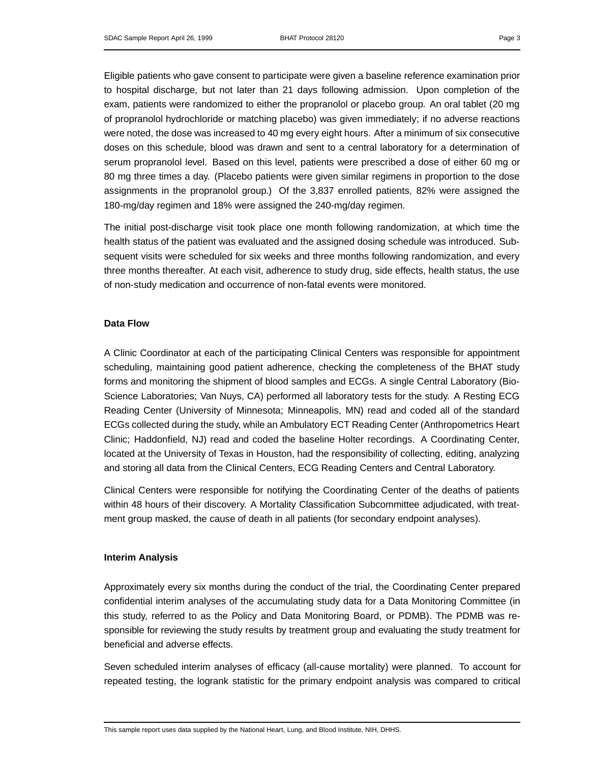Eligible patients who gave consent to participate were given a baseline reference examination prior to hospital discharge, but not later than 21 days following admission. Upon completion of the exam, patients were randomized to either the propranolol or placebo group. An oral tablet (20 mg of propranolol hydrochloride or matching placebo) was given immediately; if no adverse reactions were noted, the dose was increased to 40 mg every eight hours. After a minimum of six consecutive doses on this schedule, blood was drawn and sent to a central laboratory for a determination of serum propranolol level. Based on this level, patients were prescribed a dose of either 60 mg or 80 mg three times a day. (Placebo patients were given similar regimens in proportion to the dose assignments in the propranolol group.) Of the 3,837 enrolled patients, 82% were assigned the 180-mg/day regimen and 18% were assigned the 240-mg/day regimen.

The initial post-discharge visit took place one month following randomization, at which time the health status of the patient was evaluated and the assigned dosing schedule was introduced. Subsequent visits were scheduled for six weeks and three months following randomization, and every three months thereafter. At each visit, adherence to study drug, side effects, health status, the use of non-study medication and occurrence of non-fatal events were monitored.

**Data Flow**

A Clinic Coordinator at each of the participating Clinical Centers was responsible for appointment scheduling, maintaining good patient adherence, checking the completeness of the BHAT study forms and monitoring the shipment of blood samples and ECGs. A single Central Laboratory (Bio-Science Laboratories; Van Nuys, CA) performed all laboratory tests for the study. A Resting ECG Reading Center (University of Minnesota; Minneapolis, MN) read and coded all of the standard ECGs collected during the study, while an Ambulatory ECT Reading Center (Anthropometrics Heart Clinic; Haddonfield, NJ) read and coded the baseline Holter recordings. A Coordinating Center, located at the University of Texas in Houston, had the responsibility of collecting, editing, analyzing and storing all data from the Clinical Centers, ECG Reading Centers and Central Laboratory.

Clinical Centers were responsible for notifying the Coordinating Center of the deaths of patients within 48 hours of their discovery. A Mortality Classification Subcommittee adjudicated, with treatment group masked, the cause of death in all patients (for secondary endpoint analyses).

**Interim Analysis**

Approximately every six months during the conduct of the trial, the Coordinating Center prepared confidential interim analyses of the accumulating study data for a Data Monitoring Committee (in this study, referred to as the Policy and Data Monitoring Board, or PDMB). The PDMB was responsible for reviewing the study results by treatment group and evaluating the study treatment for beneficial and adverse effects.

Seven scheduled interim analyses of efficacy (all-cause mortality) were planned. To account for repeated testing, the logrank statistic for the primary endpoint analysis was compared to critical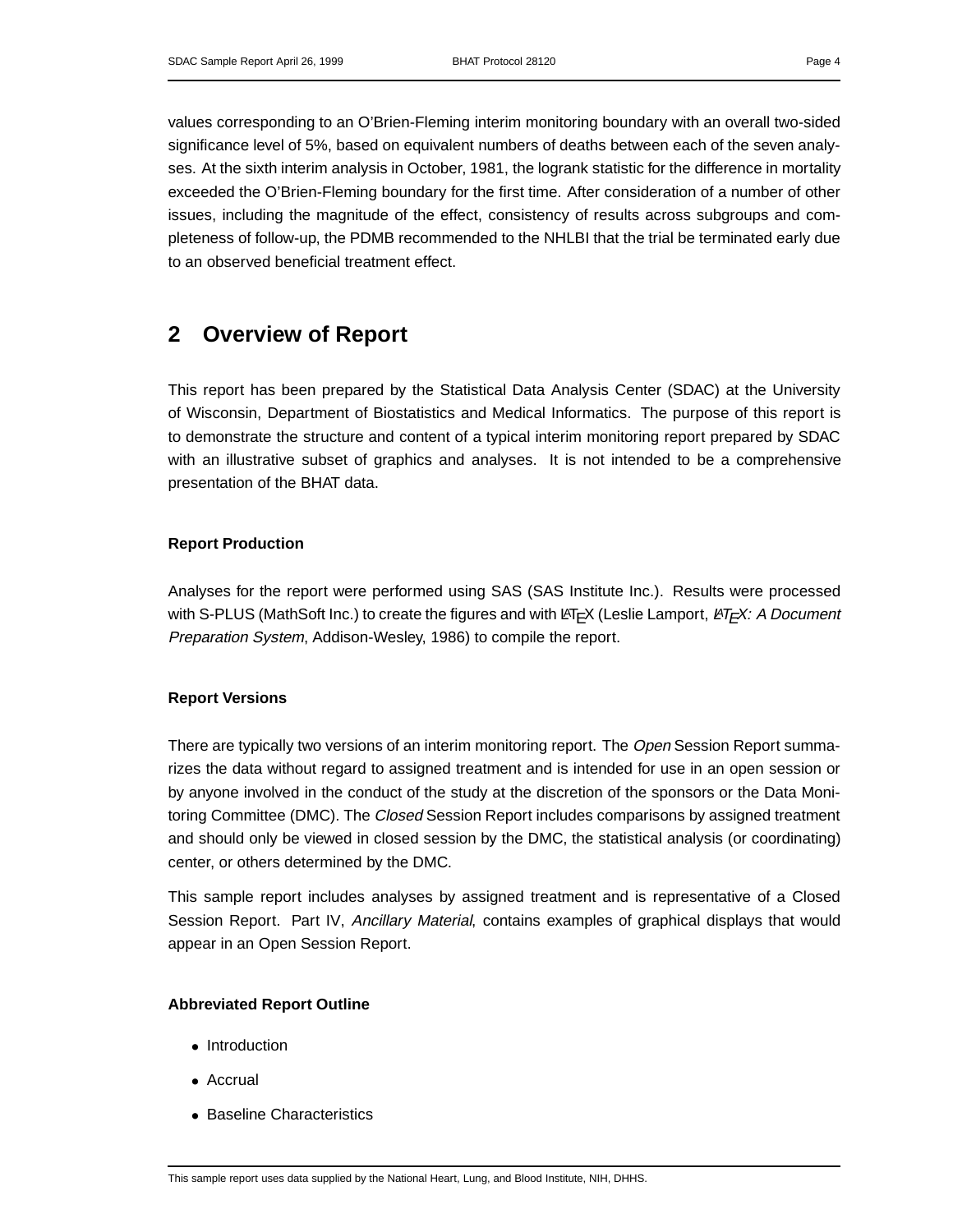values corresponding to an O'Brien-Fleming interim monitoring boundary with an overall two-sided significance level of 5%, based on equivalent numbers of deaths between each of the seven analyses. At the sixth interim analysis in October, 1981, the logrank statistic for the difference in mortality exceeded the O'Brien-Fleming boundary for the first time. After consideration of a number of other issues, including the magnitude of the effect, consistency of results across subgroups and completeness of follow-up, the PDMB recommended to the NHLBI that the trial be terminated early due to an observed beneficial treatment effect.

# 2 Overview of Report

This report has been prepared by the Statistical Data Analysis Center (SDAC) at the University of Wisconsin, Department of Biostatistics and Medical Informatics. The purpose of this report is to demonstrate the structure and content of a typical interim monitoring report prepared by SDAC with an illustrative subset of graphics and analyses. It is not intended to be a comprehensive presentation of the BHAT data.

### Report Production

Analyses for the report were performed using SAS (SAS Institute Inc.). Results were processed with S-PLUS (MathSoft Inc.) to create the figures and with LaTeX (Leslie Lamport, *LaTeX: A Document Preparation System*, Addison-Wesley, 1986) to compile the report.

### Report Versions

There are typically two versions of an interim monitoring report. The *Open* Session Report summarizes the data without regard to assigned treatment and is intended for use in an open session or by anyone involved in the conduct of the study at the discretion of the sponsors or the Data Monitoring Committee (DMC). The *Closed* Session Report includes comparisons by assigned treatment and should only be viewed in closed session by the DMC, the statistical analysis (or coordinating) center, or others determined by the DMC.

This sample report includes analyses by assigned treatment and is representative of a Closed Session Report. Part IV, *Ancillary Material*, contains examples of graphical displays that would appear in an Open Session Report.

### Abbreviated Report Outline

- Introduction
- Accrual
- Baseline Characteristics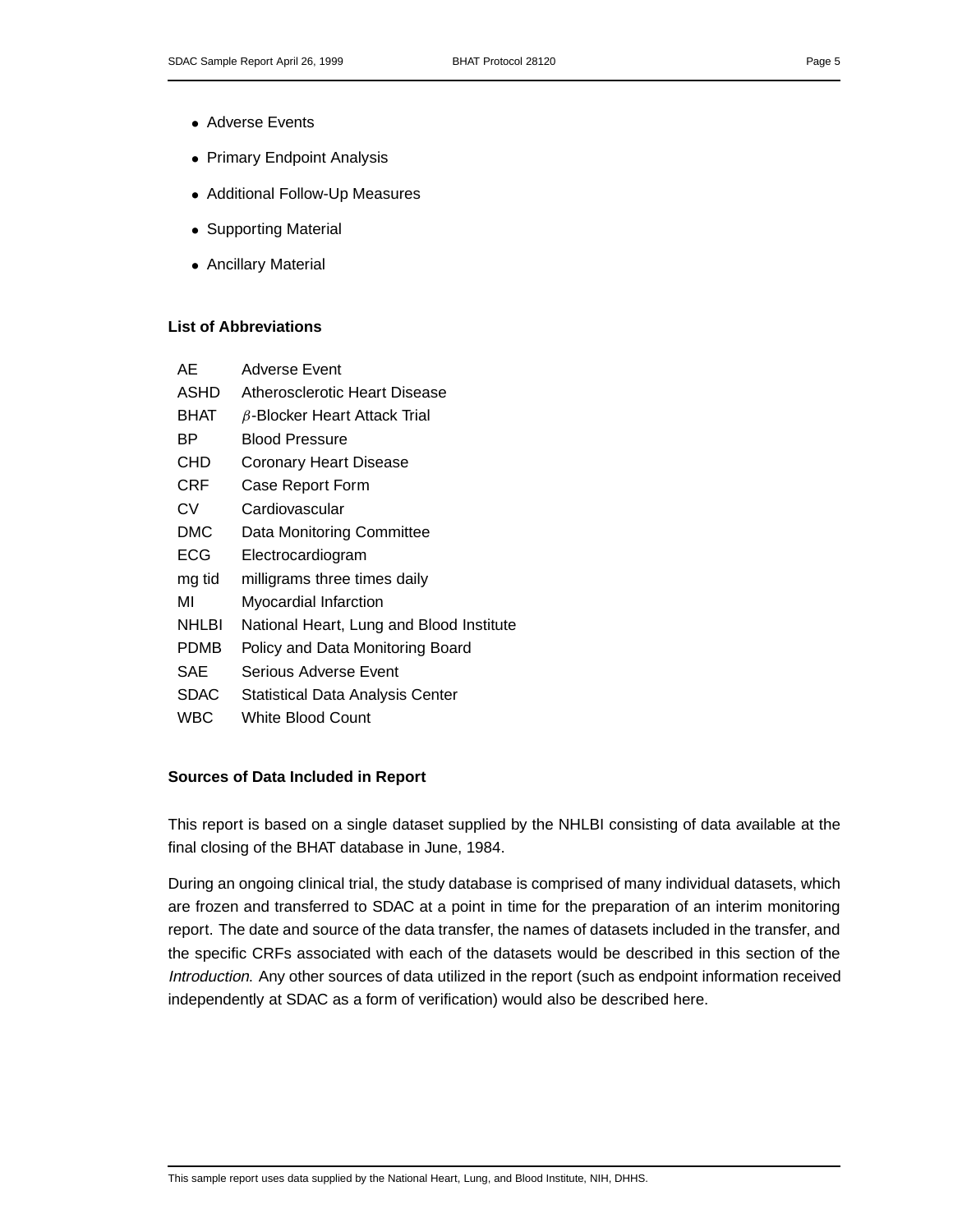- Adverse Events
- Primary Endpoint Analysis
- Additional Follow-Up Measures
- Supporting Material
- Ancillary Material

**List of Abbreviations**

| | |
|---|---|
| AE | Adverse Event |
| ASHD | Atherosclerotic Heart Disease |
| BHAT | $\beta$-Blocker Heart Attack Trial |
| BP | Blood Pressure |
| CHD | Coronary Heart Disease |
| CRF | Case Report Form |
| CV | Cardiovascular |
| DMC | Data Monitoring Committee |
| ECG | Electrocardiogram |
| mg tid | milligrams three times daily |
| MI | Myocardial Infarction |
| NHLBI | National Heart, Lung and Blood Institute |
| PDMB | Policy and Data Monitoring Board |
| SAE | Serious Adverse Event |
| SDAC | Statistical Data Analysis Center |
| WBC | White Blood Count |

**Sources of Data Included in Report**

This report is based on a single dataset supplied by the NHLBI consisting of data available at the final closing of the BHAT database in June, 1984.

During an ongoing clinical trial, the study database is comprised of many individual datasets, which are frozen and transferred to SDAC at a point in time for the preparation of an interim monitoring report. The date and source of the data transfer, the names of datasets included in the transfer, and the specific CRFs associated with each of the datasets would be described in this section of the *Introduction.* Any other sources of data utilized in the report (such as endpoint information received independently at SDAC as a form of verification) would also be described here.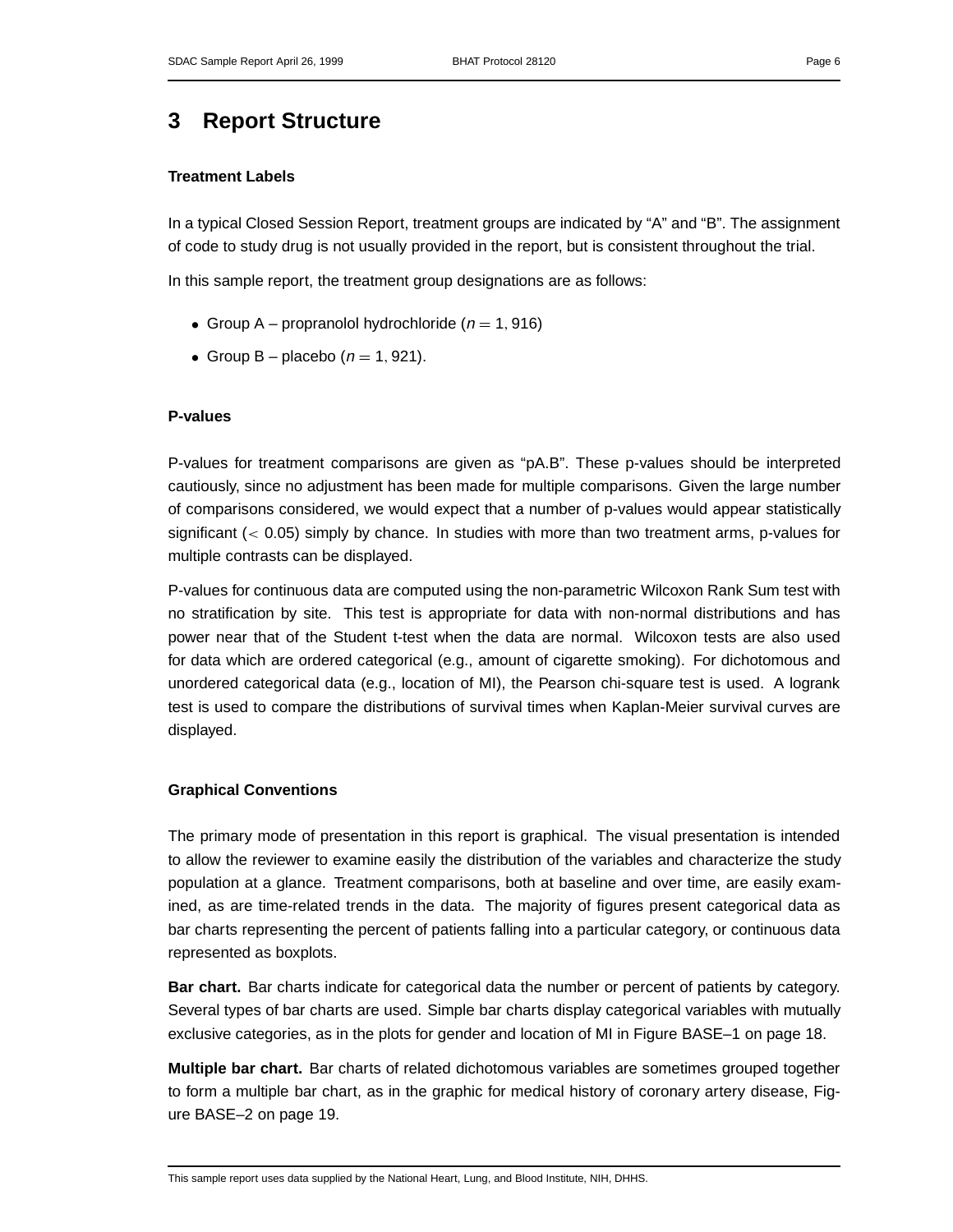# 3 Report Structure

**Treatment Labels**

In a typical Closed Session Report, treatment groups are indicated by "A" and "B". The assignment of code to study drug is not usually provided in the report, but is consistent throughout the trial.

In this sample report, the treatment group designations are as follows:

- Group A – propranolol hydrochloride ($n = 1,916$)
- Group B – placebo ($n = 1,921$).

**P-values**

P-values for treatment comparisons are given as "pA.B". These p-values should be interpreted cautiously, since no adjustment has been made for multiple comparisons. Given the large number of comparisons considered, we would expect that a number of p-values would appear statistically significant ($< 0.05$) simply by chance. In studies with more than two treatment arms, p-values for multiple contrasts can be displayed.

P-values for continuous data are computed using the non-parametric Wilcoxon Rank Sum test with no stratification by site. This test is appropriate for data with non-normal distributions and has power near that of the Student t-test when the data are normal. Wilcoxon tests are also used for data which are ordered categorical (e.g., amount of cigarette smoking). For dichotomous and unordered categorical data (e.g., location of MI), the Pearson chi-square test is used. A logrank test is used to compare the distributions of survival times when Kaplan-Meier survival curves are displayed.

**Graphical Conventions**

The primary mode of presentation in this report is graphical. The visual presentation is intended to allow the reviewer to examine easily the distribution of the variables and characterize the study population at a glance. Treatment comparisons, both at baseline and over time, are easily examined, as are time-related trends in the data. The majority of figures present categorical data as bar charts representing the percent of patients falling into a particular category, or continuous data represented as boxplots.

**Bar chart.** Bar charts indicate for categorical data the number or percent of patients by category. Several types of bar charts are used. Simple bar charts display categorical variables with mutually exclusive categories, as in the plots for gender and location of MI in Figure BASE–1 on page 18.

**Multiple bar chart.** Bar charts of related dichotomous variables are sometimes grouped together to form a multiple bar chart, as in the graphic for medical history of coronary artery disease, Figure BASE–2 on page 19.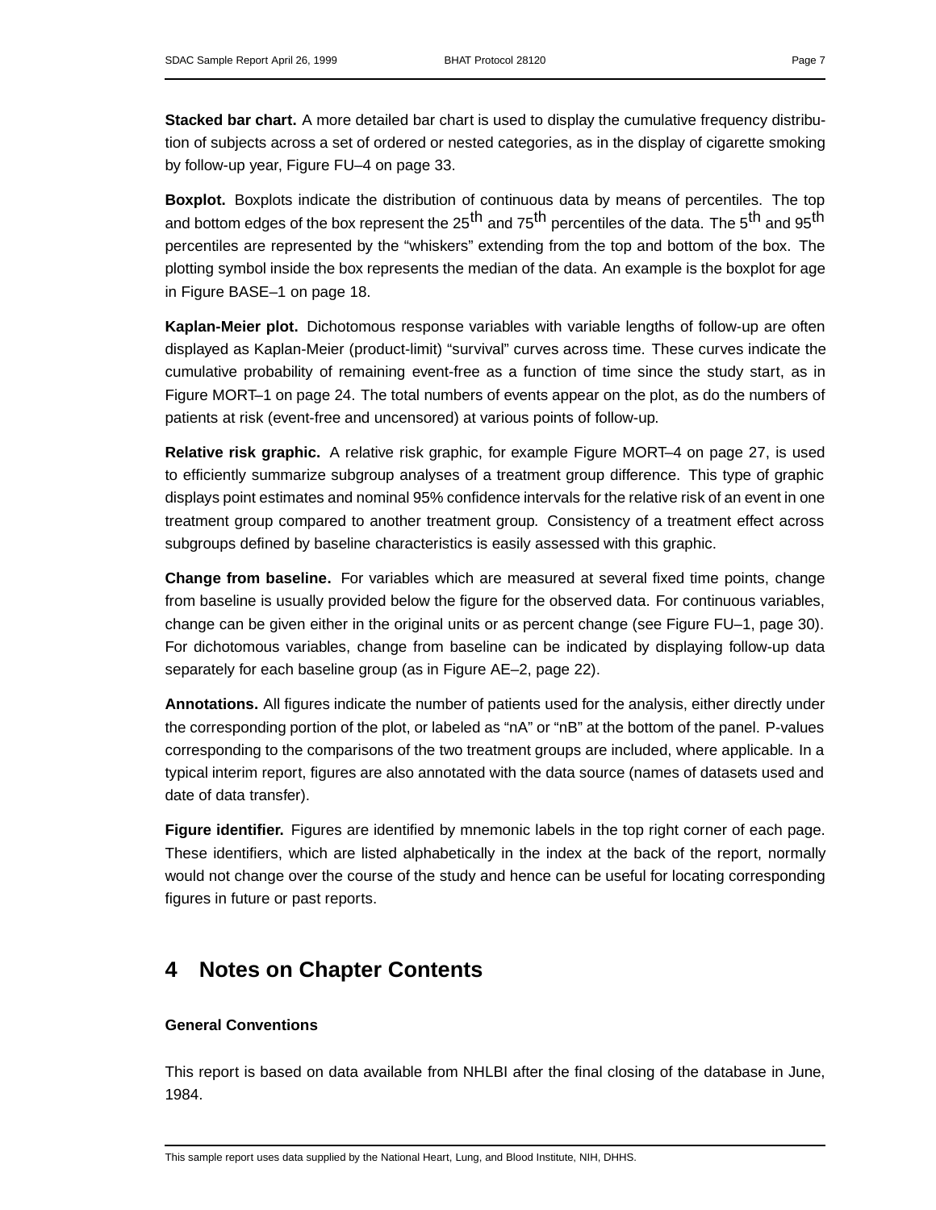**Stacked bar chart.** A more detailed bar chart is used to display the cumulative frequency distribution of subjects across a set of ordered or nested categories, as in the display of cigarette smoking by follow-up year, Figure FU–4 on page 33.

**Boxplot.** Boxplots indicate the distribution of continuous data by means of percentiles. The top and bottom edges of the box represent the $25^{th}$ and $75^{th}$ percentiles of the data. The $5^{th}$ and $95^{th}$ percentiles are represented by the “whiskers” extending from the top and bottom of the box. The plotting symbol inside the box represents the median of the data. An example is the boxplot for age in Figure BASE–1 on page 18.

**Kaplan-Meier plot.** Dichotomous response variables with variable lengths of follow-up are often displayed as Kaplan-Meier (product-limit) “survival” curves across time. These curves indicate the cumulative probability of remaining event-free as a function of time since the study start, as in Figure MORT–1 on page 24. The total numbers of events appear on the plot, as do the numbers of patients at risk (event-free and uncensored) at various points of follow-up.

**Relative risk graphic.** A relative risk graphic, for example Figure MORT–4 on page 27, is used to efficiently summarize subgroup analyses of a treatment group difference. This type of graphic displays point estimates and nominal 95% confidence intervals for the relative risk of an event in one treatment group compared to another treatment group. Consistency of a treatment effect across subgroups defined by baseline characteristics is easily assessed with this graphic.

**Change from baseline.** For variables which are measured at several fixed time points, change from baseline is usually provided below the figure for the observed data. For continuous variables, change can be given either in the original units or as percent change (see Figure FU–1, page 30). For dichotomous variables, change from baseline can be indicated by displaying follow-up data separately for each baseline group (as in Figure AE–2, page 22).

**Annotations.** All figures indicate the number of patients used for the analysis, either directly under the corresponding portion of the plot, or labeled as “nA” or “nB” at the bottom of the panel. P-values corresponding to the comparisons of the two treatment groups are included, where applicable. In a typical interim report, figures are also annotated with the data source (names of datasets used and date of data transfer).

**Figure identifier.** Figures are identified by mnemonic labels in the top right corner of each page. These identifiers, which are listed alphabetically in the index at the back of the report, normally would not change over the course of the study and hence can be useful for locating corresponding figures in future or past reports.

# 4 Notes on Chapter Contents

### General Conventions

This report is based on data available from NHLBI after the final closing of the database in June, 1984.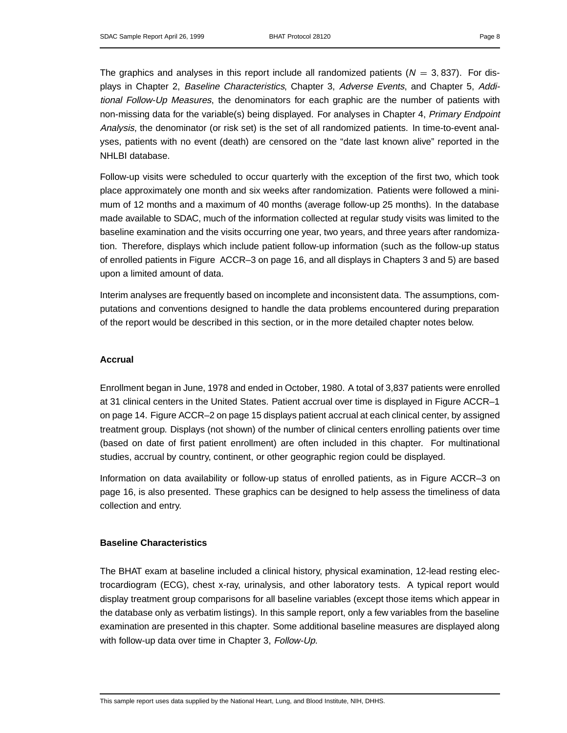The graphics and analyses in this report include all randomized patients ($N = 3,837$). For displays in Chapter 2, *Baseline Characteristics*, Chapter 3, *Adverse Events*, and Chapter 5, *Additional Follow-Up Measures*, the denominators for each graphic are the number of patients with non-missing data for the variable(s) being displayed. For analyses in Chapter 4, *Primary Endpoint Analysis*, the denominator (or risk set) is the set of all randomized patients. In time-to-event analyses, patients with no event (death) are censored on the "date last known alive" reported in the NHLBI database.

Follow-up visits were scheduled to occur quarterly with the exception of the first two, which took place approximately one month and six weeks after randomization. Patients were followed a minimum of 12 months and a maximum of 40 months (average follow-up 25 months). In the database made available to SDAC, much of the information collected at regular study visits was limited to the baseline examination and the visits occurring one year, two years, and three years after randomization. Therefore, displays which include patient follow-up information (such as the follow-up status of enrolled patients in Figure ACCR–3 on page 16, and all displays in Chapters 3 and 5) are based upon a limited amount of data.

Interim analyses are frequently based on incomplete and inconsistent data. The assumptions, computations and conventions designed to handle the data problems encountered during preparation of the report would be described in this section, or in the more detailed chapter notes below.

**Accrual**

Enrollment began in June, 1978 and ended in October, 1980. A total of 3,837 patients were enrolled at 31 clinical centers in the United States. Patient accrual over time is displayed in Figure ACCR–1 on page 14. Figure ACCR–2 on page 15 displays patient accrual at each clinical center, by assigned treatment group. Displays (not shown) of the number of clinical centers enrolling patients over time (based on date of first patient enrollment) are often included in this chapter. For multinational studies, accrual by country, continent, or other geographic region could be displayed.

Information on data availability or follow-up status of enrolled patients, as in Figure ACCR–3 on page 16, is also presented. These graphics can be designed to help assess the timeliness of data collection and entry.

**Baseline Characteristics**

The BHAT exam at baseline included a clinical history, physical examination, 12-lead resting electrocardiogram (ECG), chest x-ray, urinalysis, and other laboratory tests. A typical report would display treatment group comparisons for all baseline variables (except those items which appear in the database only as verbatim listings). In this sample report, only a few variables from the baseline examination are presented in this chapter. Some additional baseline measures are displayed along with follow-up data over time in Chapter 3, *Follow-Up*.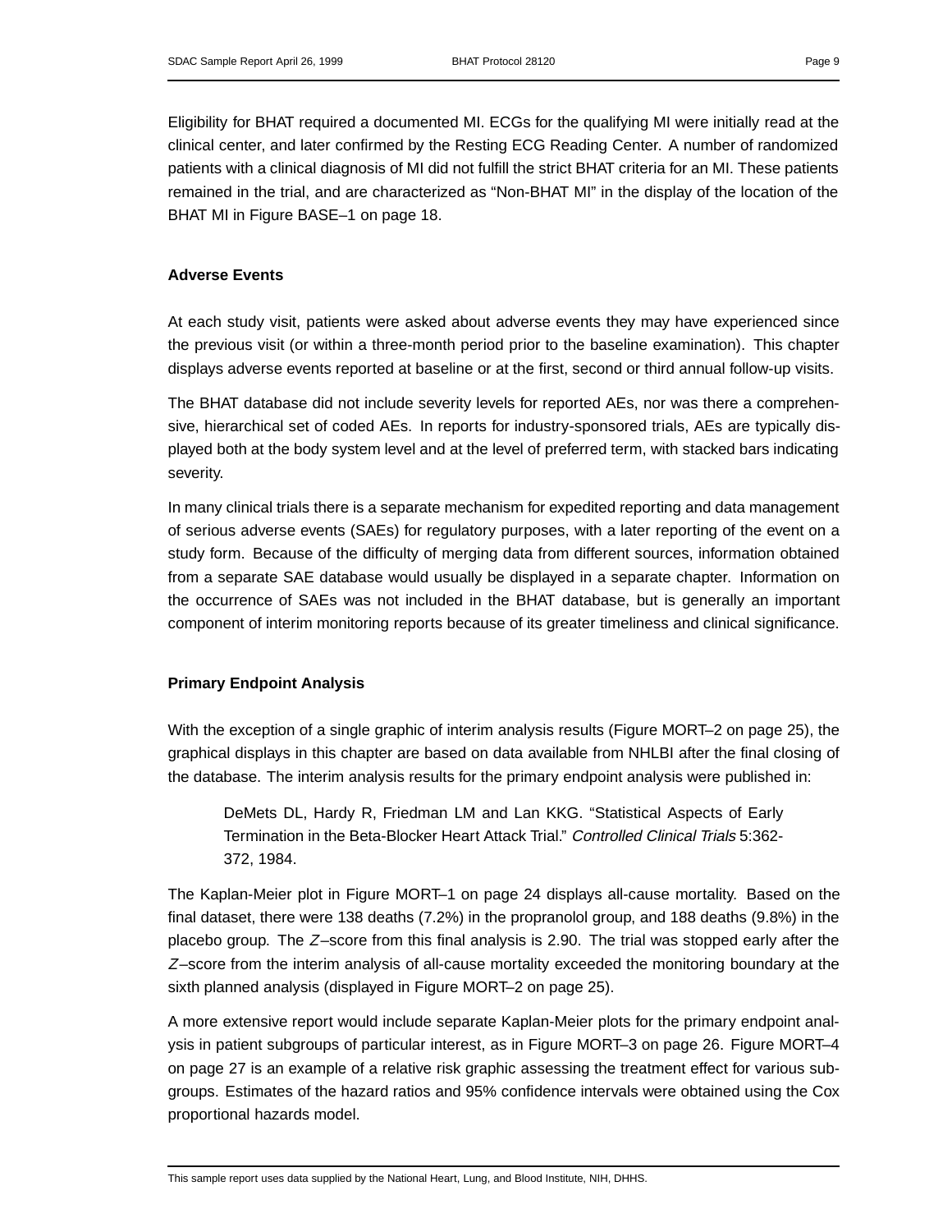Eligibility for BHAT required a documented MI. ECGs for the qualifying MI were initially read at the clinical center, and later confirmed by the Resting ECG Reading Center. A number of randomized patients with a clinical diagnosis of MI did not fulfill the strict BHAT criteria for an MI. These patients remained in the trial, and are characterized as "Non-BHAT MI" in the display of the location of the BHAT MI in Figure BASE–1 on page 18.

### Adverse Events

At each study visit, patients were asked about adverse events they may have experienced since the previous visit (or within a three-month period prior to the baseline examination). This chapter displays adverse events reported at baseline or at the first, second or third annual follow-up visits.

The BHAT database did not include severity levels for reported AEs, nor was there a comprehensive, hierarchical set of coded AEs. In reports for industry-sponsored trials, AEs are typically displayed both at the body system level and at the level of preferred term, with stacked bars indicating severity.

In many clinical trials there is a separate mechanism for expedited reporting and data management of serious adverse events (SAEs) for regulatory purposes, with a later reporting of the event on a study form. Because of the difficulty of merging data from different sources, information obtained from a separate SAE database would usually be displayed in a separate chapter. Information on the occurrence of SAEs was not included in the BHAT database, but is generally an important component of interim monitoring reports because of its greater timeliness and clinical significance.

### Primary Endpoint Analysis

With the exception of a single graphic of interim analysis results (Figure MORT–2 on page 25), the graphical displays in this chapter are based on data available from NHLBI after the final closing of the database. The interim analysis results for the primary endpoint analysis were published in:

> DeMets DL, Hardy R, Friedman LM and Lan KKG. "Statistical Aspects of Early Termination in the Beta-Blocker Heart Attack Trial." *Controlled Clinical Trials* 5:362-372, 1984.

The Kaplan-Meier plot in Figure MORT–1 on page 24 displays all-cause mortality. Based on the final dataset, there were 138 deaths (7.2%) in the propranolol group, and 188 deaths (9.8%) in the placebo group. The $Z$–score from this final analysis is 2.90. The trial was stopped early after the $Z$–score from the interim analysis of all-cause mortality exceeded the monitoring boundary at the sixth planned analysis (displayed in Figure MORT–2 on page 25).

A more extensive report would include separate Kaplan-Meier plots for the primary endpoint analysis in patient subgroups of particular interest, as in Figure MORT–3 on page 26. Figure MORT–4 on page 27 is an example of a relative risk graphic assessing the treatment effect for various subgroups. Estimates of the hazard ratios and 95% confidence intervals were obtained using the Cox proportional hazards model.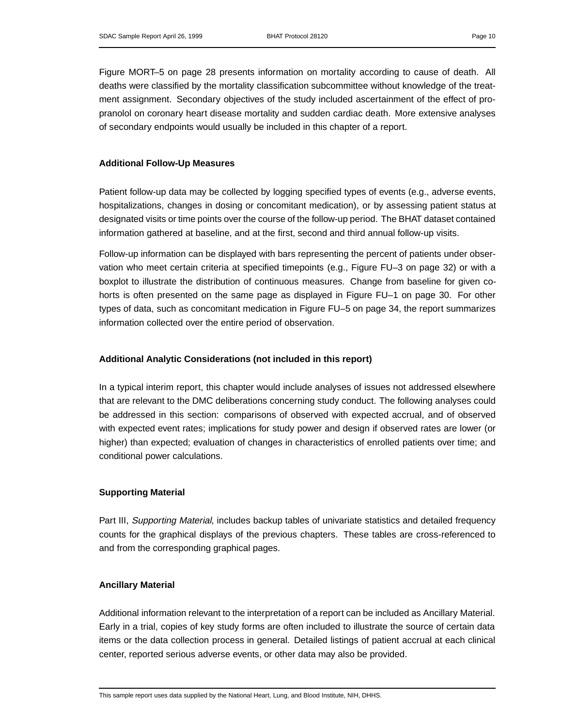Figure MORT–5 on page 28 presents information on mortality according to cause of death. All deaths were classified by the mortality classification subcommittee without knowledge of the treatment assignment. Secondary objectives of the study included ascertainment of the effect of propranolol on coronary heart disease mortality and sudden cardiac death. More extensive analyses of secondary endpoints would usually be included in this chapter of a report.

**Additional Follow-Up Measures**

Patient follow-up data may be collected by logging specified types of events (e.g., adverse events, hospitalizations, changes in dosing or concomitant medication), or by assessing patient status at designated visits or time points over the course of the follow-up period. The BHAT dataset contained information gathered at baseline, and at the first, second and third annual follow-up visits.

Follow-up information can be displayed with bars representing the percent of patients under observation who meet certain criteria at specified timepoints (e.g., Figure FU–3 on page 32) or with a boxplot to illustrate the distribution of continuous measures. Change from baseline for given cohorts is often presented on the same page as displayed in Figure FU–1 on page 30. For other types of data, such as concomitant medication in Figure FU–5 on page 34, the report summarizes information collected over the entire period of observation.

**Additional Analytic Considerations (not included in this report)**

In a typical interim report, this chapter would include analyses of issues not addressed elsewhere that are relevant to the DMC deliberations concerning study conduct. The following analyses could be addressed in this section: comparisons of observed with expected accrual, and of observed with expected event rates; implications for study power and design if observed rates are lower (or higher) than expected; evaluation of changes in characteristics of enrolled patients over time; and conditional power calculations.

**Supporting Material**

Part III, *Supporting Material*, includes backup tables of univariate statistics and detailed frequency counts for the graphical displays of the previous chapters. These tables are cross-referenced to and from the corresponding graphical pages.

**Ancillary Material**

Additional information relevant to the interpretation of a report can be included as Ancillary Material. Early in a trial, copies of key study forms are often included to illustrate the source of certain data items or the data collection process in general. Detailed listings of patient accrual at each clinical center, reported serious adverse events, or other data may also be provided.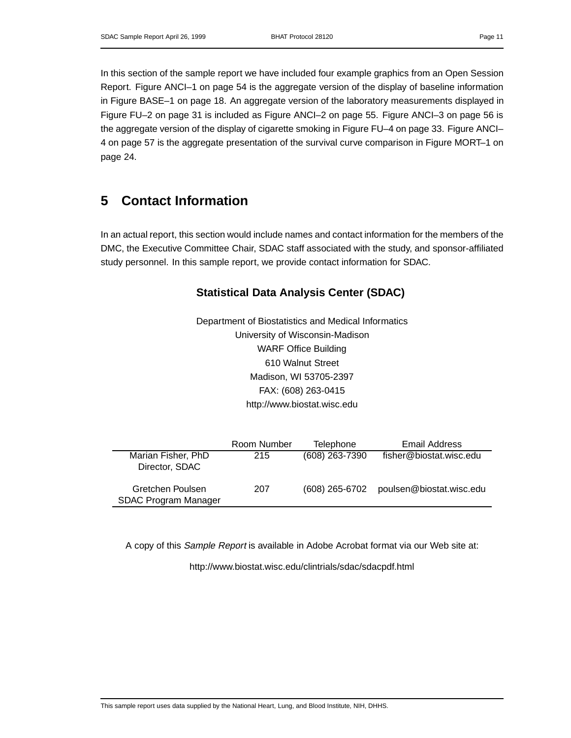In this section of the sample report we have included four example graphics from an Open Session Report. Figure ANCI–1 on page 54 is the aggregate version of the display of baseline information in Figure BASE–1 on page 18. An aggregate version of the laboratory measurements displayed in Figure FU–2 on page 31 is included as Figure ANCI–2 on page 55. Figure ANCI–3 on page 56 is the aggregate version of the display of cigarette smoking in Figure FU–4 on page 33. Figure ANCI–4 on page 57 is the aggregate presentation of the survival curve comparison in Figure MORT–1 on page 24.

# 5 Contact Information

In an actual report, this section would include names and contact information for the members of the DMC, the Executive Committee Chair, SDAC staff associated with the study, and sponsor-affiliated study personnel. In this sample report, we provide contact information for SDAC.

**Statistical Data Analysis Center (SDAC)**

Department of Biostatistics and Medical Informatics
University of Wisconsin-Madison
WARF Office Building
610 Walnut Street
Madison, WI 53705-2397
FAX: (608) 263-0415
http://www.biostat.wisc.edu

| | Room Number | Telephone | Email Address |
|---|---|---|---|
| Marian Fisher, PhD<br>Director, SDAC | 215 | (608) 263-7390 | fisher@biostat.wisc.edu |
| Gretchen Poulsen<br>SDAC Program Manager | 207 | (608) 265-6702 | poulsen@biostat.wisc.edu |

A copy of this *Sample Report* is available in Adobe Acrobat format via our Web site at:

http://www.biostat.wisc.edu/clintrials/sdac/sdacpdf.html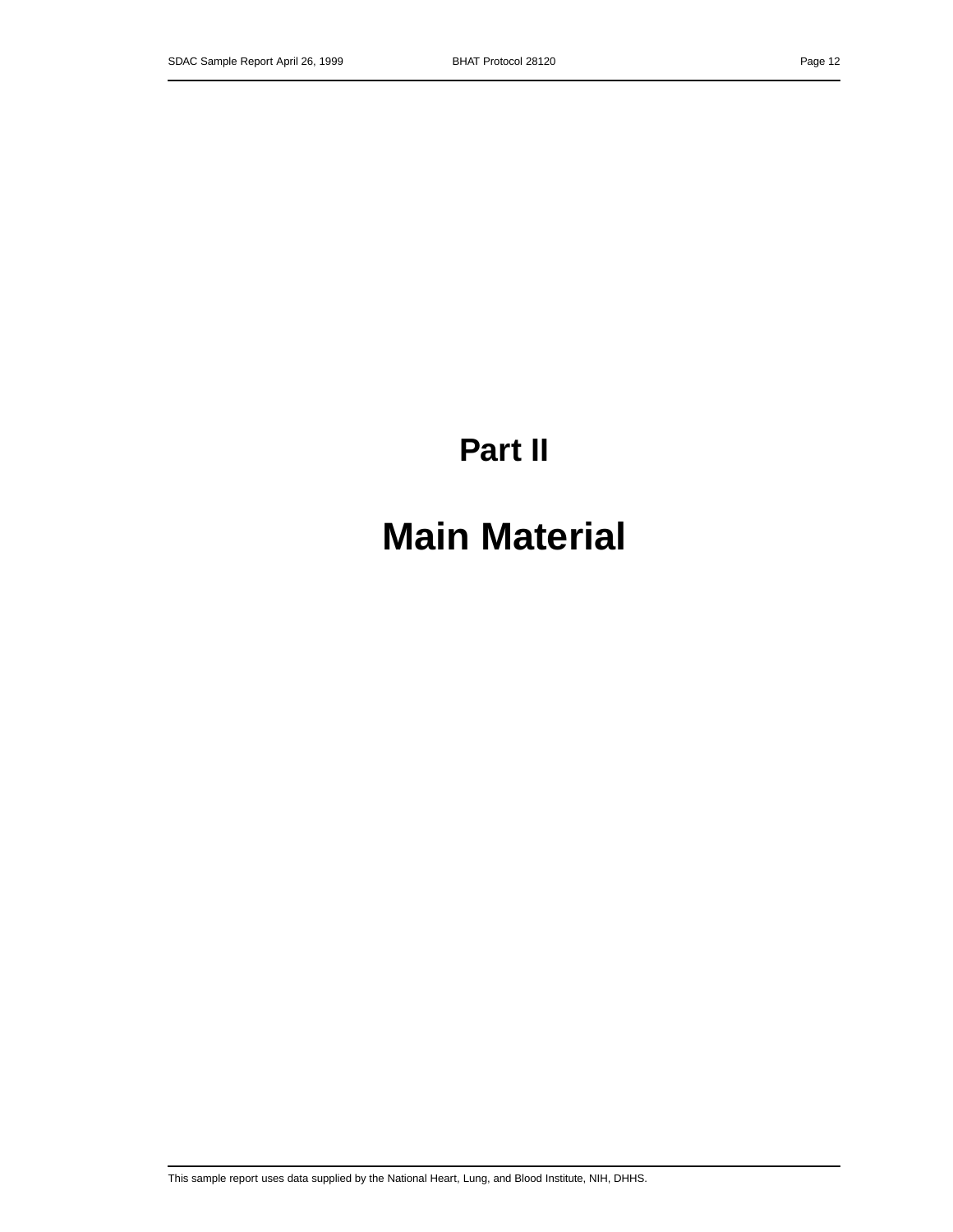# Part II

# Main Material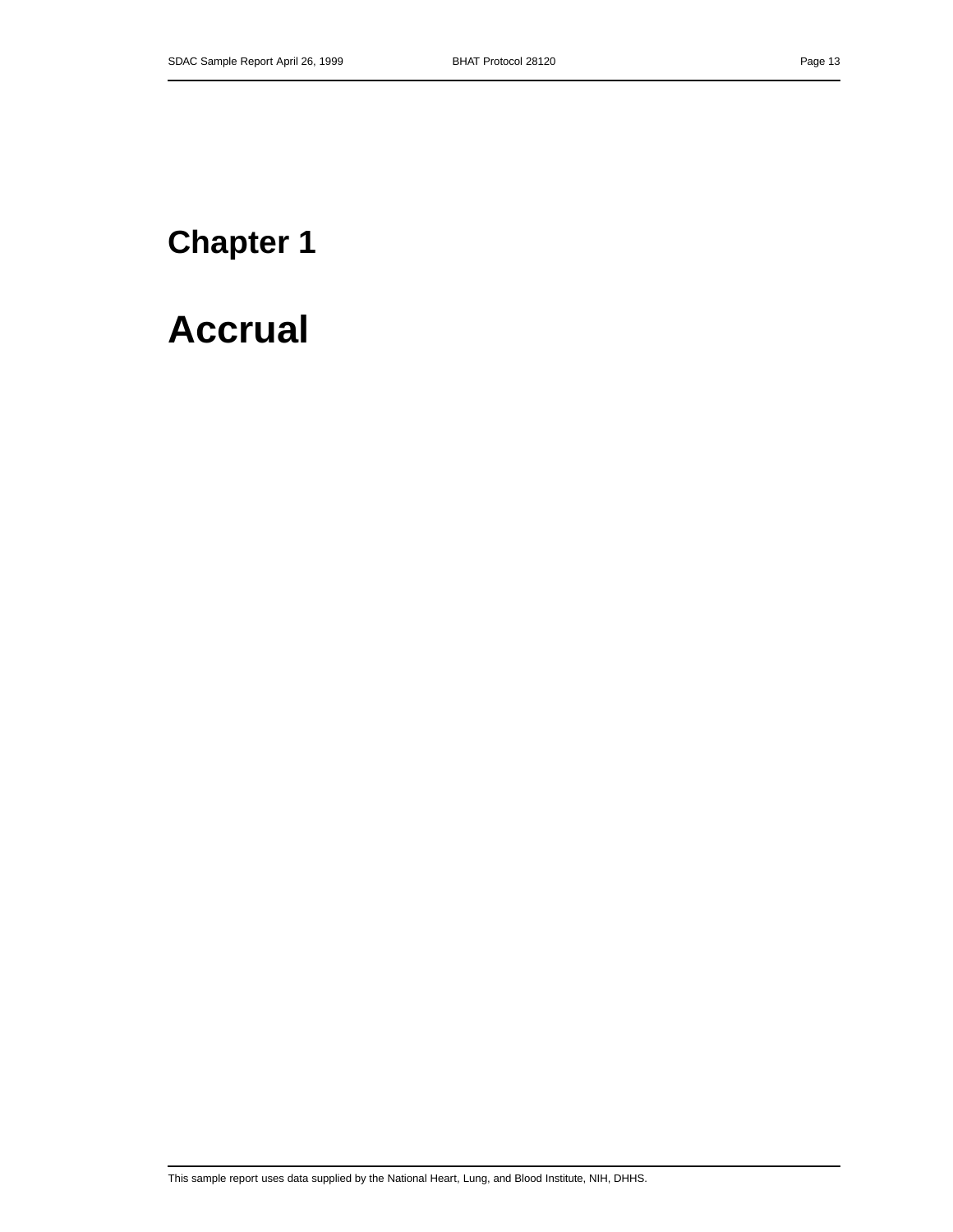# Chapter 1

# Accrual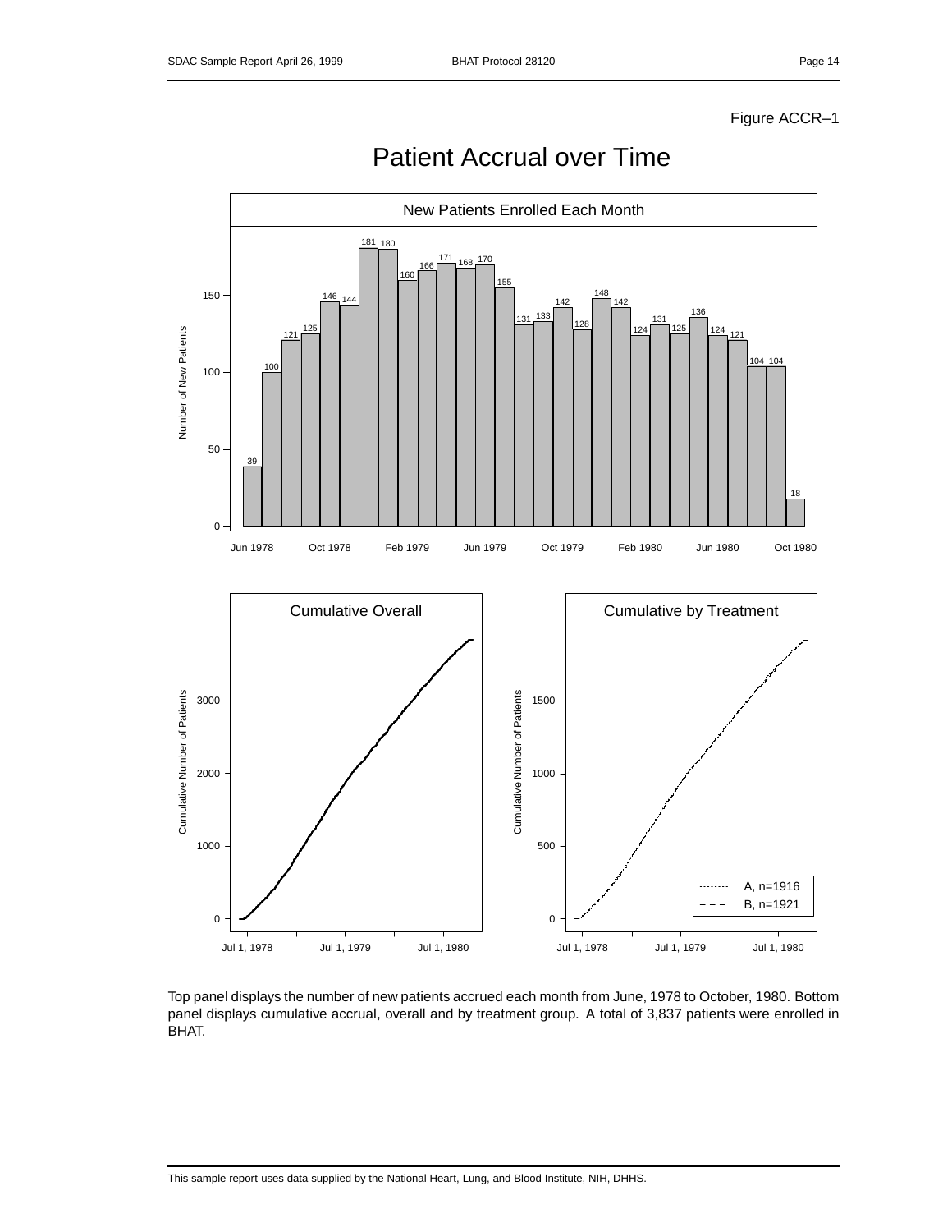Figure ACCR–1

# Patient Accrual over Time

Top panel displays the number of new patients accrued each month from June, 1978 to October, 1980. Bottom panel displays cumulative accrual, overall and by treatment group. A total of 3,837 patients were enrolled in BHAT.

This sample report uses data supplied by the National Heart, Lung, and Blood Institute, NIH, DHHS.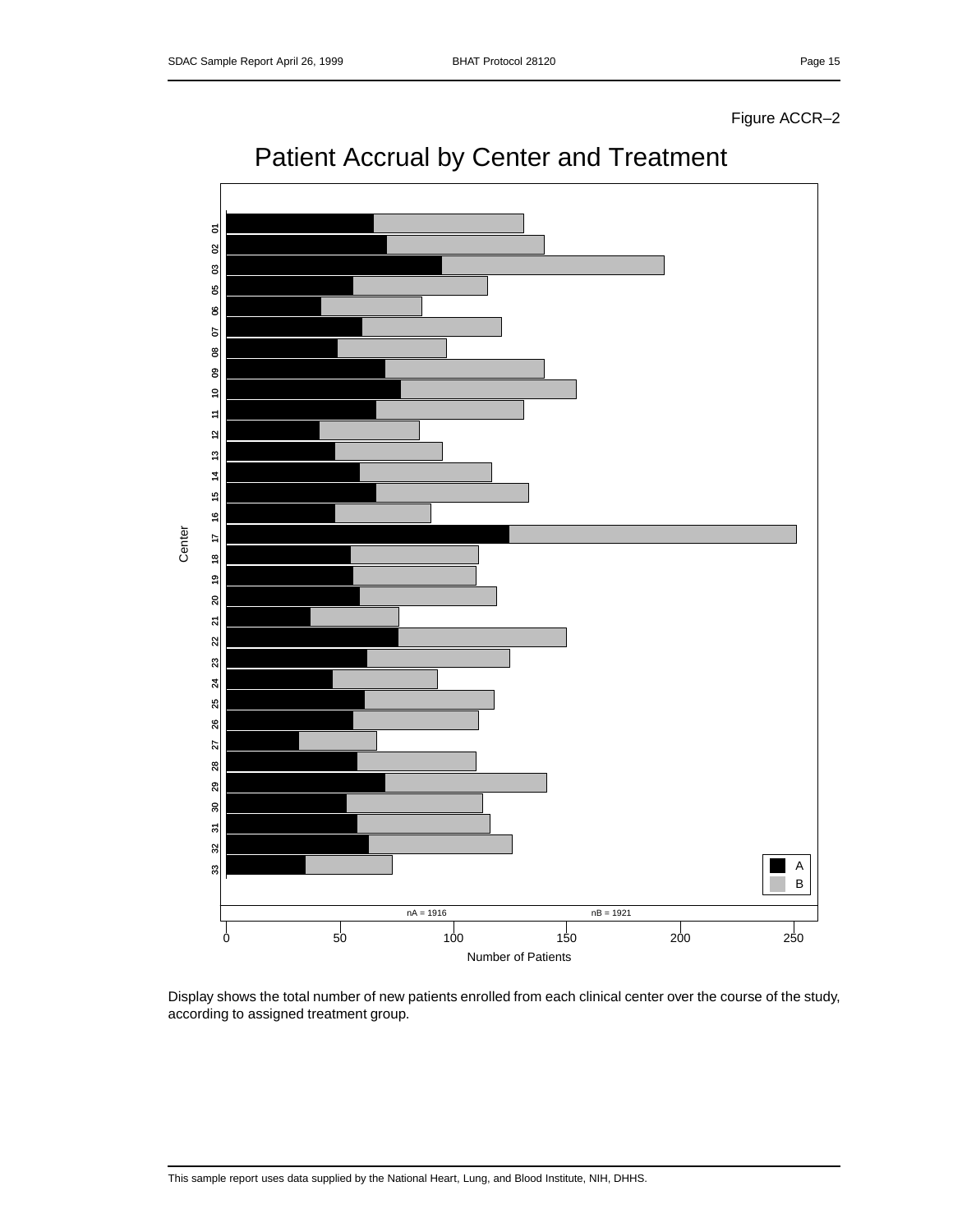Figure ACCR–2

# Patient Accrual by Center and Treatment

Center: 01, 02, 03, 05, 06, 07, 08, 09, 10, 11, 12, 13, 14, 15, 16, 17, 18, 19, 20, 21, 22, 23, 24, 25, 26, 27, 28, 29, 30, 31, 32, 33

A
B

nA = 1916    nB = 1921

0 50 100 150 200 250

Number of Patients

Display shows the total number of new patients enrolled from each clinical center over the course of the study, according to assigned treatment group.

This sample report uses data supplied by the National Heart, Lung, and Blood Institute, NIH, DHHS.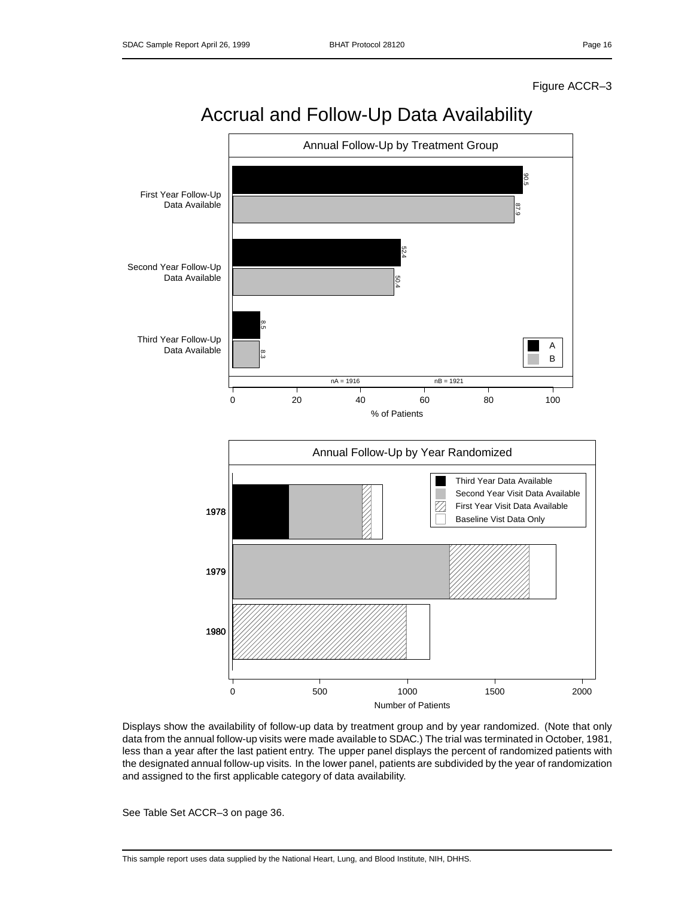Figure ACCR–3

# Accrual and Follow-Up Data Availability

## Annual Follow-Up by Treatment Group

| | A | B |
|---|---|---|
| First Year Follow-Up Data Available | 90.5 | 87.9 |
| Second Year Follow-Up Data Available | 52.4 | 50.4 |
| Third Year Follow-Up Data Available | 8.5 | 8.3 |

nA = 1916 nB = 1921

% of Patients

## Annual Follow-Up by Year Randomized

Legend: Third Year Data Available; Second Year Visit Data Available; First Year Visit Data Available; Baseline Vist Data Only

Years: 1978, 1979, 1980

Number of Patients

Displays show the availability of follow-up data by treatment group and by year randomized. (Note that only data from the annual follow-up visits were made available to SDAC.) The trial was terminated in October, 1981, less than a year after the last patient entry. The upper panel displays the percent of randomized patients with the designated annual follow-up visits. In the lower panel, patients are subdivided by the year of randomization and assigned to the first applicable category of data availability.

See Table Set ACCR–3 on page 36.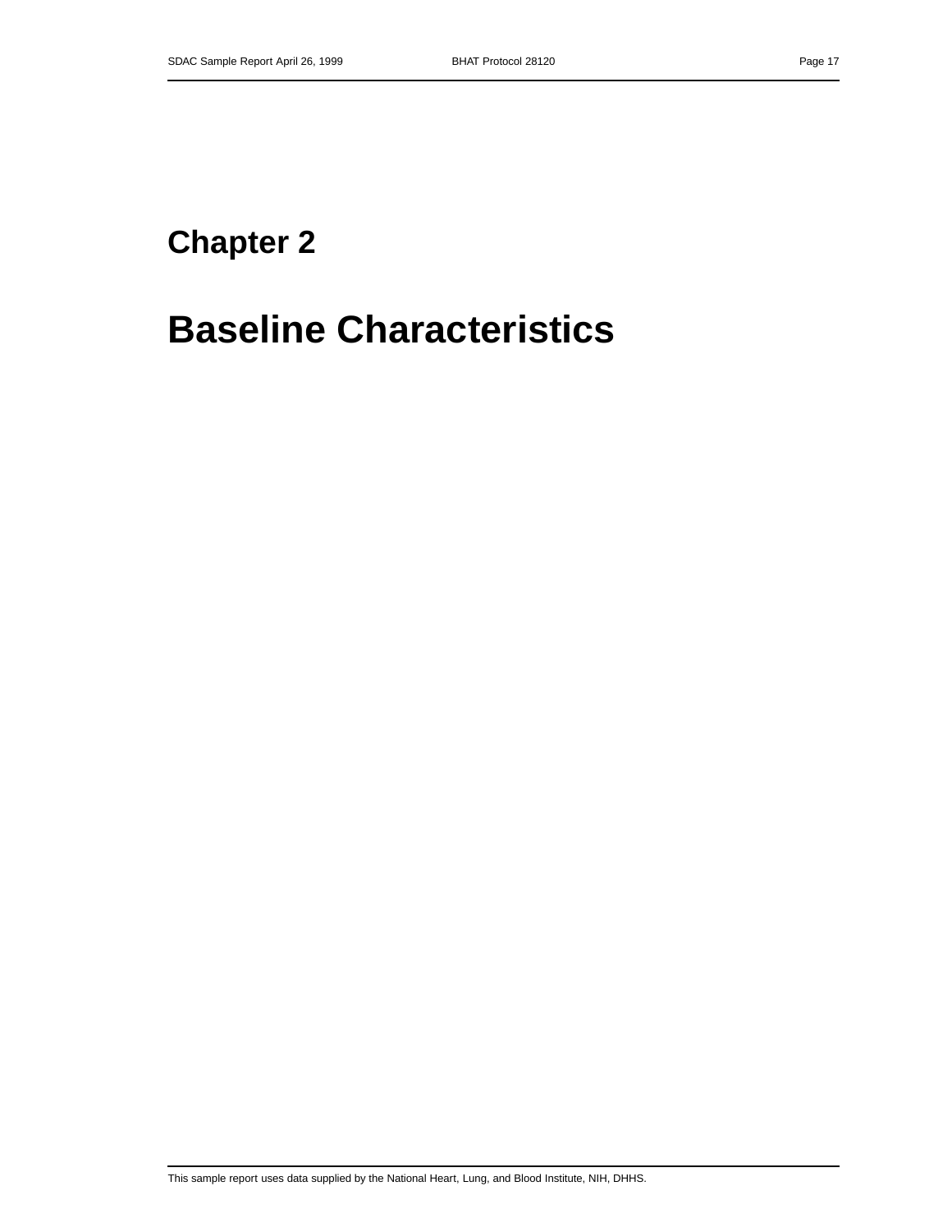# Chapter 2

# Baseline Characteristics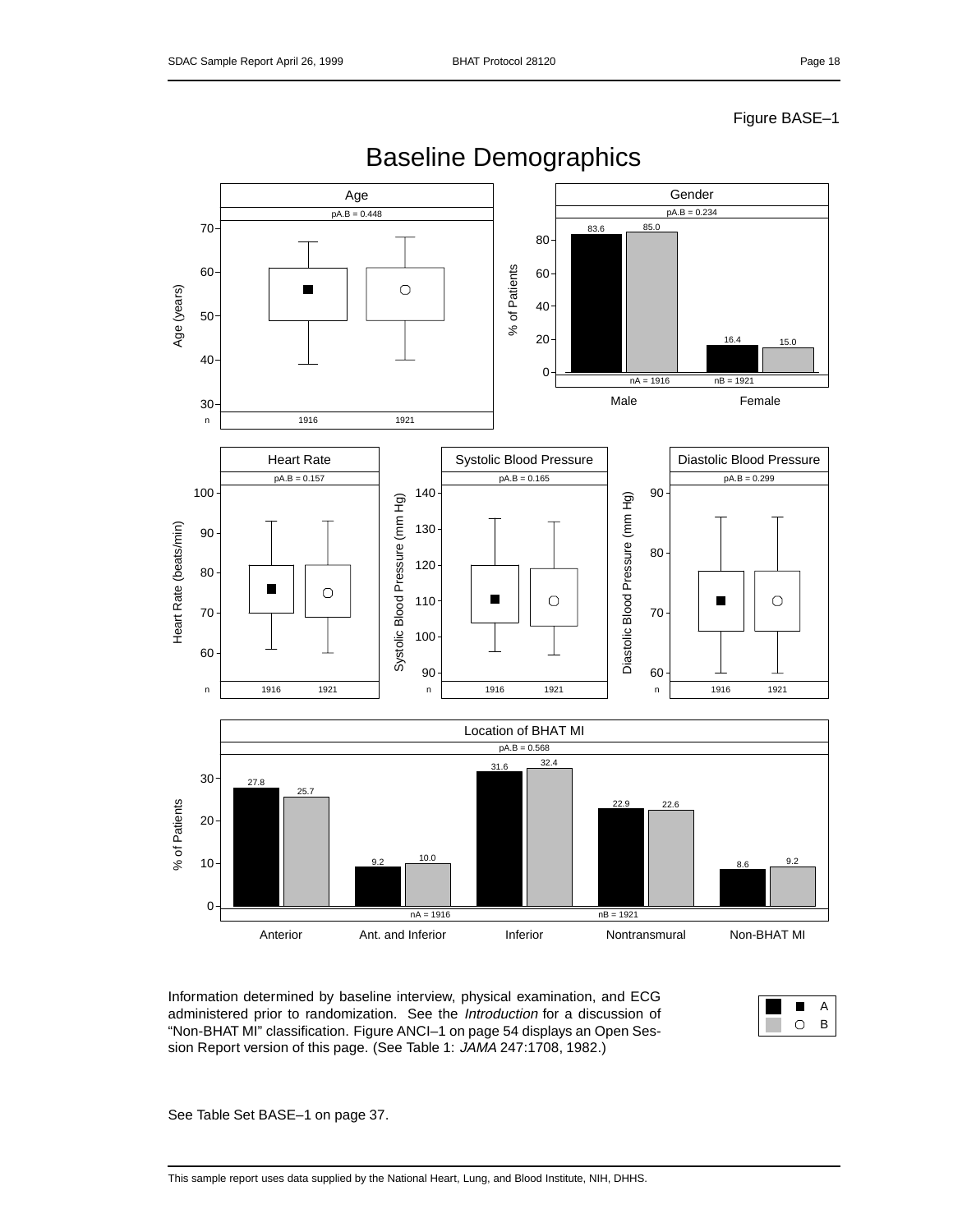Figure BASE–1

# Baseline Demographics

## Age

pA.B = 0.448

| n | A | B |
|---|---|---|
| n | 1916 | 1921 |

## Gender

pA.B = 0.234

| | A | B |
|---|---|---|
| Male | 83.6 | 85.0 |
| Female | 16.4 | 15.0 |

nA = 1916 nB = 1921

## Heart Rate

pA.B = 0.157

n: 1916, 1921

## Systolic Blood Pressure

pA.B = 0.165

n: 1916, 1921

## Diastolic Blood Pressure

pA.B = 0.299

n: 1916, 1921

## Location of BHAT MI

pA.B = 0.568

| | A | B |
|---|---|---|
| Anterior | 27.8 | 25.7 |
| Ant. and Inferior | 9.2 | 10.0 |
| Inferior | 31.6 | 32.4 |
| Nontransmural | 22.9 | 22.6 |
| Non-BHAT MI | 8.6 | 9.2 |

nA = 1916 nB = 1921

Information determined by baseline interview, physical examination, and ECG administered prior to randomization. See the *Introduction* for a discussion of "Non-BHAT MI" classification. Figure ANCI–1 on page 54 displays an Open Session Report version of this page. (See Table 1: *JAMA* 247:1708, 1982.)

■ A
○ B

See Table Set BASE–1 on page 37.

This sample report uses data supplied by the National Heart, Lung, and Blood Institute, NIH, DHHS.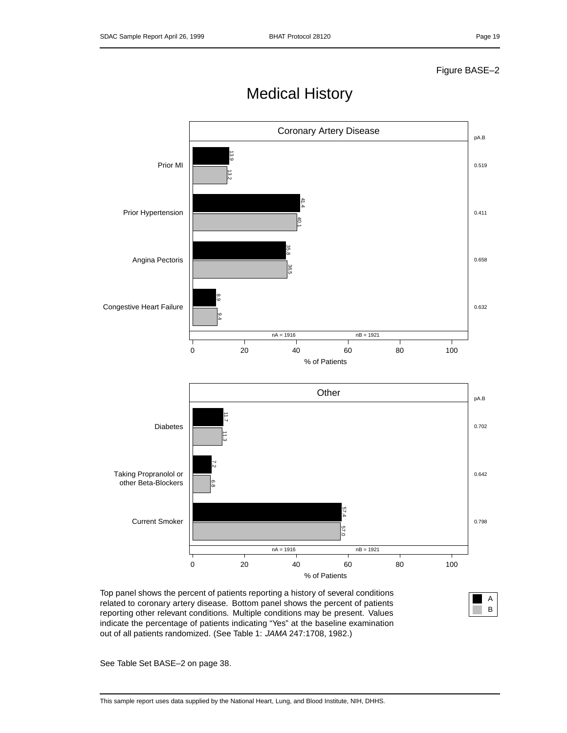Figure BASE–2

# Medical History

## Coronary Artery Disease

| Condition | A | B | pA.B |
|---|---|---|---|
| Prior MI | 13.9 | 13.2 | 0.519 |
| Prior Hypertension | 41.4 | 40.1 | 0.411 |
| Angina Pectoris | 35.8 | 36.5 | 0.658 |
| Congestive Heart Failure | 8.9 | 9.4 | 0.632 |

nA = 1916 nB = 1921

% of Patients

## Other

| Condition | A | B | pA.B |
|---|---|---|---|
| Diabetes | 11.7 | 11.3 | 0.702 |
| Taking Propranolol or other Beta-Blockers | 7.2 | 6.8 | 0.642 |
| Current Smoker | 57.4 | 57.0 | 0.798 |

nA = 1916 nB = 1921

% of Patients

Top panel shows the percent of patients reporting a history of several conditions related to coronary artery disease. Bottom panel shows the percent of patients reporting other relevant conditions. Multiple conditions may be present. Values indicate the percentage of patients indicating “Yes” at the baseline examination out of all patients randomized. (See Table 1: *JAMA* 247:1708, 1982.)

See Table Set BASE–2 on page 38.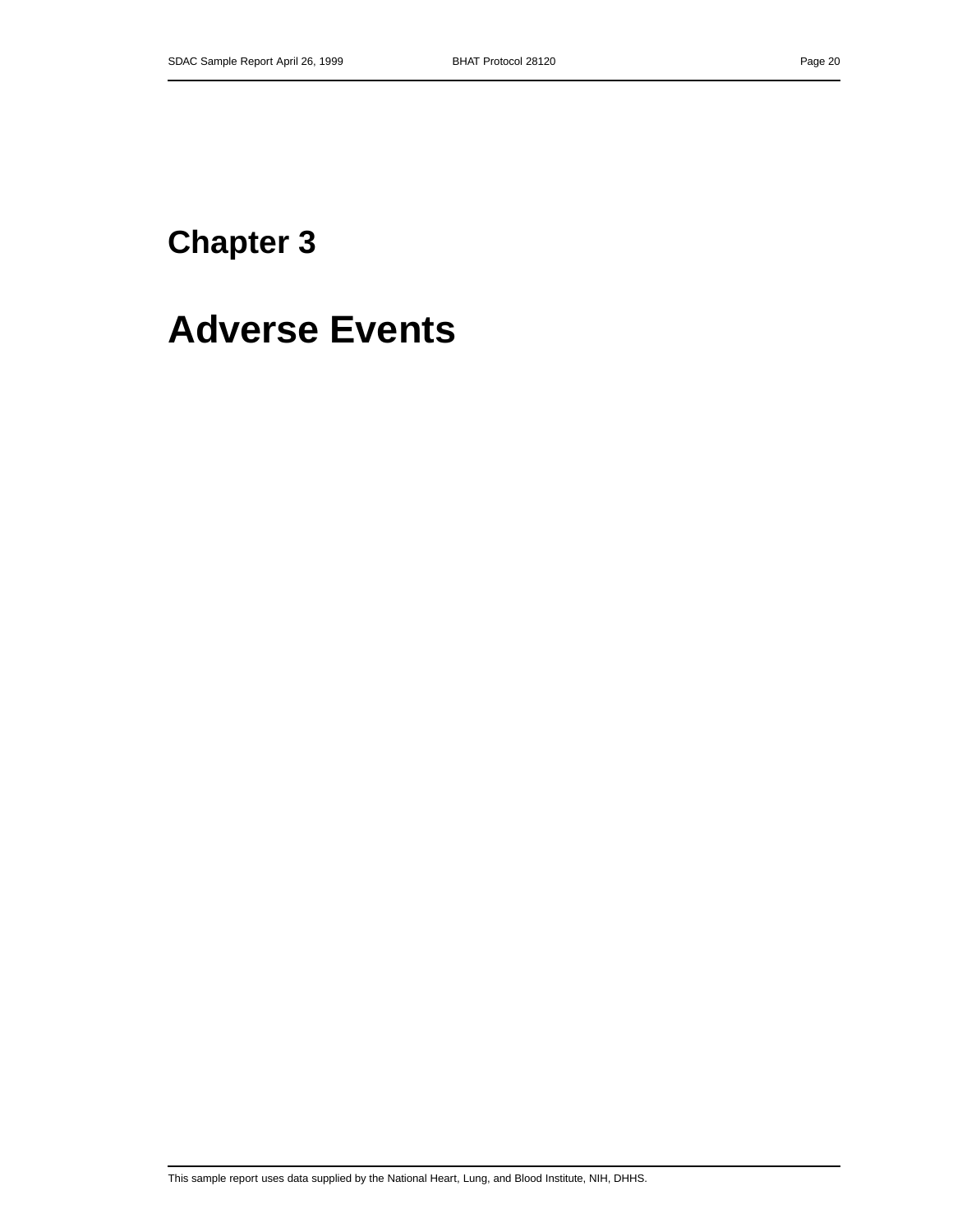# Chapter 3

# Adverse Events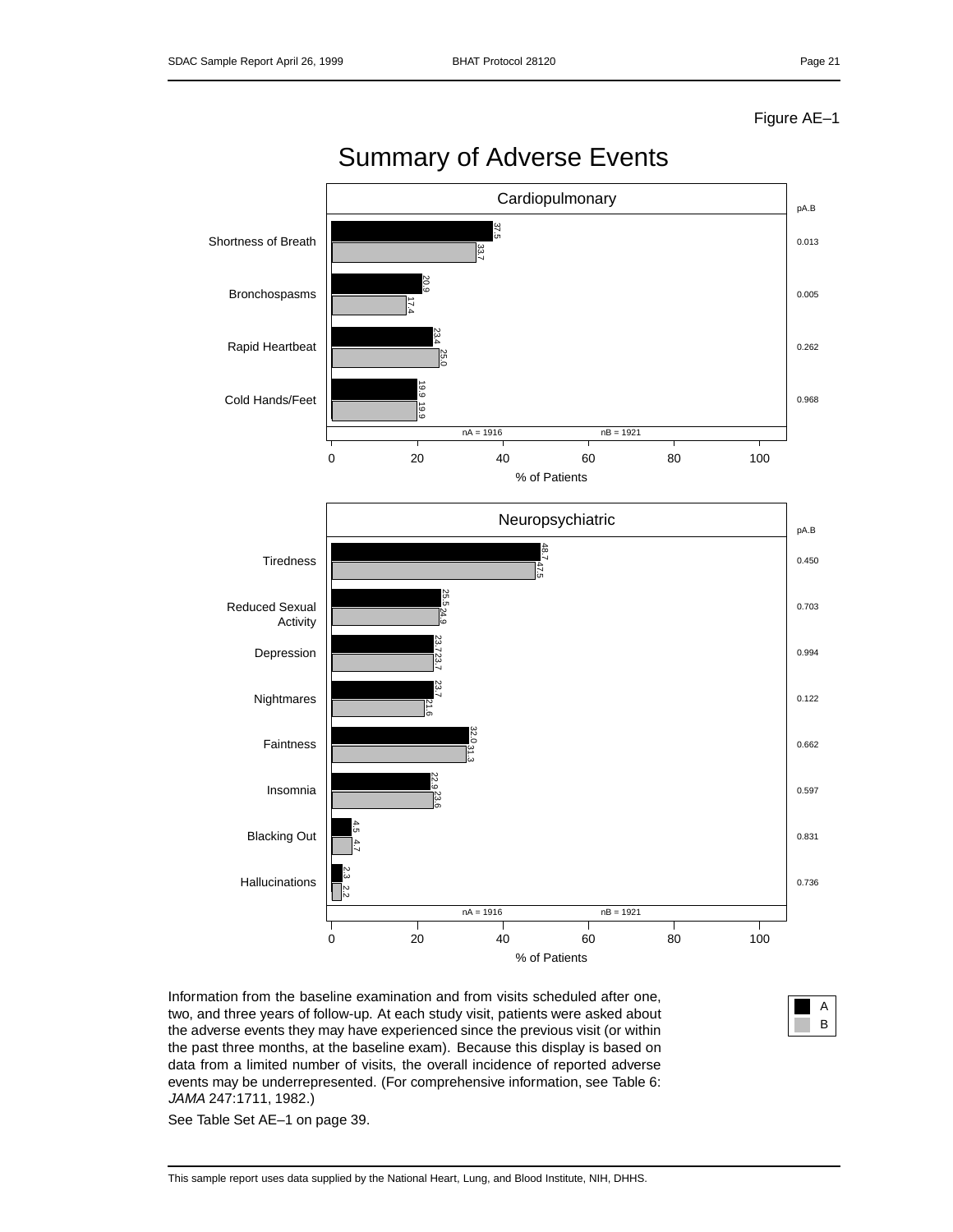Figure AE–1

# Summary of Adverse Events

## Cardiopulmonary

| | A (%) | B (%) | pA.B |
|---|---|---|---|
| Shortness of Breath | 37.5 | 33.7 | 0.013 |
| Bronchospasms | 20.9 | 17.4 | 0.005 |
| Rapid Heartbeat | 23.4 | 25.0 | 0.262 |
| Cold Hands/Feet | 19.9 | 19.9 | 0.968 |

nA = 1916 nB = 1921

% of Patients

## Neuropsychiatric

| | A (%) | B (%) | pA.B |
|---|---|---|---|
| Tiredness | 48.7 | 47.5 | 0.450 |
| Reduced Sexual Activity | 25.5 | 24.9 | 0.703 |
| Depression | 23.7 | 23.7 | 0.994 |
| Nightmares | 23.7 | 21.6 | 0.122 |
| Faintness | 32.0 | 31.3 | 0.662 |
| Insomnia | 22.9 | 23.6 | 0.597 |
| Blacking Out | 4.5 | 4.7 | 0.831 |
| Hallucinations | 2.3 | 2.2 | 0.736 |

nA = 1916 nB = 1921

% of Patients

Legend: A (black), B (gray)

Information from the baseline examination and from visits scheduled after one, two, and three years of follow-up. At each study visit, patients were asked about the adverse events they may have experienced since the previous visit (or within the past three months, at the baseline exam). Because this display is based on data from a limited number of visits, the overall incidence of reported adverse events may be underrepresented. (For comprehensive information, see Table 6: *JAMA* 247:1711, 1982.)

See Table Set AE–1 on page 39.

This sample report uses data supplied by the National Heart, Lung, and Blood Institute, NIH, DHHS.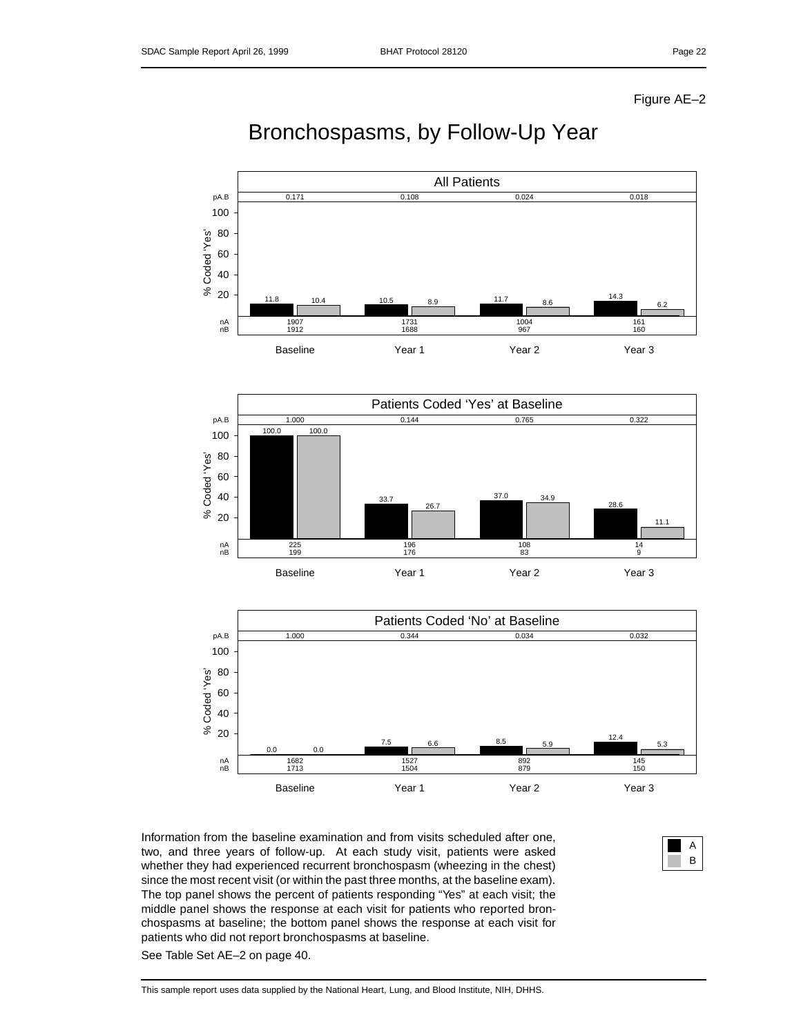Figure AE–2

# Bronchospasms, by Follow-Up Year

**All Patients**

| | Baseline | Year 1 | Year 2 | Year 3 |
|---|---|---|---|---|
| pA.B | 0.171 | 0.108 | 0.024 | 0.018 |
| % Coded 'Yes' A | 11.8 | 10.5 | 11.7 | 14.3 |
| % Coded 'Yes' B | 10.4 | 8.9 | 8.6 | 6.2 |
| nA | 1907 | 1731 | 1004 | 161 |
| nB | 1912 | 1688 | 967 | 160 |

**Patients Coded 'Yes' at Baseline**

| | Baseline | Year 1 | Year 2 | Year 3 |
|---|---|---|---|---|
| pA.B | 1.000 | 0.144 | 0.765 | 0.322 |
| % Coded 'Yes' A | 100.0 | 33.7 | 37.0 | 28.6 |
| % Coded 'Yes' B | 100.0 | 26.7 | 34.9 | 11.1 |
| nA | 225 | 196 | 108 | 14 |
| nB | 199 | 176 | 83 | 9 |

**Patients Coded 'No' at Baseline**

| | Baseline | Year 1 | Year 2 | Year 3 |
|---|---|---|---|---|
| pA.B | 1.000 | 0.344 | 0.034 | 0.032 |
| % Coded 'Yes' A | 0.0 | 7.5 | 8.5 | 12.4 |
| % Coded 'Yes' B | 0.0 | 6.6 | 5.9 | 5.3 |
| nA | 1682 | 1527 | 892 | 145 |
| nB | 1713 | 1504 | 879 | 150 |

Legend: A (black), B (gray)

Information from the baseline examination and from visits scheduled after one, two, and three years of follow-up. At each study visit, patients were asked whether they had experienced recurrent bronchospasm (wheezing in the chest) since the most recent visit (or within the past three months, at the baseline exam). The top panel shows the percent of patients responding "Yes" at each visit; the middle panel shows the response at each visit for patients who reported bronchospasms at baseline; the bottom panel shows the response at each visit for patients who did not report bronchospasms at baseline.

See Table Set AE–2 on page 40.

This sample report uses data supplied by the National Heart, Lung, and Blood Institute, NIH, DHHS.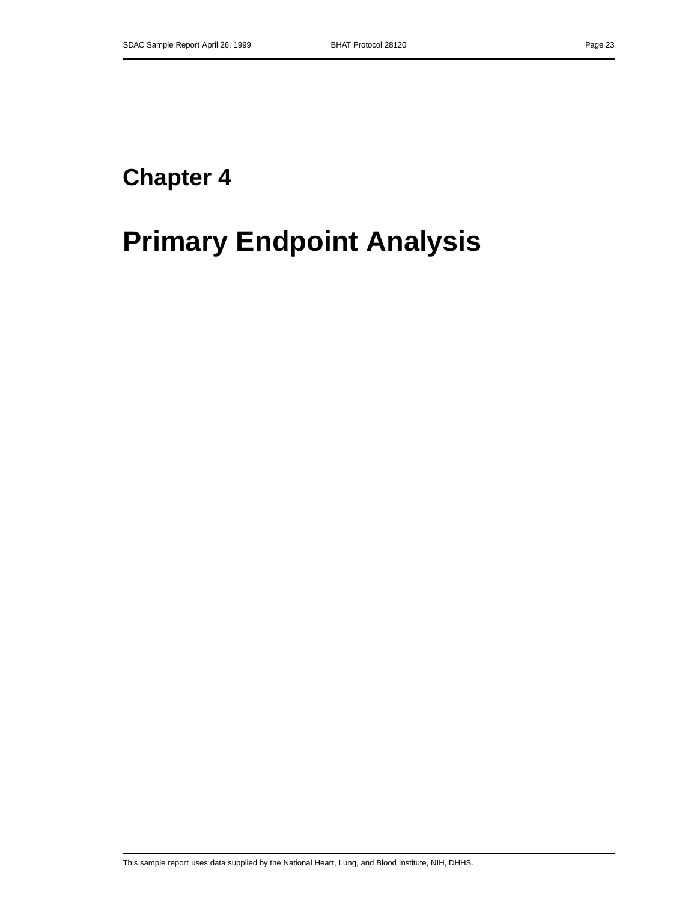# Chapter 4

# Primary Endpoint Analysis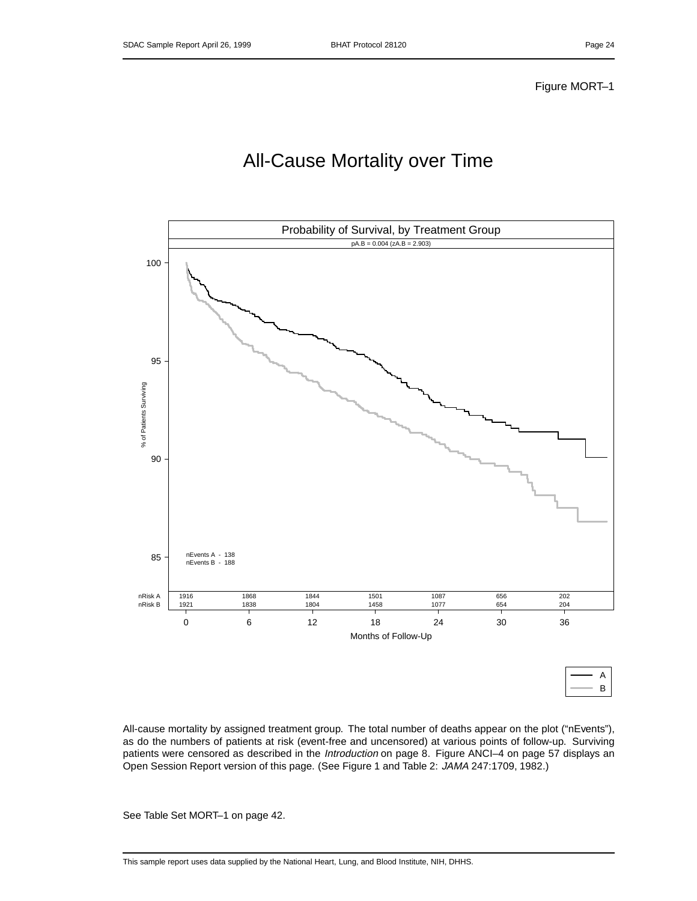Figure MORT–1

# All-Cause Mortality over Time

Probability of Survival, by Treatment Group

pA.B = 0.004 (zA.B = 2.903)

nEvents A - 138
nEvents B - 188

| | 0 | 6 | 12 | 18 | 24 | 30 | 36 |
|---|---|---|---|---|---|---|---|
| nRisk A | 1916 | 1868 | 1844 | 1501 | 1087 | 656 | 202 |
| nRisk B | 1921 | 1838 | 1804 | 1458 | 1077 | 654 | 204 |

Months of Follow-Up

All-cause mortality by assigned treatment group. The total number of deaths appear on the plot ("nEvents"), as do the numbers of patients at risk (event-free and uncensored) at various points of follow-up. Surviving patients were censored as described in the *Introduction* on page 8. Figure ANCI–4 on page 57 displays an Open Session Report version of this page. (See Figure 1 and Table 2: *JAMA* 247:1709, 1982.)

See Table Set MORT–1 on page 42.

This sample report uses data supplied by the National Heart, Lung, and Blood Institute, NIH, DHHS.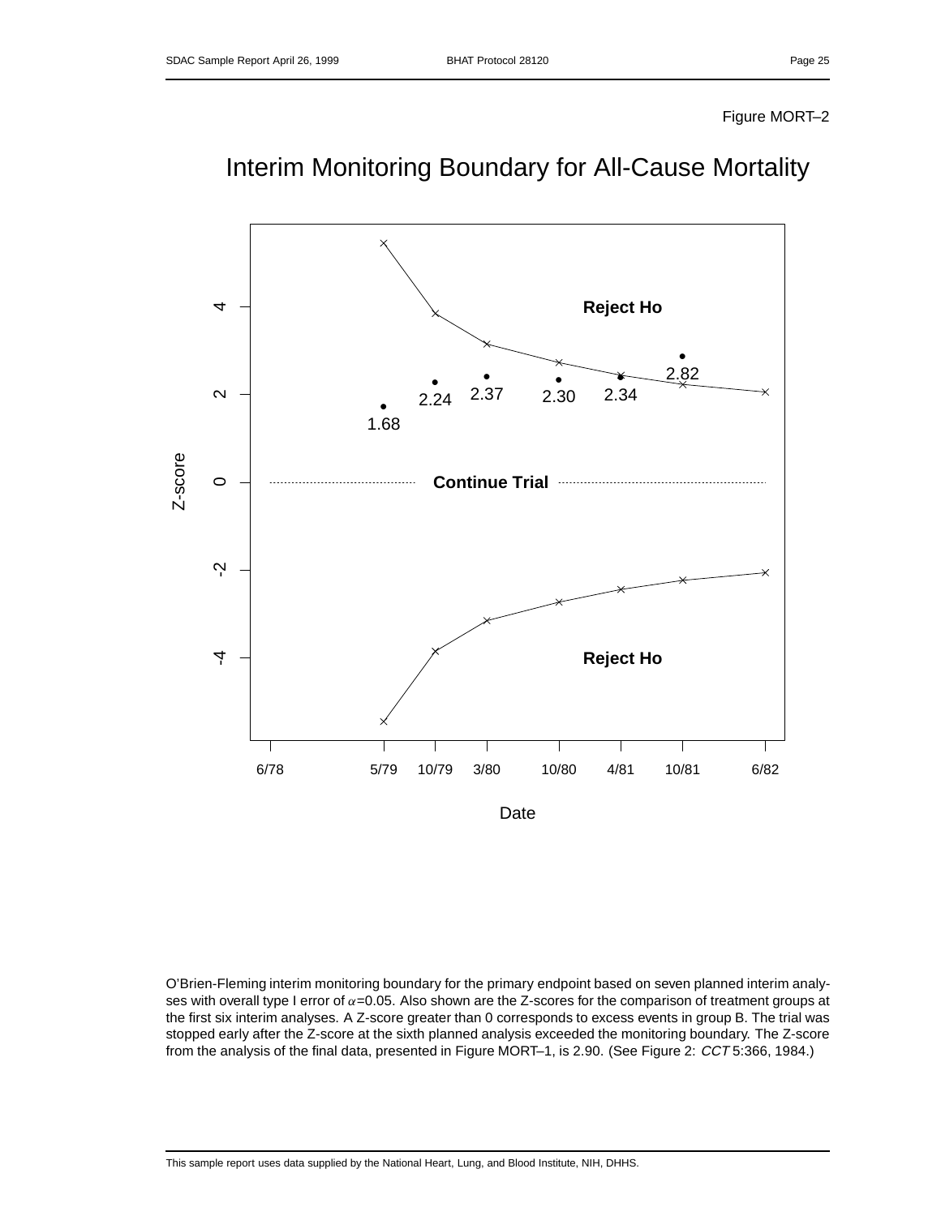Figure MORT–2

# Interim Monitoring Boundary for All-Cause Mortality

O'Brien-Fleming interim monitoring boundary for the primary endpoint based on seven planned interim analyses with overall type I error of $\alpha$=0.05. Also shown are the Z-scores for the comparison of treatment groups at the first six interim analyses. A Z-score greater than 0 corresponds to excess events in group B. The trial was stopped early after the Z-score at the sixth planned analysis exceeded the monitoring boundary. The Z-score from the analysis of the final data, presented in Figure MORT–1, is 2.90. (See Figure 2: *CCT* 5:366, 1984.)

This sample report uses data supplied by the National Heart, Lung, and Blood Institute, NIH, DHHS.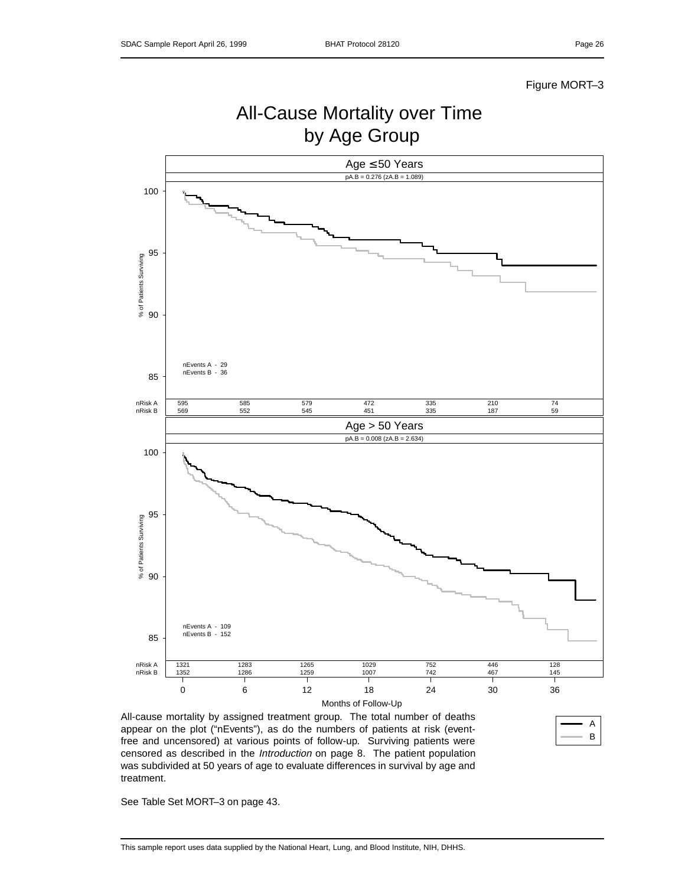Figure MORT–3

# All-Cause Mortality over Time by Age Group

**Age ≤ 50 Years**

pA.B = 0.276 (zA.B = 1.089)

nEvents A - 29
nEvents B - 36

| | | | | | | | |
|---|---|---|---|---|---|---|---|
| nRisk A | 595 | 585 | 579 | 472 | 335 | 210 | 74 |
| nRisk B | 569 | 552 | 545 | 451 | 335 | 187 | 59 |

**Age > 50 Years**

pA.B = 0.008 (zA.B = 2.634)

nEvents A - 109
nEvents B - 152

| | | | | | | | |
|---|---|---|---|---|---|---|---|
| nRisk A | 1321 | 1283 | 1265 | 1029 | 752 | 446 | 128 |
| nRisk B | 1352 | 1286 | 1259 | 1007 | 742 | 467 | 145 |
| Months of Follow-Up | 0 | 6 | 12 | 18 | 24 | 30 | 36 |

Legend: A (black), B (gray)

All-cause mortality by assigned treatment group. The total number of deaths appear on the plot (“nEvents”), as do the numbers of patients at risk (event-free and uncensored) at various points of follow-up. Surviving patients were censored as described in the *Introduction* on page 8. The patient population was subdivided at 50 years of age to evaluate differences in survival by age and treatment.

See Table Set MORT–3 on page 43.

This sample report uses data supplied by the National Heart, Lung, and Blood Institute, NIH, DHHS.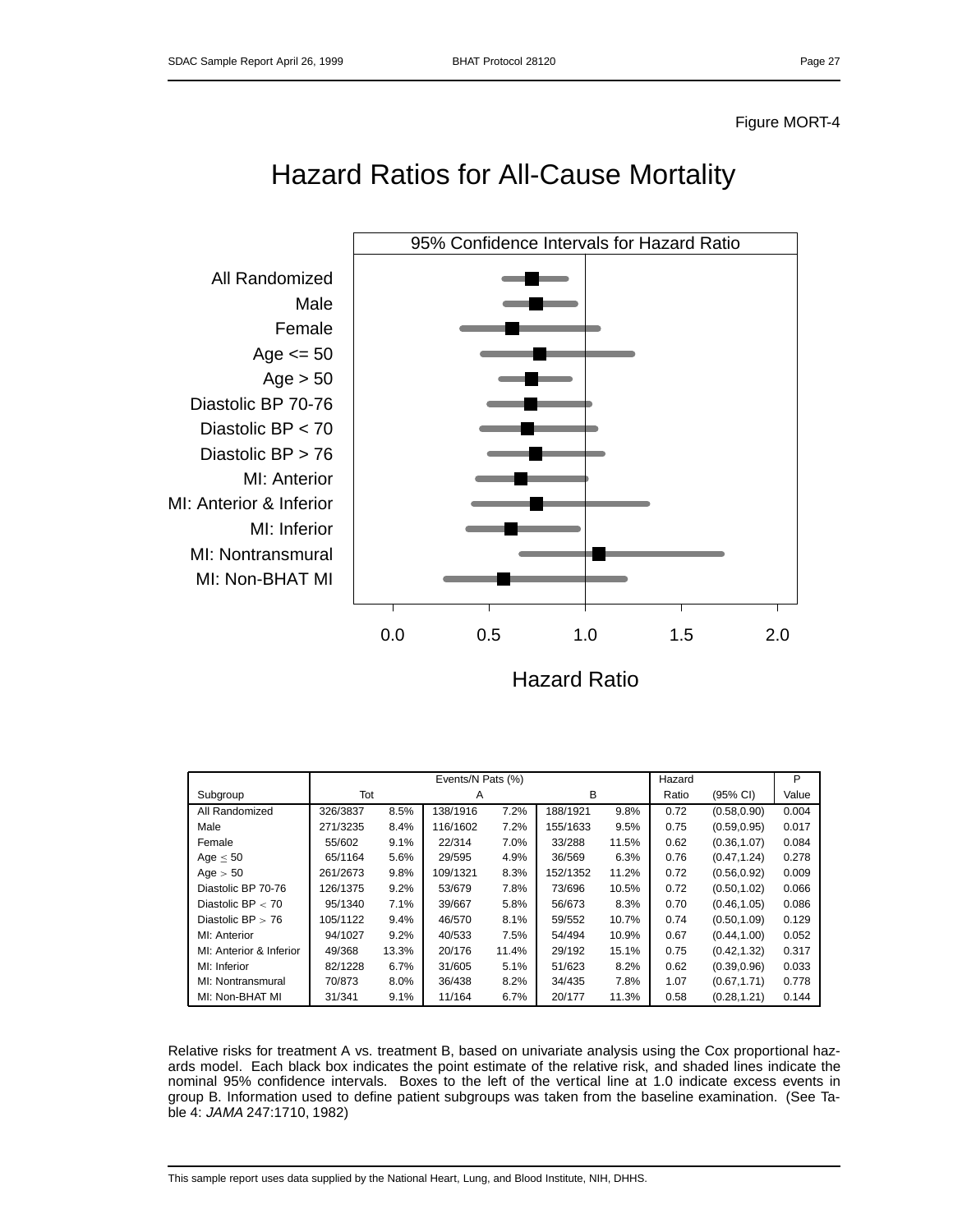Figure MORT-4

# Hazard Ratios for All-Cause Mortality

95% Confidence Intervals for Hazard Ratio

All Randomized
Male
Female
Age <= 50
Age > 50
Diastolic BP 70-76
Diastolic BP < 70
Diastolic BP > 76
MI: Anterior
MI: Anterior & Inferior
MI: Inferior
MI: Nontransmural
MI: Non-BHAT MI

0.0 0.5 1.0 1.5 2.0

Hazard Ratio

| | Events/N Pats (%) | | | | | | Hazard | | P |
|---|---|---|---|---|---|---|---|---|---|
| Subgroup | Tot | | A | | B | | Ratio | (95% CI) | Value |
| All Randomized | 326/3837 | 8.5% | 138/1916 | 7.2% | 188/1921 | 9.8% | 0.72 | (0.58,0.90) | 0.004 |
| Male | 271/3235 | 8.4% | 116/1602 | 7.2% | 155/1633 | 9.5% | 0.75 | (0.59,0.95) | 0.017 |
| Female | 55/602 | 9.1% | 22/314 | 7.0% | 33/288 | 11.5% | 0.62 | (0.36,1.07) | 0.084 |
| Age $\leq$ 50 | 65/1164 | 5.6% | 29/595 | 4.9% | 36/569 | 6.3% | 0.76 | (0.47,1.24) | 0.278 |
| Age $>$ 50 | 261/2673 | 9.8% | 109/1321 | 8.3% | 152/1352 | 11.2% | 0.72 | (0.56,0.92) | 0.009 |
| Diastolic BP 70-76 | 126/1375 | 9.2% | 53/679 | 7.8% | 73/696 | 10.5% | 0.72 | (0.50,1.02) | 0.066 |
| Diastolic BP $<$ 70 | 95/1340 | 7.1% | 39/667 | 5.8% | 56/673 | 8.3% | 0.70 | (0.46,1.05) | 0.086 |
| Diastolic BP $>$ 76 | 105/1122 | 9.4% | 46/570 | 8.1% | 59/552 | 10.7% | 0.74 | (0.50,1.09) | 0.129 |
| MI: Anterior | 94/1027 | 9.2% | 40/533 | 7.5% | 54/494 | 10.9% | 0.67 | (0.44,1.00) | 0.052 |
| MI: Anterior & Inferior | 49/368 | 13.3% | 20/176 | 11.4% | 29/192 | 15.1% | 0.75 | (0.42,1.32) | 0.317 |
| MI: Inferior | 82/1228 | 6.7% | 31/605 | 5.1% | 51/623 | 8.2% | 0.62 | (0.39,0.96) | 0.033 |
| MI: Nontransmural | 70/873 | 8.0% | 36/438 | 8.2% | 34/435 | 7.8% | 1.07 | (0.67,1.71) | 0.778 |
| MI: Non-BHAT MI | 31/341 | 9.1% | 11/164 | 6.7% | 20/177 | 11.3% | 0.58 | (0.28,1.21) | 0.144 |

Relative risks for treatment A vs. treatment B, based on univariate analysis using the Cox proportional hazards model. Each black box indicates the point estimate of the relative risk, and shaded lines indicate the nominal 95% confidence intervals. Boxes to the left of the vertical line at 1.0 indicate excess events in group B. Information used to define patient subgroups was taken from the baseline examination. (See Table 4: *JAMA* 247:1710, 1982)

This sample report uses data supplied by the National Heart, Lung, and Blood Institute, NIH, DHHS.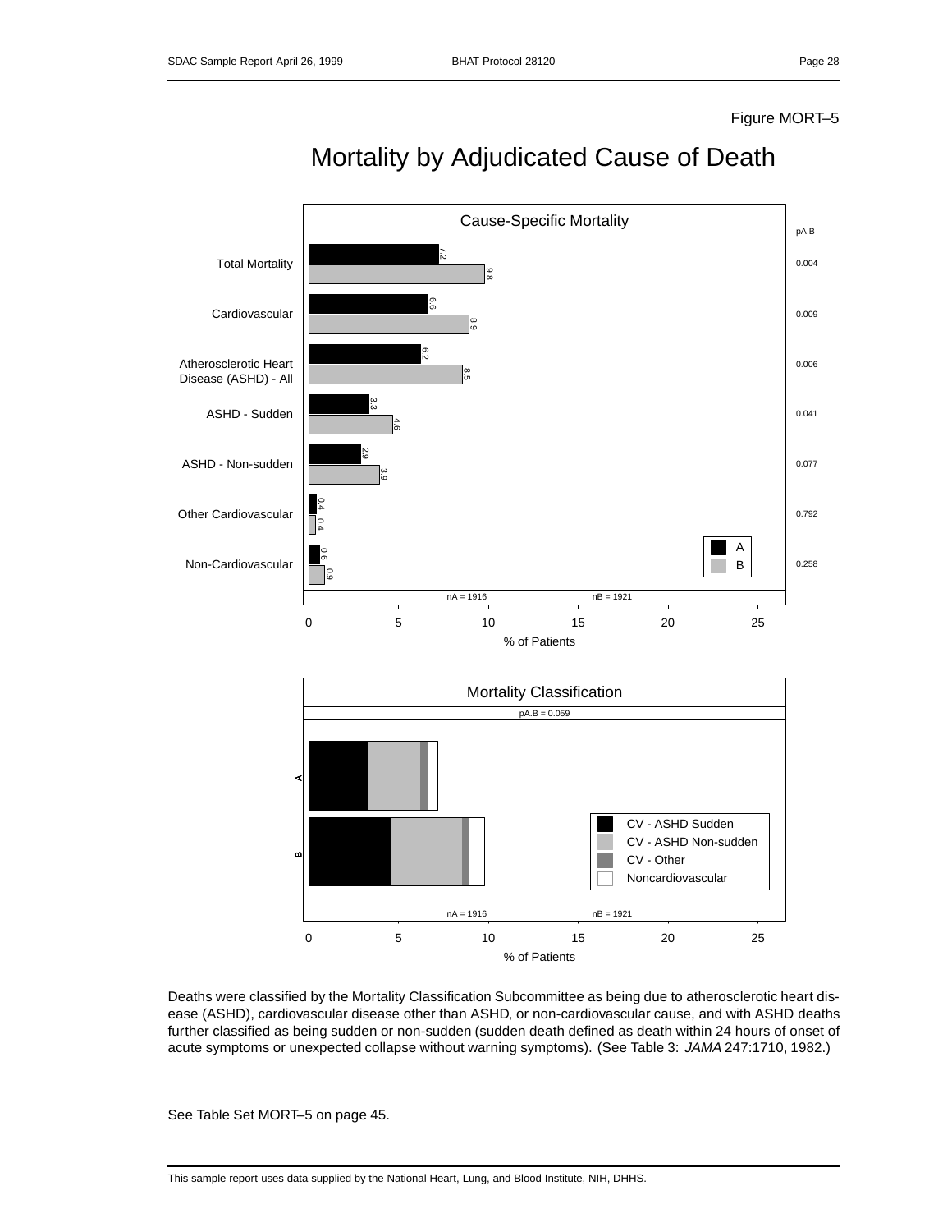Figure MORT–5

# Mortality by Adjudicated Cause of Death

**Cause-Specific Mortality**

| Cause | A (%) | B (%) | pA.B |
|---|---|---|---|
| Total Mortality | 7.2 | 9.8 | 0.004 |
| Cardiovascular | 6.6 | 8.9 | 0.009 |
| Atherosclerotic Heart Disease (ASHD) - All | 6.2 | 8.5 | 0.006 |
| ASHD - Sudden | 3.3 | 4.6 | 0.041 |
| ASHD - Non-sudden | 2.9 | 3.9 | 0.077 |
| Other Cardiovascular | 0.4 | 0.4 | 0.792 |
| Non-Cardiovascular | 0.6 | 0.9 | 0.258 |

nA = 1916 nB = 1921

% of Patients

**Mortality Classification**

pA.B = 0.059

Legend: CV - ASHD Sudden; CV - ASHD Non-sudden; CV - Other; Noncardiovascular

nA = 1916 nB = 1921

% of Patients

Deaths were classified by the Mortality Classification Subcommittee as being due to atherosclerotic heart disease (ASHD), cardiovascular disease other than ASHD, or non-cardiovascular cause, and with ASHD deaths further classified as being sudden or non-sudden (sudden death defined as death within 24 hours of onset of acute symptoms or unexpected collapse without warning symptoms). (See Table 3: *JAMA* 247:1710, 1982.)

See Table Set MORT–5 on page 45.

This sample report uses data supplied by the National Heart, Lung, and Blood Institute, NIH, DHHS.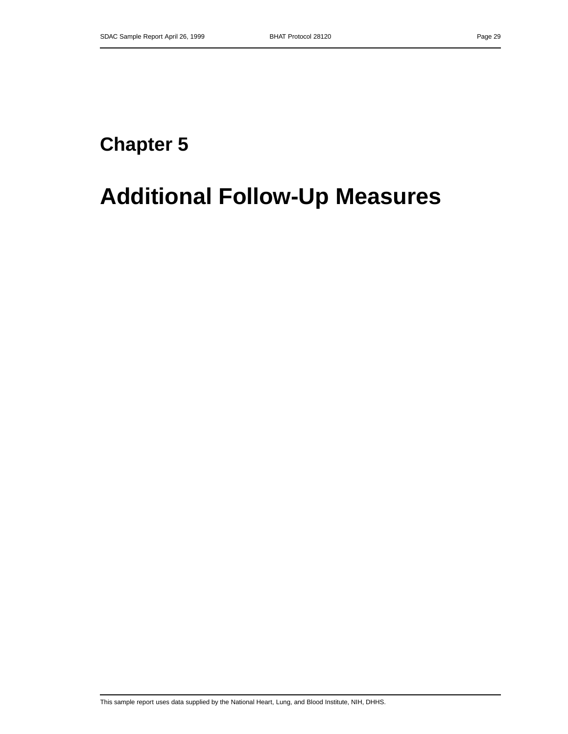# Chapter 5

# Additional Follow-Up Measures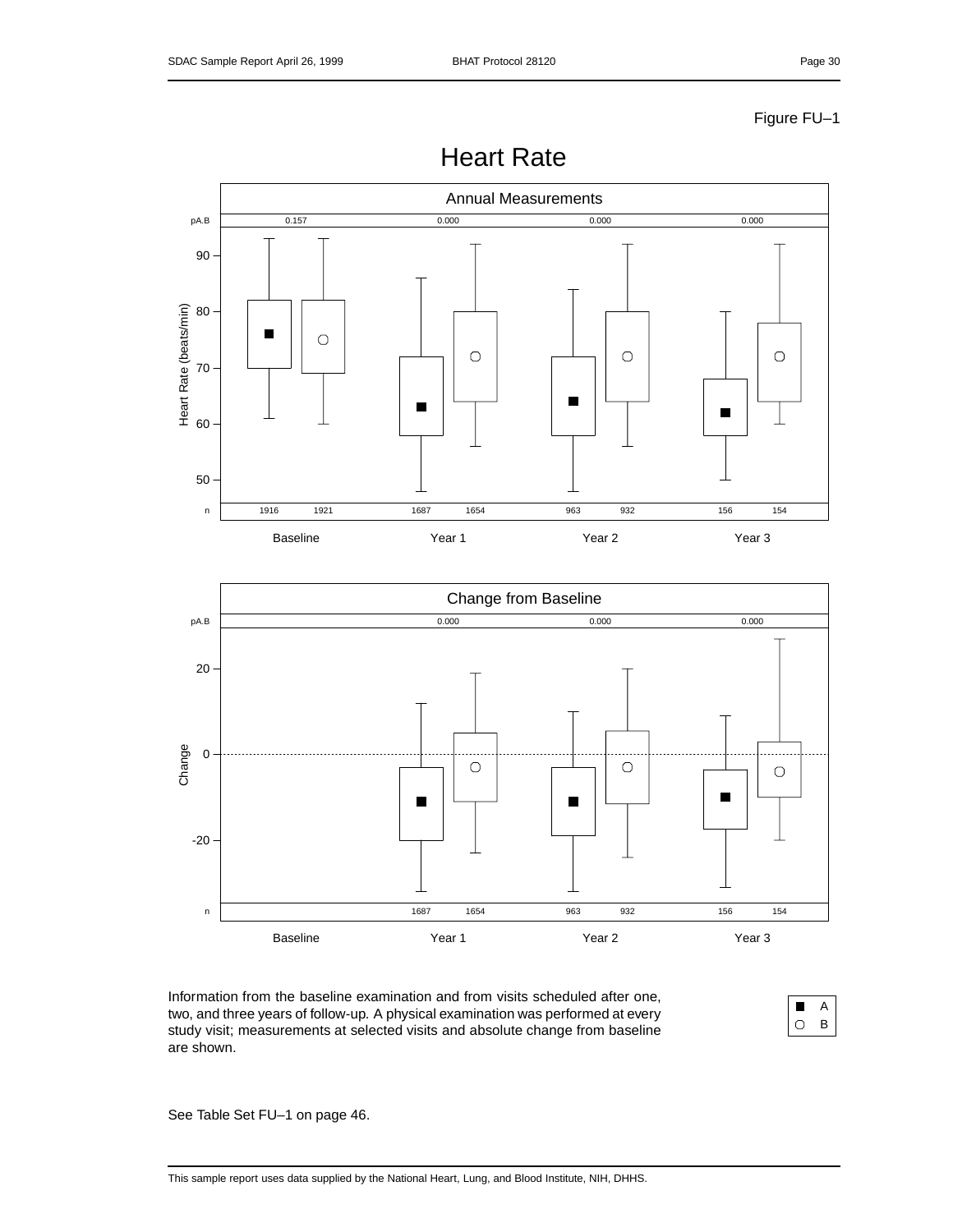Figure FU–1

# Heart Rate

## Annual Measurements

| | Baseline | | Year 1 | | Year 2 | | Year 3 | |
|---|---|---|---|---|---|---|---|---|
| pA.B | 0.157 | | 0.000 | | 0.000 | | 0.000 | |
| n | 1916 | 1921 | 1687 | 1654 | 963 | 932 | 156 | 154 |

Heart Rate (beats/min)

## Change from Baseline

| | Baseline | | Year 1 | | Year 2 | | Year 3 | |
|---|---|---|---|---|---|---|---|---|
| pA.B | | | 0.000 | | 0.000 | | 0.000 | |
| n | | | 1687 | 1654 | 963 | 932 | 156 | 154 |

Change

■ A
○ B

Information from the baseline examination and from visits scheduled after one, two, and three years of follow-up. A physical examination was performed at every study visit; measurements at selected visits and absolute change from baseline are shown.

See Table Set FU–1 on page 46.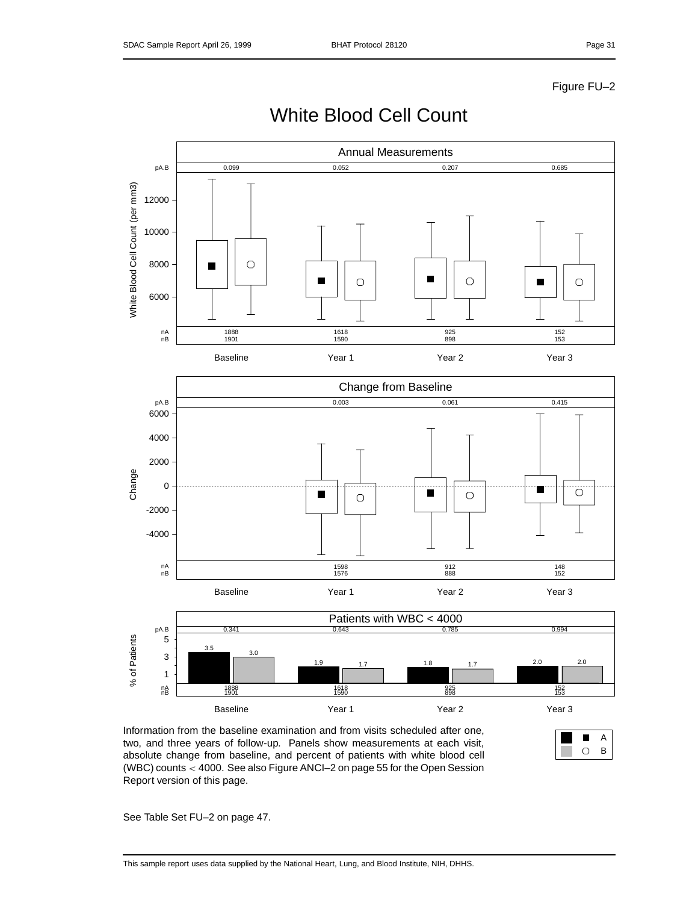Figure FU–2

# White Blood Cell Count

## Annual Measurements

| | Baseline | Year 1 | Year 2 | Year 3 |
|---|---|---|---|---|
| pA.B | 0.099 | 0.052 | 0.207 | 0.685 |
| nA | 1888 | 1618 | 925 | 152 |
| nB | 1901 | 1590 | 898 | 153 |

## Change from Baseline

| | Baseline | Year 1 | Year 2 | Year 3 |
|---|---|---|---|---|
| pA.B | | 0.003 | 0.061 | 0.415 |
| nA | | 1598 | 912 | 148 |
| nB | | 1576 | 888 | 152 |

## Patients with WBC < 4000

| | Baseline | Year 1 | Year 2 | Year 3 |
|---|---|---|---|---|
| pA.B | 0.341 | 0.643 | 0.785 | 0.994 |
| % A | 3.5 | 1.9 | 1.8 | 2.0 |
| % B | 3.0 | 1.7 | 1.7 | 2.0 |
| nA | 1888 | 1618 | 925 | 152 |
| nB | 1901 | 1590 | 898 | 153 |

Legend: ■ A, ○ B

Information from the baseline examination and from visits scheduled after one, two, and three years of follow-up. Panels show measurements at each visit, absolute change from baseline, and percent of patients with white blood cell (WBC) counts < 4000. See also Figure ANCI–2 on page 55 for the Open Session Report version of this page.

See Table Set FU–2 on page 47.

This sample report uses data supplied by the National Heart, Lung, and Blood Institute, NIH, DHHS.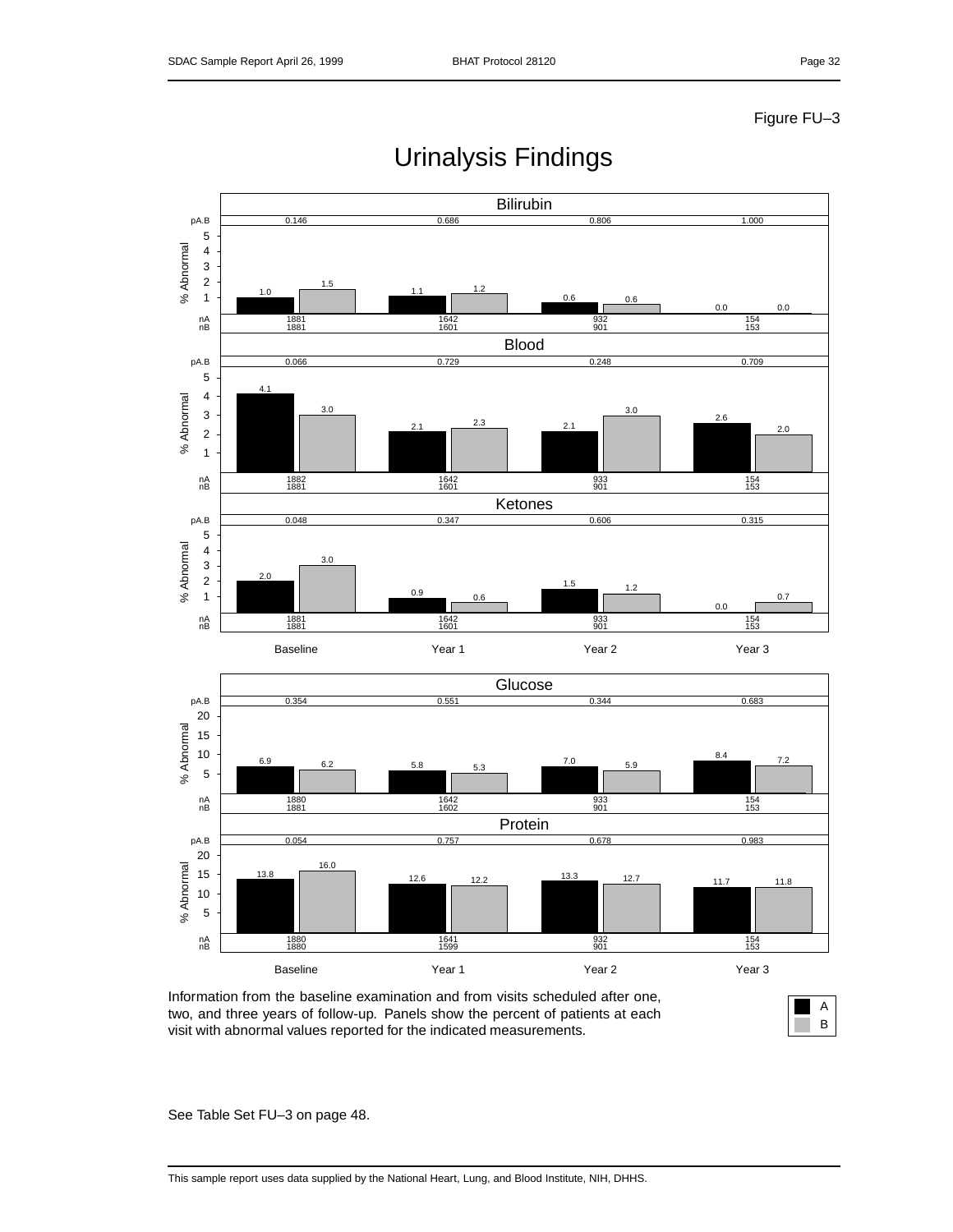Figure FU–3

# Urinalysis Findings

## Bilirubin

| | Baseline | Year 1 | Year 2 | Year 3 |
|---|---|---|---|---|
| pA.B | 0.146 | 0.686 | 0.806 | 1.000 |
| A (% Abnormal) | 1.0 | 1.1 | 0.6 | 0.0 |
| B (% Abnormal) | 1.5 | 1.2 | 0.6 | 0.0 |
| nA | 1881 | 1642 | 932 | 154 |
| nB | 1881 | 1601 | 901 | 153 |

## Blood

| | Baseline | Year 1 | Year 2 | Year 3 |
|---|---|---|---|---|
| pA.B | 0.066 | 0.729 | 0.248 | 0.709 |
| A (% Abnormal) | 4.1 | 2.1 | 2.1 | 2.6 |
| B (% Abnormal) | 3.0 | 2.3 | 3.0 | 2.0 |
| nA | 1882 | 1642 | 933 | 154 |
| nB | 1881 | 1601 | 901 | 153 |

## Ketones

| | Baseline | Year 1 | Year 2 | Year 3 |
|---|---|---|---|---|
| pA.B | 0.048 | 0.347 | 0.606 | 0.315 |
| A (% Abnormal) | 2.0 | 0.9 | 1.5 | 0.0 |
| B (% Abnormal) | 3.0 | 0.6 | 1.2 | 0.7 |
| nA | 1881 | 1642 | 933 | 154 |
| nB | 1881 | 1601 | 901 | 153 |

## Glucose

| | Baseline | Year 1 | Year 2 | Year 3 |
|---|---|---|---|---|
| pA.B | 0.354 | 0.551 | 0.344 | 0.683 |
| A (% Abnormal) | 6.9 | 5.8 | 7.0 | 8.4 |
| B (% Abnormal) | 6.2 | 5.3 | 5.9 | 7.2 |
| nA | 1880 | 1642 | 933 | 154 |
| nB | 1881 | 1602 | 901 | 153 |

## Protein

| | Baseline | Year 1 | Year 2 | Year 3 |
|---|---|---|---|---|
| pA.B | 0.054 | 0.757 | 0.678 | 0.983 |
| A (% Abnormal) | 13.8 | 12.6 | 13.3 | 11.7 |
| B (% Abnormal) | 16.0 | 12.2 | 12.7 | 11.8 |
| nA | 1880 | 1641 | 932 | 154 |
| nB | 1880 | 1599 | 901 | 153 |

Information from the baseline examination and from visits scheduled after one, two, and three years of follow-up. Panels show the percent of patients at each visit with abnormal values reported for the indicated measurements.

Legend: A (black), B (gray)

See Table Set FU–3 on page 48.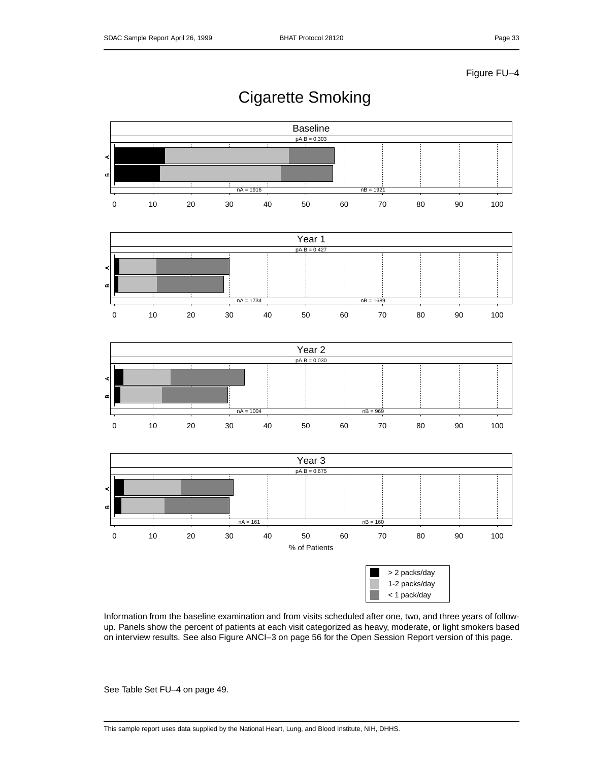Figure FU–4

# Cigarette Smoking

Baseline
pA.B = 0.303
nA = 1916 nB = 1921

Year 1
pA.B = 0.427
nA = 1734 nB = 1689

Year 2
pA.B = 0.030
nA = 1004 nB = 969

Year 3
pA.B = 0.675
nA = 161 nB = 160

% of Patients

> 2 packs/day
1-2 packs/day
< 1 pack/day

Information from the baseline examination and from visits scheduled after one, two, and three years of follow-up. Panels show the percent of patients at each visit categorized as heavy, moderate, or light smokers based on interview results. See also Figure ANCI–3 on page 56 for the Open Session Report version of this page.

See Table Set FU–4 on page 49.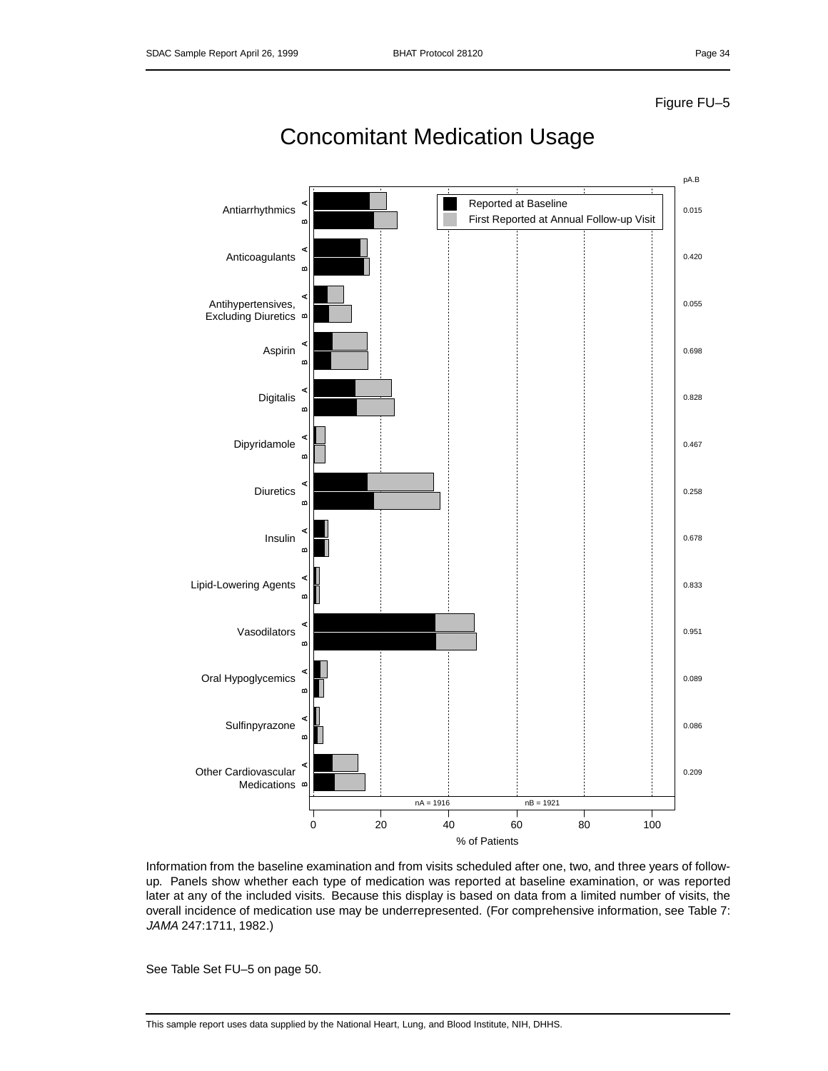Figure FU–5

# Concomitant Medication Usage

| | pA.B |
|---|---|
| Antiarrhythmics | 0.015 |
| Anticoagulants | 0.420 |
| Antihypertensives, Excluding Diuretics | 0.055 |
| Aspirin | 0.698 |
| Digitalis | 0.828 |
| Dipyridamole | 0.467 |
| Diuretics | 0.258 |
| Insulin | 0.678 |
| Lipid-Lowering Agents | 0.833 |
| Vasodilators | 0.951 |
| Oral Hypoglycemics | 0.089 |
| Sulfinpyrazone | 0.086 |
| Other Cardiovascular Medications | 0.209 |

Legend: Reported at Baseline; First Reported at Annual Follow-up Visit

nA = 1916 nB = 1921

% of Patients

Information from the baseline examination and from visits scheduled after one, two, and three years of follow-up. Panels show whether each type of medication was reported at baseline examination, or was reported later at any of the included visits. Because this display is based on data from a limited number of visits, the overall incidence of medication use may be underrepresented. (For comprehensive information, see Table 7: *JAMA* 247:1711, 1982.)

See Table Set FU–5 on page 50.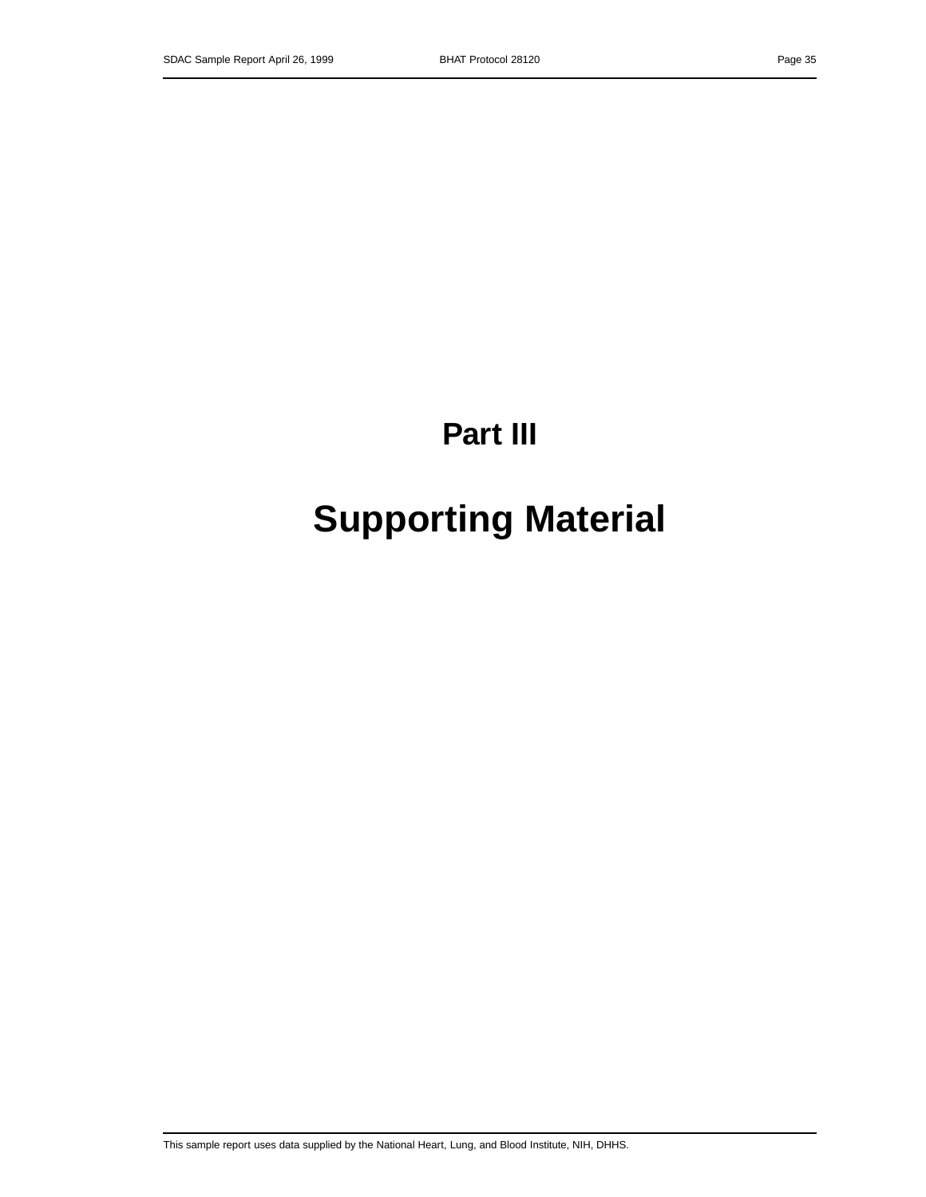# Part III

# Supporting Material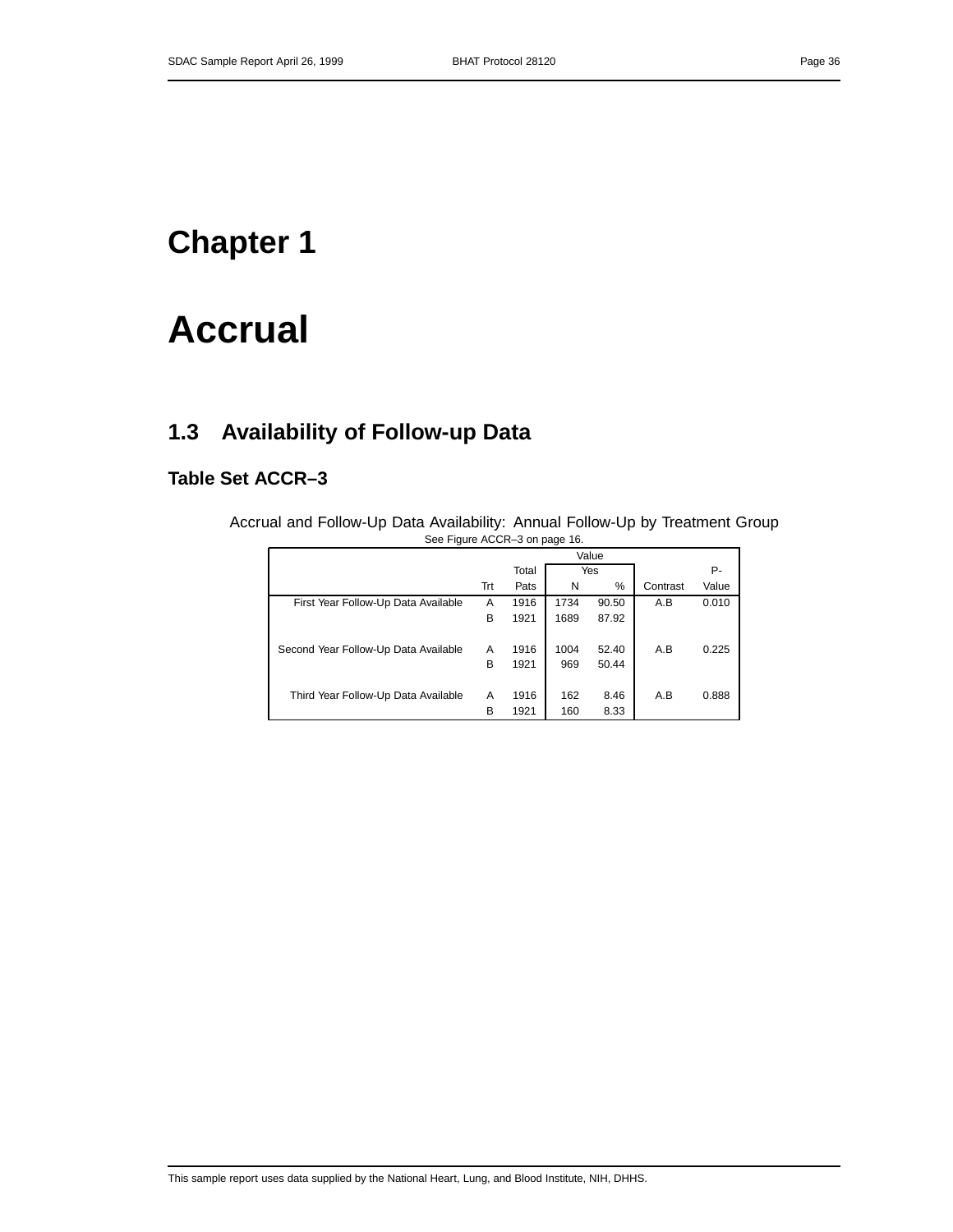# Chapter 1

# Accrual

## 1.3 Availability of Follow-up Data

### Table Set ACCR–3

Accrual and Follow-Up Data Availability: Annual Follow-Up by Treatment Group

See Figure ACCR–3 on page 16.

| | | | Value | | | |
|---|---|---|---|---|---|---|
| | | Total | Yes | | | P- |
| | Trt | Pats | N | % | Contrast | Value |
| First Year Follow-Up Data Available | A | 1916 | 1734 | 90.50 | A.B | 0.010 |
| | B | 1921 | 1689 | 87.92 | | |
| Second Year Follow-Up Data Available | A | 1916 | 1004 | 52.40 | A.B | 0.225 |
| | B | 1921 | 969 | 50.44 | | |
| Third Year Follow-Up Data Available | A | 1916 | 162 | 8.46 | A.B | 0.888 |
| | B | 1921 | 160 | 8.33 | | |

This sample report uses data supplied by the National Heart, Lung, and Blood Institute, NIH, DHHS.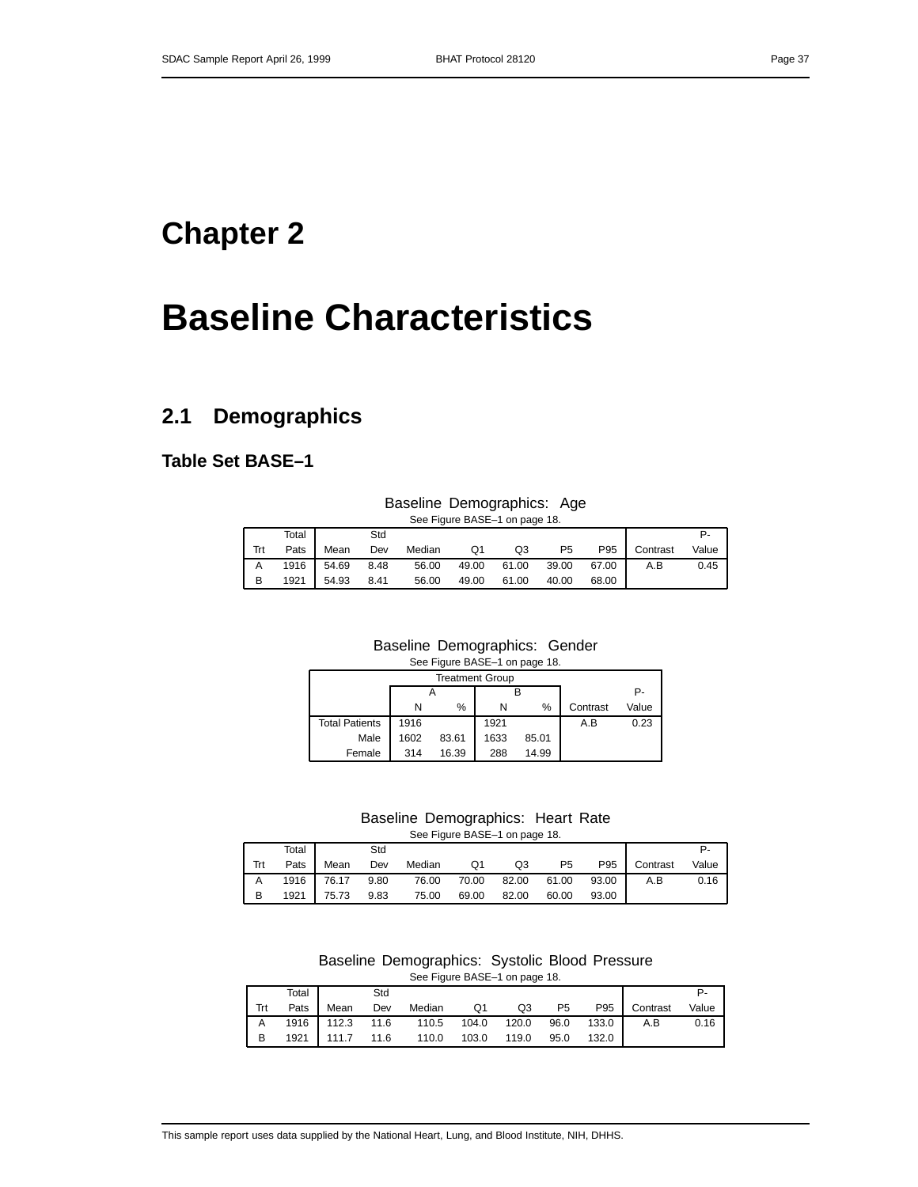# Chapter 2

# Baseline Characteristics

## 2.1 Demographics

### Table Set BASE–1

Baseline Demographics: Age

See Figure BASE–1 on page 18.

| Trt | Total Pats | Mean | Std Dev | Median | Q1 | Q3 | P5 | P95 | Contrast | P-Value |
|---|---|---|---|---|---|---|---|---|---|---|
| A | 1916 | 54.69 | 8.48 | 56.00 | 49.00 | 61.00 | 39.00 | 67.00 | A.B | 0.45 |
| B | 1921 | 54.93 | 8.41 | 56.00 | 49.00 | 61.00 | 40.00 | 68.00 | | |

Baseline Demographics: Gender

See Figure BASE–1 on page 18.

| | Treatment Group | | | | | |
|---|---|---|---|---|---|---|
| | A | | B | | | |
| | N | % | N | % | Contrast | P-Value |
| Total Patients | 1916 | | 1921 | | A.B | 0.23 |
| Male | 1602 | 83.61 | 1633 | 85.01 | | |
| Female | 314 | 16.39 | 288 | 14.99 | | |

Baseline Demographics: Heart Rate

See Figure BASE–1 on page 18.

| Trt | Total Pats | Mean | Std Dev | Median | Q1 | Q3 | P5 | P95 | Contrast | P-Value |
|---|---|---|---|---|---|---|---|---|---|---|
| A | 1916 | 76.17 | 9.80 | 76.00 | 70.00 | 82.00 | 61.00 | 93.00 | A.B | 0.16 |
| B | 1921 | 75.73 | 9.83 | 75.00 | 69.00 | 82.00 | 60.00 | 93.00 | | |

Baseline Demographics: Systolic Blood Pressure

See Figure BASE–1 on page 18.

| Trt | Total Pats | Mean | Std Dev | Median | Q1 | Q3 | P5 | P95 | Contrast | P-Value |
|---|---|---|---|---|---|---|---|---|---|---|
| A | 1916 | 112.3 | 11.6 | 110.5 | 104.0 | 120.0 | 96.0 | 133.0 | A.B | 0.16 |
| B | 1921 | 111.7 | 11.6 | 110.0 | 103.0 | 119.0 | 95.0 | 132.0 | | |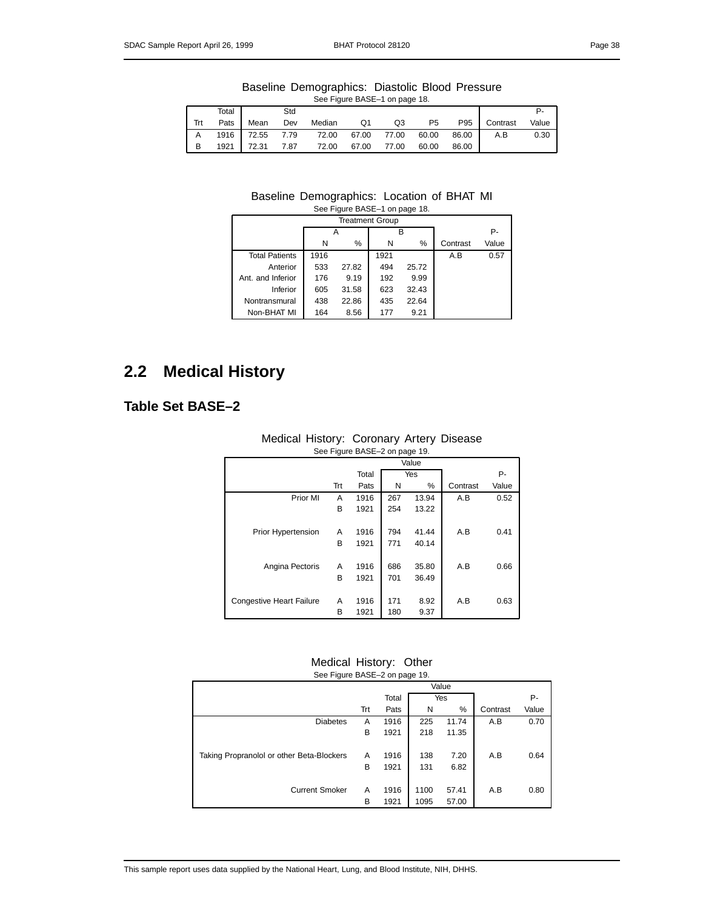Baseline Demographics: Diastolic Blood Pressure

See Figure BASE–1 on page 18.

| Trt | Total Pats | Mean | Std Dev | Median | Q1 | Q3 | P5 | P95 | Contrast | P-Value |
|---|---|---|---|---|---|---|---|---|---|---|
| A | 1916 | 72.55 | 7.79 | 72.00 | 67.00 | 77.00 | 60.00 | 86.00 | A.B | 0.30 |
| B | 1921 | 72.31 | 7.87 | 72.00 | 67.00 | 77.00 | 60.00 | 86.00 | | |

Baseline Demographics: Location of BHAT MI

See Figure BASE–1 on page 18.

| | Treatment Group | | | | | |
|---|---|---|---|---|---|---|
| | A | | B | | | |
| | N | % | N | % | Contrast | P-Value |
| Total Patients | 1916 | | 1921 | | A.B | 0.57 |
| Anterior | 533 | 27.82 | 494 | 25.72 | | |
| Ant. and Inferior | 176 | 9.19 | 192 | 9.99 | | |
| Inferior | 605 | 31.58 | 623 | 32.43 | | |
| Nontransmural | 438 | 22.86 | 435 | 22.64 | | |
| Non-BHAT MI | 164 | 8.56 | 177 | 9.21 | | |

## 2.2 Medical History

### Table Set BASE–2

Medical History: Coronary Artery Disease

See Figure BASE–2 on page 19.

| | | | Value | | | |
|---|---|---|---|---|---|---|
| | | Total | Yes | | | P- |
| | Trt | Pats | N | % | Contrast | Value |
| Prior MI | A | 1916 | 267 | 13.94 | A.B | 0.52 |
| | B | 1921 | 254 | 13.22 | | |
| Prior Hypertension | A | 1916 | 794 | 41.44 | A.B | 0.41 |
| | B | 1921 | 771 | 40.14 | | |
| Angina Pectoris | A | 1916 | 686 | 35.80 | A.B | 0.66 |
| | B | 1921 | 701 | 36.49 | | |
| Congestive Heart Failure | A | 1916 | 171 | 8.92 | A.B | 0.63 |
| | B | 1921 | 180 | 9.37 | | |

Medical History: Other

See Figure BASE–2 on page 19.

| | | | Value | | | |
|---|---|---|---|---|---|---|
| | | Total | Yes | | | P- |
| | Trt | Pats | N | % | Contrast | Value |
| Diabetes | A | 1916 | 225 | 11.74 | A.B | 0.70 |
| | B | 1921 | 218 | 11.35 | | |
| Taking Propranolol or other Beta-Blockers | A | 1916 | 138 | 7.20 | A.B | 0.64 |
| | B | 1921 | 131 | 6.82 | | |
| Current Smoker | A | 1916 | 1100 | 57.41 | A.B | 0.80 |
| | B | 1921 | 1095 | 57.00 | | |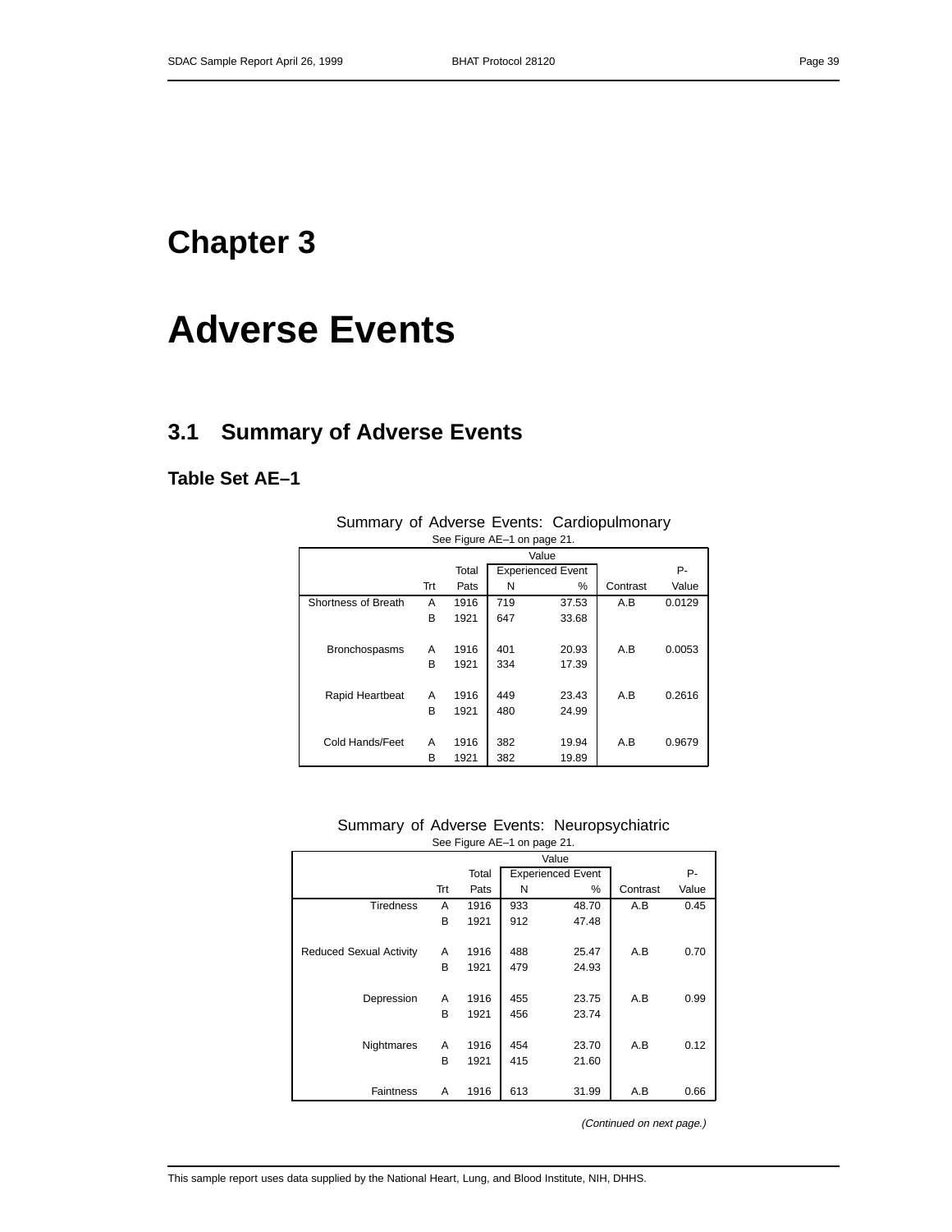# Chapter 3

# Adverse Events

## 3.1 Summary of Adverse Events

### Table Set AE–1

Summary of Adverse Events: Cardiopulmonary

See Figure AE–1 on page 21.

| | | Value | | | | |
|---|---|---|---|---|---|---|
| | | Total | Experienced Event | | | P- |
| | Trt | Pats | N | % | Contrast | Value |
| Shortness of Breath | A | 1916 | 719 | 37.53 | A.B | 0.0129 |
| | B | 1921 | 647 | 33.68 | | |
| Bronchospasms | A | 1916 | 401 | 20.93 | A.B | 0.0053 |
| | B | 1921 | 334 | 17.39 | | |
| Rapid Heartbeat | A | 1916 | 449 | 23.43 | A.B | 0.2616 |
| | B | 1921 | 480 | 24.99 | | |
| Cold Hands/Feet | A | 1916 | 382 | 19.94 | A.B | 0.9679 |
| | B | 1921 | 382 | 19.89 | | |

Summary of Adverse Events: Neuropsychiatric

See Figure AE–1 on page 21.

| | | Value | | | | |
|---|---|---|---|---|---|---|
| | | Total | Experienced Event | | | P- |
| | Trt | Pats | N | % | Contrast | Value |
| Tiredness | A | 1916 | 933 | 48.70 | A.B | 0.45 |
| | B | 1921 | 912 | 47.48 | | |
| Reduced Sexual Activity | A | 1916 | 488 | 25.47 | A.B | 0.70 |
| | B | 1921 | 479 | 24.93 | | |
| Depression | A | 1916 | 455 | 23.75 | A.B | 0.99 |
| | B | 1921 | 456 | 23.74 | | |
| Nightmares | A | 1916 | 454 | 23.70 | A.B | 0.12 |
| | B | 1921 | 415 | 21.60 | | |
| Faintness | A | 1916 | 613 | 31.99 | A.B | 0.66 |

*(Continued on next page.)*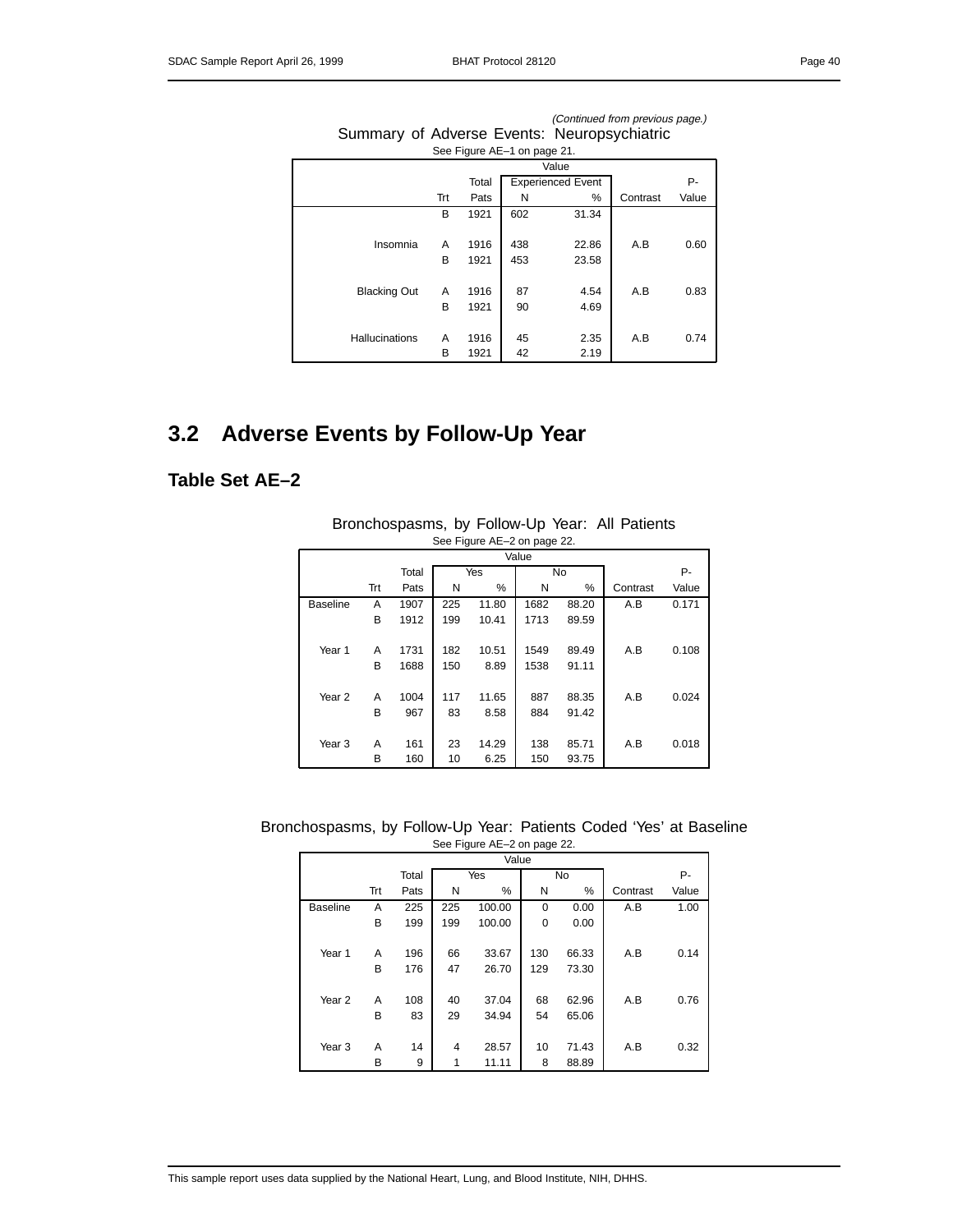*(Continued from previous page.)*

Summary of Adverse Events: Neuropsychiatric

See Figure AE–1 on page 21.

| | Trt | Total Pats | Experienced Event N | Experienced Event % | Contrast | P-Value |
|---|---|---|---|---|---|---|
| | B | 1921 | 602 | 31.34 | | |
| Insomnia | A | 1916 | 438 | 22.86 | A.B | 0.60 |
| | B | 1921 | 453 | 23.58 | | |
| Blacking Out | A | 1916 | 87 | 4.54 | A.B | 0.83 |
| | B | 1921 | 90 | 4.69 | | |
| Hallucinations | A | 1916 | 45 | 2.35 | A.B | 0.74 |
| | B | 1921 | 42 | 2.19 | | |

## 3.2 Adverse Events by Follow-Up Year

### Table Set AE–2

Bronchospasms, by Follow-Up Year: All Patients

See Figure AE–2 on page 22.

| | Trt | Total Pats | Yes N | Yes % | No N | No % | Contrast | P-Value |
|---|---|---|---|---|---|---|---|---|
| Baseline | A | 1907 | 225 | 11.80 | 1682 | 88.20 | A.B | 0.171 |
| | B | 1912 | 199 | 10.41 | 1713 | 89.59 | | |
| Year 1 | A | 1731 | 182 | 10.51 | 1549 | 89.49 | A.B | 0.108 |
| | B | 1688 | 150 | 8.89 | 1538 | 91.11 | | |
| Year 2 | A | 1004 | 117 | 11.65 | 887 | 88.35 | A.B | 0.024 |
| | B | 967 | 83 | 8.58 | 884 | 91.42 | | |
| Year 3 | A | 161 | 23 | 14.29 | 138 | 85.71 | A.B | 0.018 |
| | B | 160 | 10 | 6.25 | 150 | 93.75 | | |

Bronchospasms, by Follow-Up Year: Patients Coded 'Yes' at Baseline

See Figure AE–2 on page 22.

| | Trt | Total Pats | Yes N | Yes % | No N | No % | Contrast | P-Value |
|---|---|---|---|---|---|---|---|---|
| Baseline | A | 225 | 225 | 100.00 | 0 | 0.00 | A.B | 1.00 |
| | B | 199 | 199 | 100.00 | 0 | 0.00 | | |
| Year 1 | A | 196 | 66 | 33.67 | 130 | 66.33 | A.B | 0.14 |
| | B | 176 | 47 | 26.70 | 129 | 73.30 | | |
| Year 2 | A | 108 | 40 | 37.04 | 68 | 62.96 | A.B | 0.76 |
| | B | 83 | 29 | 34.94 | 54 | 65.06 | | |
| Year 3 | A | 14 | 4 | 28.57 | 10 | 71.43 | A.B | 0.32 |
| | B | 9 | 1 | 11.11 | 8 | 88.89 | | |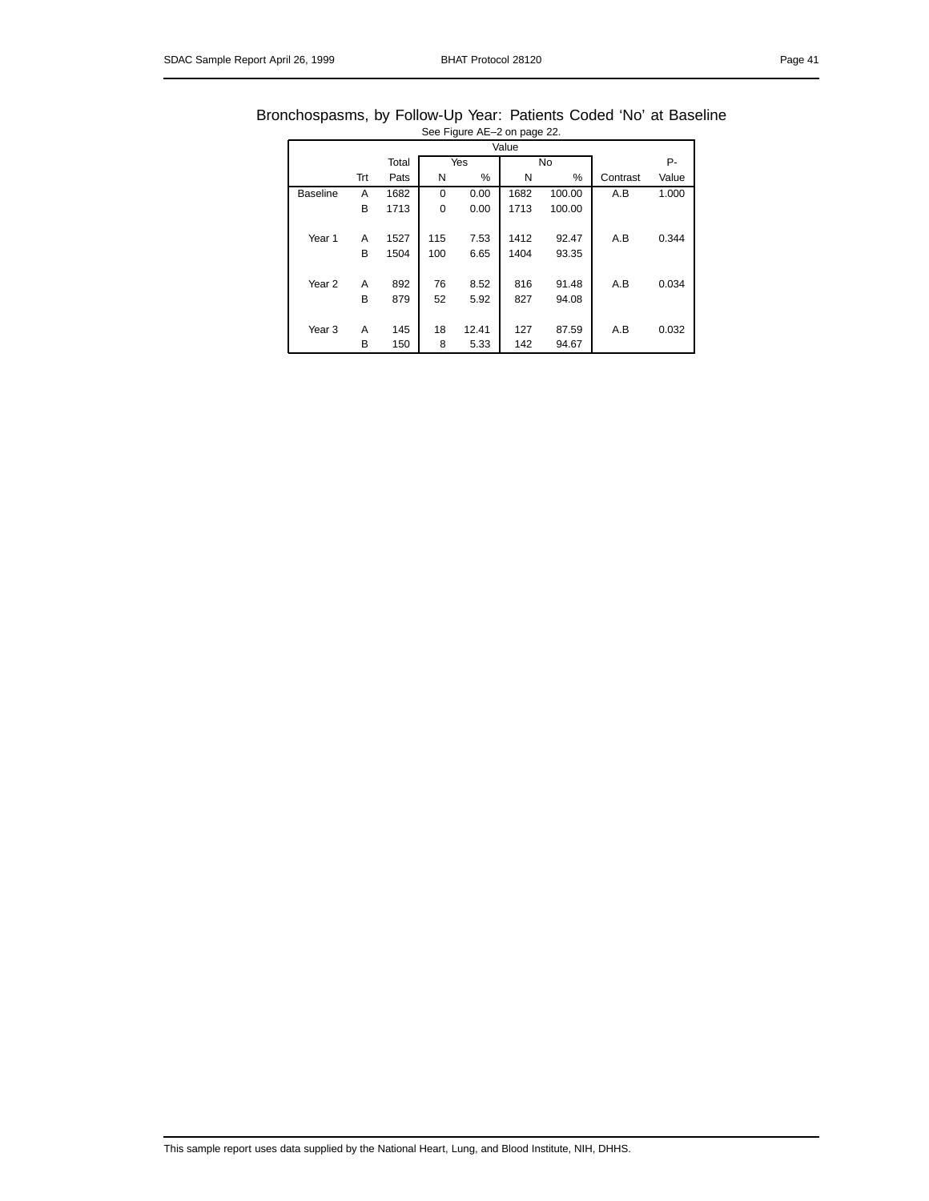## Bronchospasms, by Follow-Up Year: Patients Coded ‘No’ at Baseline

See Figure AE–2 on page 22.

| | | | Value | | | | | |
|---|---|---|---|---|---|---|---|---|
| | | Total | Yes | | No | | | P- |
| | Trt | Pats | N | % | N | % | Contrast | Value |
| Baseline | A | 1682 | 0 | 0.00 | 1682 | 100.00 | A.B | 1.000 |
| | B | 1713 | 0 | 0.00 | 1713 | 100.00 | | |
| Year 1 | A | 1527 | 115 | 7.53 | 1412 | 92.47 | A.B | 0.344 |
| | B | 1504 | 100 | 6.65 | 1404 | 93.35 | | |
| Year 2 | A | 892 | 76 | 8.52 | 816 | 91.48 | A.B | 0.034 |
| | B | 879 | 52 | 5.92 | 827 | 94.08 | | |
| Year 3 | A | 145 | 18 | 12.41 | 127 | 87.59 | A.B | 0.032 |
| | B | 150 | 8 | 5.33 | 142 | 94.67 | | |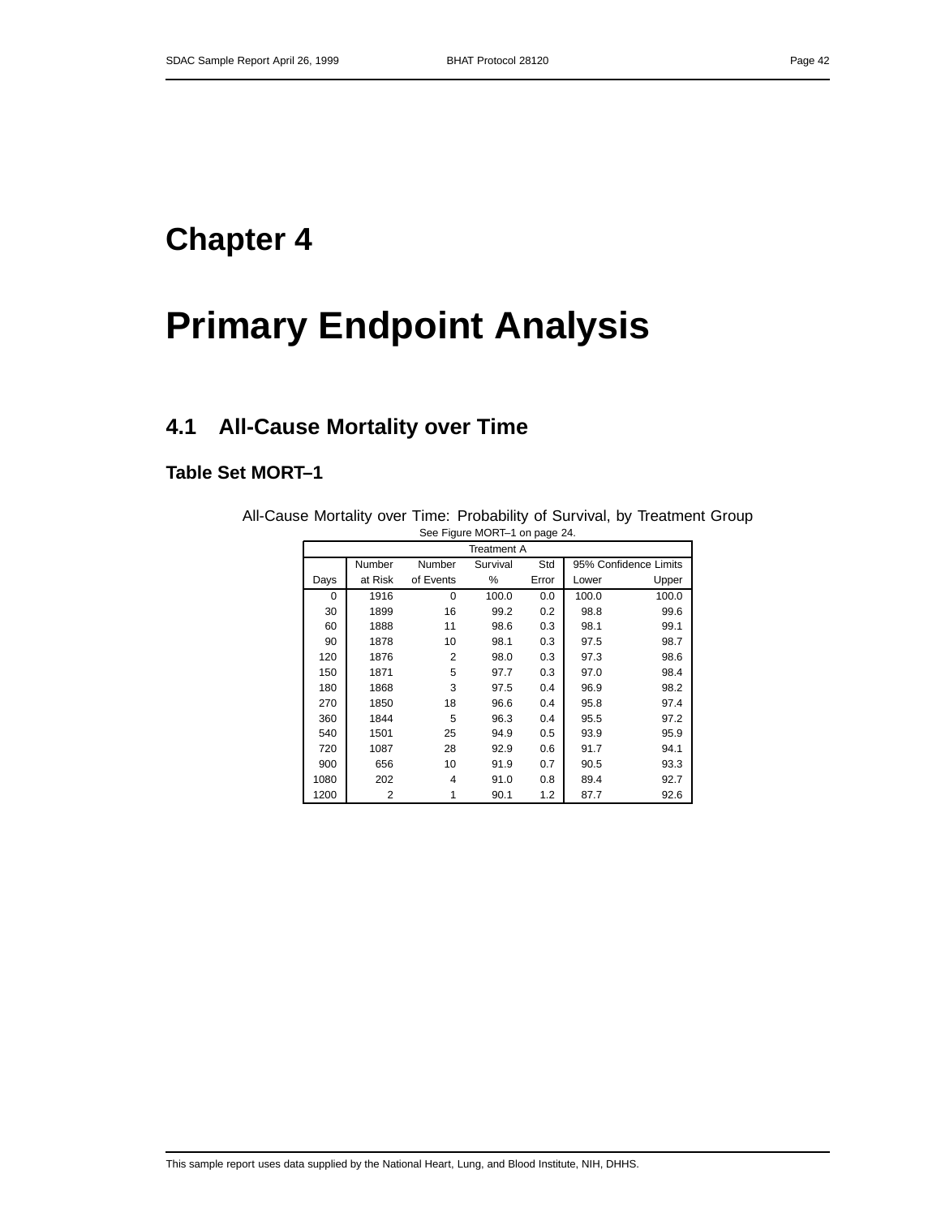# Chapter 4

# Primary Endpoint Analysis

## 4.1 All-Cause Mortality over Time

### Table Set MORT–1

All-Cause Mortality over Time: Probability of Survival, by Treatment Group

See Figure MORT–1 on page 24.

| Treatment A | | | | | | |
|---|---|---|---|---|---|---|
| | Number | Number | Survival | Std | 95% Confidence Limits | |
| Days | at Risk | of Events | % | Error | Lower | Upper |
| 0 | 1916 | 0 | 100.0 | 0.0 | 100.0 | 100.0 |
| 30 | 1899 | 16 | 99.2 | 0.2 | 98.8 | 99.6 |
| 60 | 1888 | 11 | 98.6 | 0.3 | 98.1 | 99.1 |
| 90 | 1878 | 10 | 98.1 | 0.3 | 97.5 | 98.7 |
| 120 | 1876 | 2 | 98.0 | 0.3 | 97.3 | 98.6 |
| 150 | 1871 | 5 | 97.7 | 0.3 | 97.0 | 98.4 |
| 180 | 1868 | 3 | 97.5 | 0.4 | 96.9 | 98.2 |
| 270 | 1850 | 18 | 96.6 | 0.4 | 95.8 | 97.4 |
| 360 | 1844 | 5 | 96.3 | 0.4 | 95.5 | 97.2 |
| 540 | 1501 | 25 | 94.9 | 0.5 | 93.9 | 95.9 |
| 720 | 1087 | 28 | 92.9 | 0.6 | 91.7 | 94.1 |
| 900 | 656 | 10 | 91.9 | 0.7 | 90.5 | 93.3 |
| 1080 | 202 | 4 | 91.0 | 0.8 | 89.4 | 92.7 |
| 1200 | 2 | 1 | 90.1 | 1.2 | 87.7 | 92.6 |

This sample report uses data supplied by the National Heart, Lung, and Blood Institute, NIH, DHHS.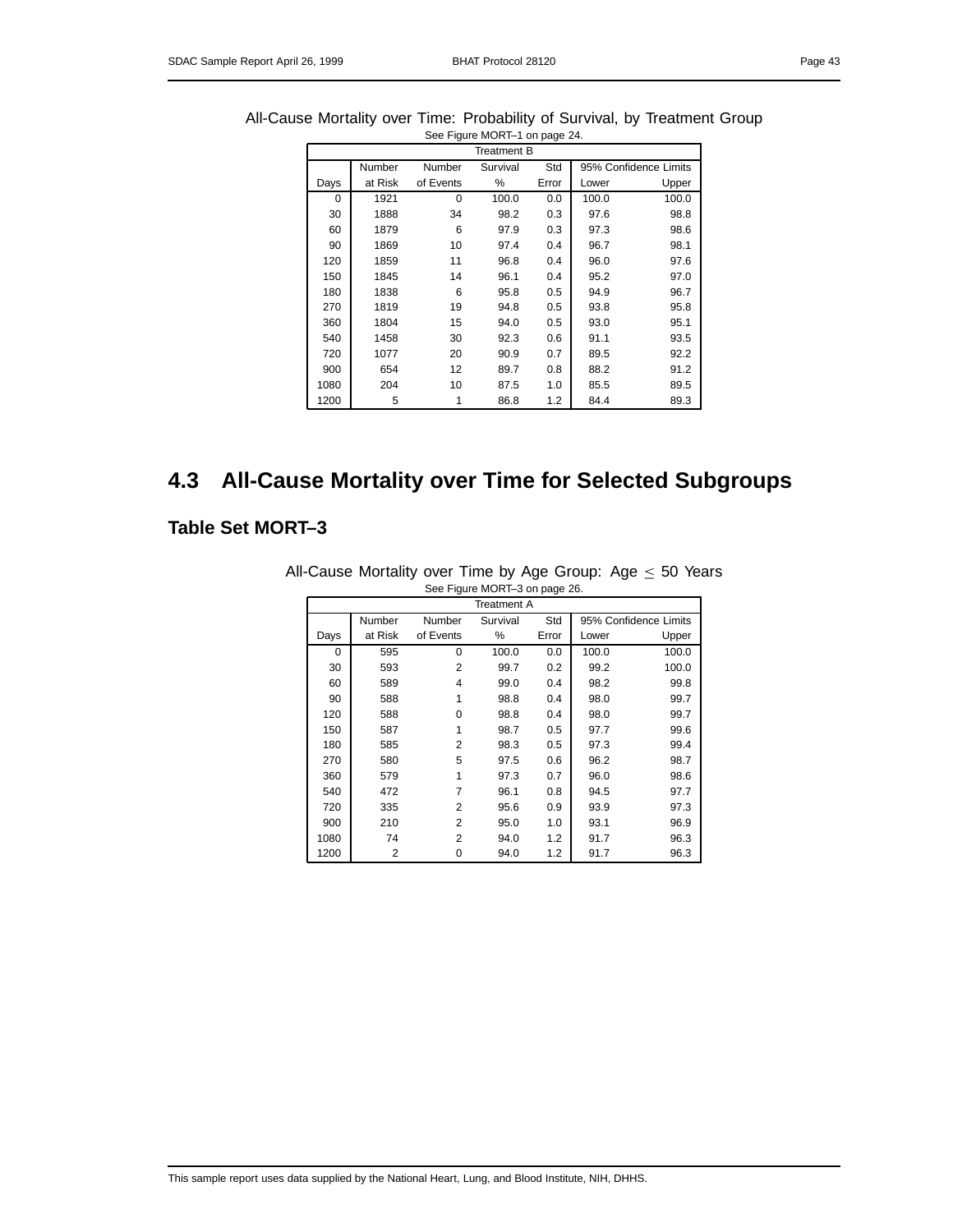All-Cause Mortality over Time: Probability of Survival, by Treatment Group

See Figure MORT–1 on page 24.

| Treatment B | | | | | | |
|---|---|---|---|---|---|---|
| | Number | Number | Survival | Std | 95% Confidence Limits | |
| Days | at Risk | of Events | % | Error | Lower | Upper |
| 0 | 1921 | 0 | 100.0 | 0.0 | 100.0 | 100.0 |
| 30 | 1888 | 34 | 98.2 | 0.3 | 97.6 | 98.8 |
| 60 | 1879 | 6 | 97.9 | 0.3 | 97.3 | 98.6 |
| 90 | 1869 | 10 | 97.4 | 0.4 | 96.7 | 98.1 |
| 120 | 1859 | 11 | 96.8 | 0.4 | 96.0 | 97.6 |
| 150 | 1845 | 14 | 96.1 | 0.4 | 95.2 | 97.0 |
| 180 | 1838 | 6 | 95.8 | 0.5 | 94.9 | 96.7 |
| 270 | 1819 | 19 | 94.8 | 0.5 | 93.8 | 95.8 |
| 360 | 1804 | 15 | 94.0 | 0.5 | 93.0 | 95.1 |
| 540 | 1458 | 30 | 92.3 | 0.6 | 91.1 | 93.5 |
| 720 | 1077 | 20 | 90.9 | 0.7 | 89.5 | 92.2 |
| 900 | 654 | 12 | 89.7 | 0.8 | 88.2 | 91.2 |
| 1080 | 204 | 10 | 87.5 | 1.0 | 85.5 | 89.5 |
| 1200 | 5 | 1 | 86.8 | 1.2 | 84.4 | 89.3 |

## 4.3 All-Cause Mortality over Time for Selected Subgroups

### Table Set MORT–3

All-Cause Mortality over Time by Age Group: Age $\leq$ 50 Years

See Figure MORT–3 on page 26.

| Treatment A | | | | | | |
|---|---|---|---|---|---|---|
| | Number | Number | Survival | Std | 95% Confidence Limits | |
| Days | at Risk | of Events | % | Error | Lower | Upper |
| 0 | 595 | 0 | 100.0 | 0.0 | 100.0 | 100.0 |
| 30 | 593 | 2 | 99.7 | 0.2 | 99.2 | 100.0 |
| 60 | 589 | 4 | 99.0 | 0.4 | 98.2 | 99.8 |
| 90 | 588 | 1 | 98.8 | 0.4 | 98.0 | 99.7 |
| 120 | 588 | 0 | 98.8 | 0.4 | 98.0 | 99.7 |
| 150 | 587 | 1 | 98.7 | 0.5 | 97.7 | 99.6 |
| 180 | 585 | 2 | 98.3 | 0.5 | 97.3 | 99.4 |
| 270 | 580 | 5 | 97.5 | 0.6 | 96.2 | 98.7 |
| 360 | 579 | 1 | 97.3 | 0.7 | 96.0 | 98.6 |
| 540 | 472 | 7 | 96.1 | 0.8 | 94.5 | 97.7 |
| 720 | 335 | 2 | 95.6 | 0.9 | 93.9 | 97.3 |
| 900 | 210 | 2 | 95.0 | 1.0 | 93.1 | 96.9 |
| 1080 | 74 | 2 | 94.0 | 1.2 | 91.7 | 96.3 |
| 1200 | 2 | 0 | 94.0 | 1.2 | 91.7 | 96.3 |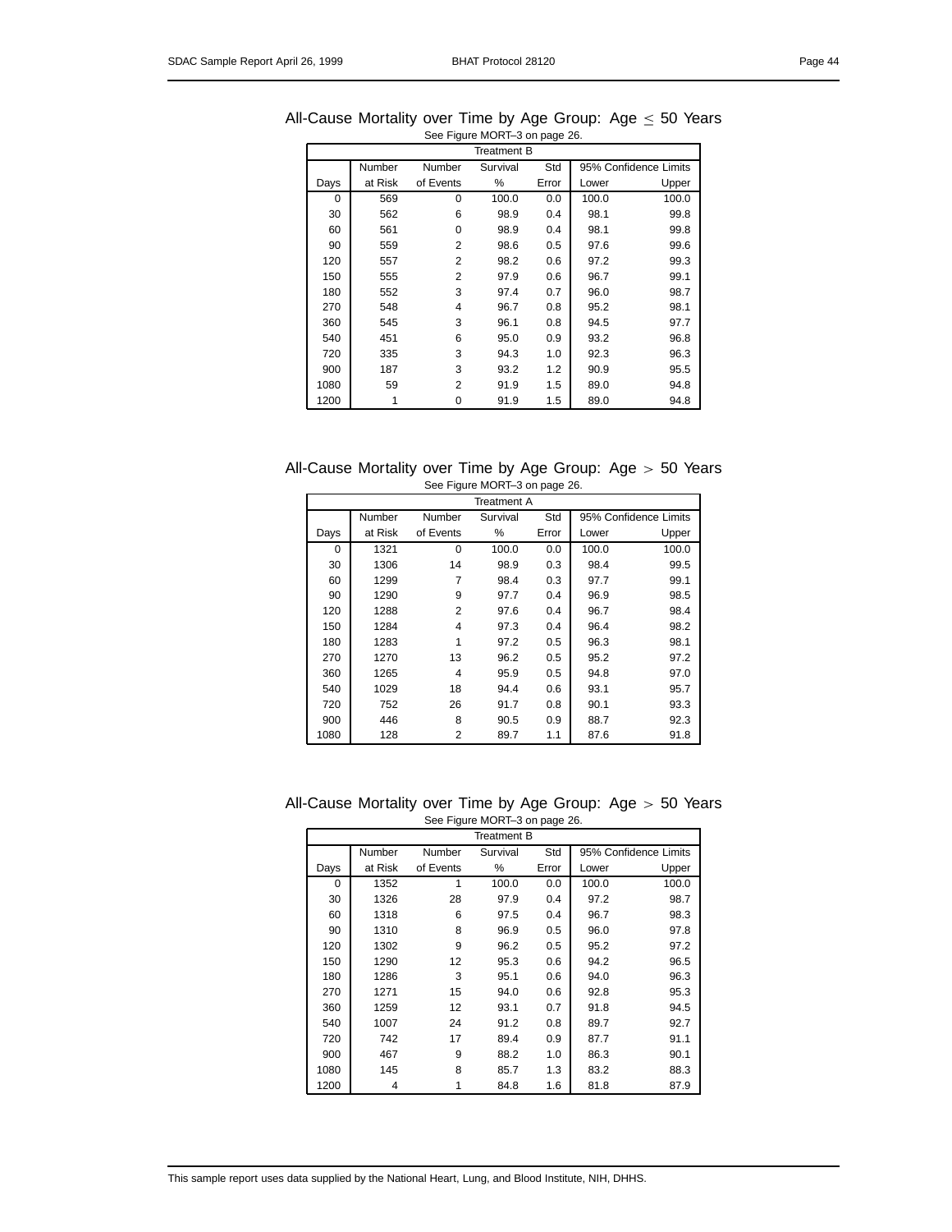## All-Cause Mortality over Time by Age Group: Age $\leq$ 50 Years

See Figure MORT–3 on page 26.

| Treatment B | | | | | | |
|---|---|---|---|---|---|---|
| | Number | Number | Survival | Std | 95% Confidence Limits | |
| Days | at Risk | of Events | % | Error | Lower | Upper |
| 0 | 569 | 0 | 100.0 | 0.0 | 100.0 | 100.0 |
| 30 | 562 | 6 | 98.9 | 0.4 | 98.1 | 99.8 |
| 60 | 561 | 0 | 98.9 | 0.4 | 98.1 | 99.8 |
| 90 | 559 | 2 | 98.6 | 0.5 | 97.6 | 99.6 |
| 120 | 557 | 2 | 98.2 | 0.6 | 97.2 | 99.3 |
| 150 | 555 | 2 | 97.9 | 0.6 | 96.7 | 99.1 |
| 180 | 552 | 3 | 97.4 | 0.7 | 96.0 | 98.7 |
| 270 | 548 | 4 | 96.7 | 0.8 | 95.2 | 98.1 |
| 360 | 545 | 3 | 96.1 | 0.8 | 94.5 | 97.7 |
| 540 | 451 | 6 | 95.0 | 0.9 | 93.2 | 96.8 |
| 720 | 335 | 3 | 94.3 | 1.0 | 92.3 | 96.3 |
| 900 | 187 | 3 | 93.2 | 1.2 | 90.9 | 95.5 |
| 1080 | 59 | 2 | 91.9 | 1.5 | 89.0 | 94.8 |
| 1200 | 1 | 0 | 91.9 | 1.5 | 89.0 | 94.8 |

## All-Cause Mortality over Time by Age Group: Age $>$ 50 Years

See Figure MORT–3 on page 26.

| Treatment A | | | | | | |
|---|---|---|---|---|---|---|
| | Number | Number | Survival | Std | 95% Confidence Limits | |
| Days | at Risk | of Events | % | Error | Lower | Upper |
| 0 | 1321 | 0 | 100.0 | 0.0 | 100.0 | 100.0 |
| 30 | 1306 | 14 | 98.9 | 0.3 | 98.4 | 99.5 |
| 60 | 1299 | 7 | 98.4 | 0.3 | 97.7 | 99.1 |
| 90 | 1290 | 9 | 97.7 | 0.4 | 96.9 | 98.5 |
| 120 | 1288 | 2 | 97.6 | 0.4 | 96.7 | 98.4 |
| 150 | 1284 | 4 | 97.3 | 0.4 | 96.4 | 98.2 |
| 180 | 1283 | 1 | 97.2 | 0.5 | 96.3 | 98.1 |
| 270 | 1270 | 13 | 96.2 | 0.5 | 95.2 | 97.2 |
| 360 | 1265 | 4 | 95.9 | 0.5 | 94.8 | 97.0 |
| 540 | 1029 | 18 | 94.4 | 0.6 | 93.1 | 95.7 |
| 720 | 752 | 26 | 91.7 | 0.8 | 90.1 | 93.3 |
| 900 | 446 | 8 | 90.5 | 0.9 | 88.7 | 92.3 |
| 1080 | 128 | 2 | 89.7 | 1.1 | 87.6 | 91.8 |

## All-Cause Mortality over Time by Age Group: Age $>$ 50 Years

See Figure MORT–3 on page 26.

| Treatment B | | | | | | |
|---|---|---|---|---|---|---|
| | Number | Number | Survival | Std | 95% Confidence Limits | |
| Days | at Risk | of Events | % | Error | Lower | Upper |
| 0 | 1352 | 1 | 100.0 | 0.0 | 100.0 | 100.0 |
| 30 | 1326 | 28 | 97.9 | 0.4 | 97.2 | 98.7 |
| 60 | 1318 | 6 | 97.5 | 0.4 | 96.7 | 98.3 |
| 90 | 1310 | 8 | 96.9 | 0.5 | 96.0 | 97.8 |
| 120 | 1302 | 9 | 96.2 | 0.5 | 95.2 | 97.2 |
| 150 | 1290 | 12 | 95.3 | 0.6 | 94.2 | 96.5 |
| 180 | 1286 | 3 | 95.1 | 0.6 | 94.0 | 96.3 |
| 270 | 1271 | 15 | 94.0 | 0.6 | 92.8 | 95.3 |
| 360 | 1259 | 12 | 93.1 | 0.7 | 91.8 | 94.5 |
| 540 | 1007 | 24 | 91.2 | 0.8 | 89.7 | 92.7 |
| 720 | 742 | 17 | 89.4 | 0.9 | 87.7 | 91.1 |
| 900 | 467 | 9 | 88.2 | 1.0 | 86.3 | 90.1 |
| 1080 | 145 | 8 | 85.7 | 1.3 | 83.2 | 88.3 |
| 1200 | 4 | 1 | 84.8 | 1.6 | 81.8 | 87.9 |

This sample report uses data supplied by the National Heart, Lung, and Blood Institute, NIH, DHHS.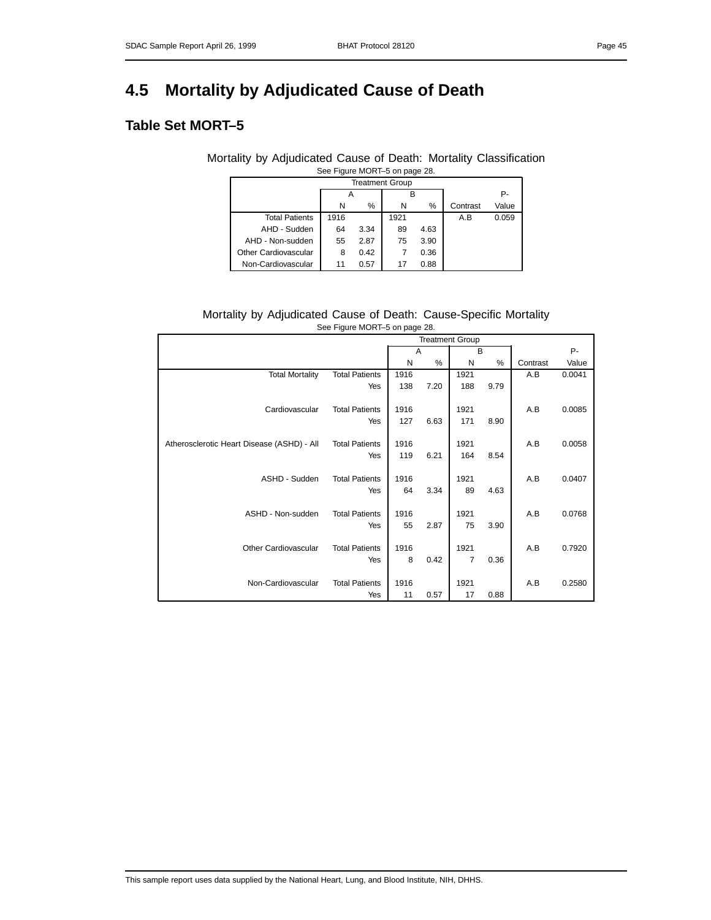## 4.5 Mortality by Adjudicated Cause of Death

### Table Set MORT–5

Mortality by Adjudicated Cause of Death: Mortality Classification

See Figure MORT–5 on page 28.

| | Treatment Group | | | | | |
|---|---|---|---|---|---|---|
| | A | | B | | | P- |
| | N | % | N | % | Contrast | Value |
| Total Patients | 1916 | | 1921 | | A.B | 0.059 |
| AHD - Sudden | 64 | 3.34 | 89 | 4.63 | | |
| AHD - Non-sudden | 55 | 2.87 | 75 | 3.90 | | |
| Other Cardiovascular | 8 | 0.42 | 7 | 0.36 | | |
| Non-Cardiovascular | 11 | 0.57 | 17 | 0.88 | | |

Mortality by Adjudicated Cause of Death: Cause-Specific Mortality

See Figure MORT–5 on page 28.

| | | Treatment Group | | | | | |
|---|---|---|---|---|---|---|---|
| | | A | | B | | | P- |
| | | N | % | N | % | Contrast | Value |
| Total Mortality | Total Patients | 1916 | | 1921 | | A.B | 0.0041 |
| | Yes | 138 | 7.20 | 188 | 9.79 | | |
| Cardiovascular | Total Patients | 1916 | | 1921 | | A.B | 0.0085 |
| | Yes | 127 | 6.63 | 171 | 8.90 | | |
| Atherosclerotic Heart Disease (ASHD) - All | Total Patients | 1916 | | 1921 | | A.B | 0.0058 |
| | Yes | 119 | 6.21 | 164 | 8.54 | | |
| ASHD - Sudden | Total Patients | 1916 | | 1921 | | A.B | 0.0407 |
| | Yes | 64 | 3.34 | 89 | 4.63 | | |
| ASHD - Non-sudden | Total Patients | 1916 | | 1921 | | A.B | 0.0768 |
| | Yes | 55 | 2.87 | 75 | 3.90 | | |
| Other Cardiovascular | Total Patients | 1916 | | 1921 | | A.B | 0.7920 |
| | Yes | 8 | 0.42 | 7 | 0.36 | | |
| Non-Cardiovascular | Total Patients | 1916 | | 1921 | | A.B | 0.2580 |
| | Yes | 11 | 0.57 | 17 | 0.88 | | |

This sample report uses data supplied by the National Heart, Lung, and Blood Institute, NIH, DHHS.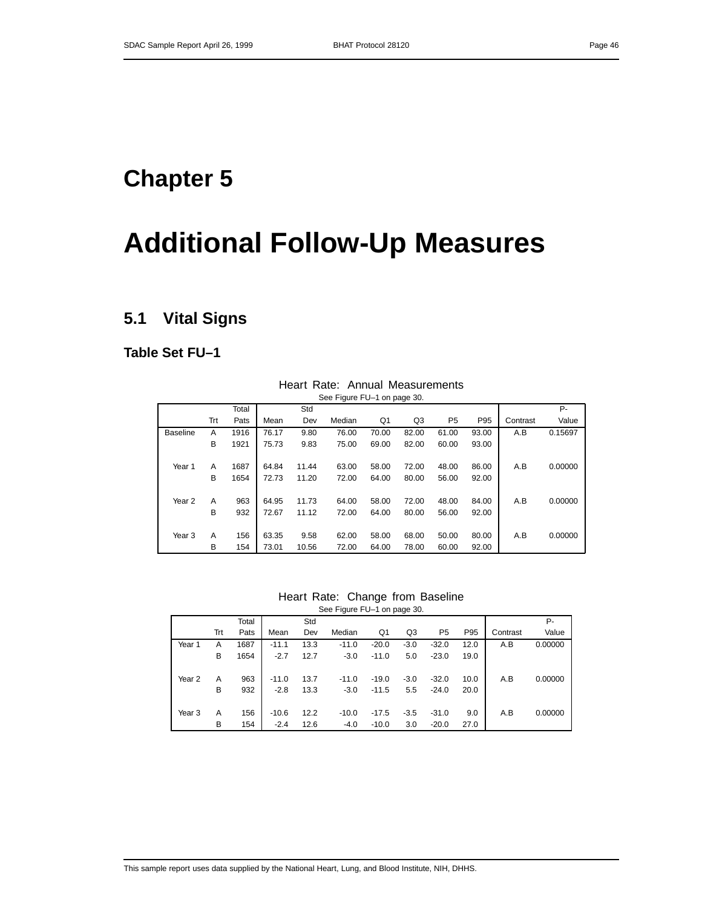# Chapter 5

# Additional Follow-Up Measures

## 5.1 Vital Signs

### Table Set FU–1

Heart Rate: Annual Measurements

See Figure FU–1 on page 30.

| | Trt | Total Pats | Mean | Std Dev | Median | Q1 | Q3 | P5 | P95 | Contrast | P-Value |
|---|---|---|---|---|---|---|---|---|---|---|---|
| Baseline | A | 1916 | 76.17 | 9.80 | 76.00 | 70.00 | 82.00 | 61.00 | 93.00 | A.B | 0.15697 |
| | B | 1921 | 75.73 | 9.83 | 75.00 | 69.00 | 82.00 | 60.00 | 93.00 | | |
| Year 1 | A | 1687 | 64.84 | 11.44 | 63.00 | 58.00 | 72.00 | 48.00 | 86.00 | A.B | 0.00000 |
| | B | 1654 | 72.73 | 11.20 | 72.00 | 64.00 | 80.00 | 56.00 | 92.00 | | |
| Year 2 | A | 963 | 64.95 | 11.73 | 64.00 | 58.00 | 72.00 | 48.00 | 84.00 | A.B | 0.00000 |
| | B | 932 | 72.67 | 11.12 | 72.00 | 64.00 | 80.00 | 56.00 | 92.00 | | |
| Year 3 | A | 156 | 63.35 | 9.58 | 62.00 | 58.00 | 68.00 | 50.00 | 80.00 | A.B | 0.00000 |
| | B | 154 | 73.01 | 10.56 | 72.00 | 64.00 | 78.00 | 60.00 | 92.00 | | |

Heart Rate: Change from Baseline

See Figure FU–1 on page 30.

| | Trt | Total Pats | Mean | Std Dev | Median | Q1 | Q3 | P5 | P95 | Contrast | P-Value |
|---|---|---|---|---|---|---|---|---|---|---|---|
| Year 1 | A | 1687 | -11.1 | 13.3 | -11.0 | -20.0 | -3.0 | -32.0 | 12.0 | A.B | 0.00000 |
| | B | 1654 | -2.7 | 12.7 | -3.0 | -11.0 | 5.0 | -23.0 | 19.0 | | |
| Year 2 | A | 963 | -11.0 | 13.7 | -11.0 | -19.0 | -3.0 | -32.0 | 10.0 | A.B | 0.00000 |
| | B | 932 | -2.8 | 13.3 | -3.0 | -11.5 | 5.5 | -24.0 | 20.0 | | |
| Year 3 | A | 156 | -10.6 | 12.2 | -10.0 | -17.5 | -3.5 | -31.0 | 9.0 | A.B | 0.00000 |
| | B | 154 | -2.4 | 12.6 | -4.0 | -10.0 | 3.0 | -20.0 | 27.0 | | |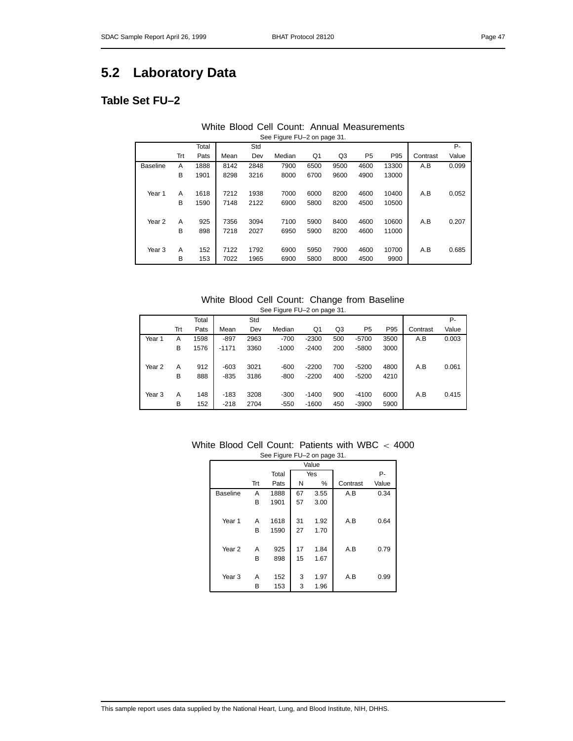## 5.2 Laboratory Data

### Table Set FU–2

White Blood Cell Count: Annual Measurements

See Figure FU–2 on page 31.

| | Trt | Total Pats | Mean | Std Dev | Median | Q1 | Q3 | P5 | P95 | Contrast | P-Value |
|---|---|---|---|---|---|---|---|---|---|---|---|
| Baseline | A | 1888 | 8142 | 2848 | 7900 | 6500 | 9500 | 4600 | 13300 | A.B | 0.099 |
| | B | 1901 | 8298 | 3216 | 8000 | 6700 | 9600 | 4900 | 13000 | | |
| Year 1 | A | 1618 | 7212 | 1938 | 7000 | 6000 | 8200 | 4600 | 10400 | A.B | 0.052 |
| | B | 1590 | 7148 | 2122 | 6900 | 5800 | 8200 | 4500 | 10500 | | |
| Year 2 | A | 925 | 7356 | 3094 | 7100 | 5900 | 8400 | 4600 | 10600 | A.B | 0.207 |
| | B | 898 | 7218 | 2027 | 6950 | 5900 | 8200 | 4600 | 11000 | | |
| Year 3 | A | 152 | 7122 | 1792 | 6900 | 5950 | 7900 | 4600 | 10700 | A.B | 0.685 |
| | B | 153 | 7022 | 1965 | 6900 | 5800 | 8000 | 4500 | 9900 | | |

White Blood Cell Count: Change from Baseline

See Figure FU–2 on page 31.

| | Trt | Total Pats | Mean | Std Dev | Median | Q1 | Q3 | P5 | P95 | Contrast | P-Value |
|---|---|---|---|---|---|---|---|---|---|---|---|
| Year 1 | A | 1598 | -897 | 2963 | -700 | -2300 | 500 | -5700 | 3500 | A.B | 0.003 |
| | B | 1576 | -1171 | 3360 | -1000 | -2400 | 200 | -5800 | 3000 | | |
| Year 2 | A | 912 | -603 | 3021 | -600 | -2200 | 700 | -5200 | 4800 | A.B | 0.061 |
| | B | 888 | -835 | 3186 | -800 | -2200 | 400 | -5200 | 4210 | | |
| Year 3 | A | 148 | -183 | 3208 | -300 | -1400 | 900 | -4100 | 6000 | A.B | 0.415 |
| | B | 152 | -218 | 2704 | -550 | -1600 | 450 | -3900 | 5900 | | |

White Blood Cell Count: Patients with WBC $< 4000$

See Figure FU–2 on page 31.

| | | | Value | | | |
|---|---|---|---|---|---|---|
| | | Total | Yes | | | P- |
| | Trt | Pats | N | % | Contrast | Value |
| Baseline | A | 1888 | 67 | 3.55 | A.B | 0.34 |
| | B | 1901 | 57 | 3.00 | | |
| Year 1 | A | 1618 | 31 | 1.92 | A.B | 0.64 |
| | B | 1590 | 27 | 1.70 | | |
| Year 2 | A | 925 | 17 | 1.84 | A.B | 0.79 |
| | B | 898 | 15 | 1.67 | | |
| Year 3 | A | 152 | 3 | 1.97 | A.B | 0.99 |
| | B | 153 | 3 | 1.96 | | |

This sample report uses data supplied by the National Heart, Lung, and Blood Institute, NIH, DHHS.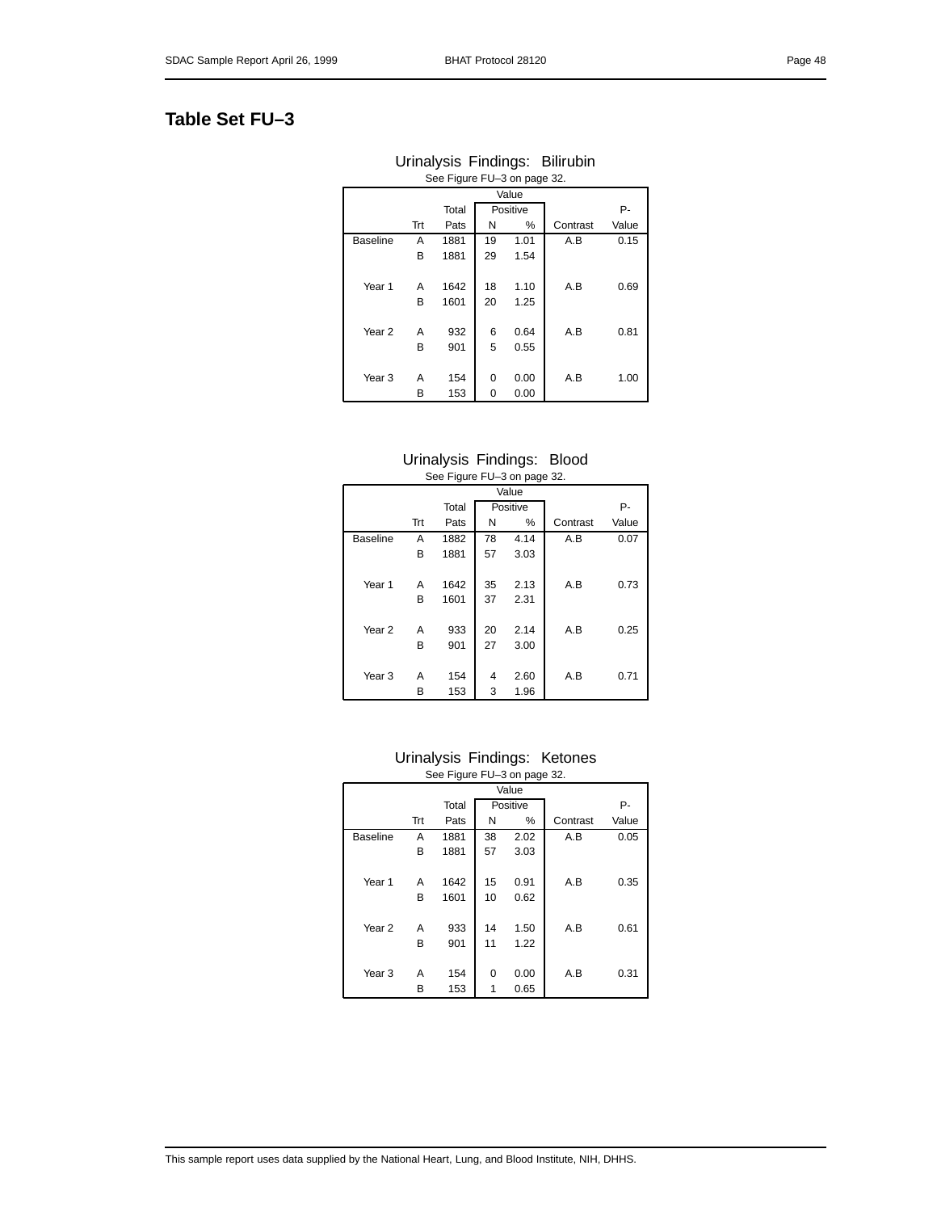## Table Set FU–3

### Urinalysis Findings: Bilirubin

See Figure FU–3 on page 32.

| | | Value | | | | |
|---|---|---|---|---|---|---|
| | | Total | Positive | | | P- |
| | Trt | Pats | N | % | Contrast | Value |
| Baseline | A | 1881 | 19 | 1.01 | A.B | 0.15 |
| | B | 1881 | 29 | 1.54 | | |
| Year 1 | A | 1642 | 18 | 1.10 | A.B | 0.69 |
| | B | 1601 | 20 | 1.25 | | |
| Year 2 | A | 932 | 6 | 0.64 | A.B | 0.81 |
| | B | 901 | 5 | 0.55 | | |
| Year 3 | A | 154 | 0 | 0.00 | A.B | 1.00 |
| | B | 153 | 0 | 0.00 | | |

### Urinalysis Findings: Blood

See Figure FU–3 on page 32.

| | | Value | | | | |
|---|---|---|---|---|---|---|
| | | Total | Positive | | | P- |
| | Trt | Pats | N | % | Contrast | Value |
| Baseline | A | 1882 | 78 | 4.14 | A.B | 0.07 |
| | B | 1881 | 57 | 3.03 | | |
| Year 1 | A | 1642 | 35 | 2.13 | A.B | 0.73 |
| | B | 1601 | 37 | 2.31 | | |
| Year 2 | A | 933 | 20 | 2.14 | A.B | 0.25 |
| | B | 901 | 27 | 3.00 | | |
| Year 3 | A | 154 | 4 | 2.60 | A.B | 0.71 |
| | B | 153 | 3 | 1.96 | | |

### Urinalysis Findings: Ketones

See Figure FU–3 on page 32.

| | | Value | | | | |
|---|---|---|---|---|---|---|
| | | Total | Positive | | | P- |
| | Trt | Pats | N | % | Contrast | Value |
| Baseline | A | 1881 | 38 | 2.02 | A.B | 0.05 |
| | B | 1881 | 57 | 3.03 | | |
| Year 1 | A | 1642 | 15 | 0.91 | A.B | 0.35 |
| | B | 1601 | 10 | 0.62 | | |
| Year 2 | A | 933 | 14 | 1.50 | A.B | 0.61 |
| | B | 901 | 11 | 1.22 | | |
| Year 3 | A | 154 | 0 | 0.00 | A.B | 0.31 |
| | B | 153 | 1 | 0.65 | | |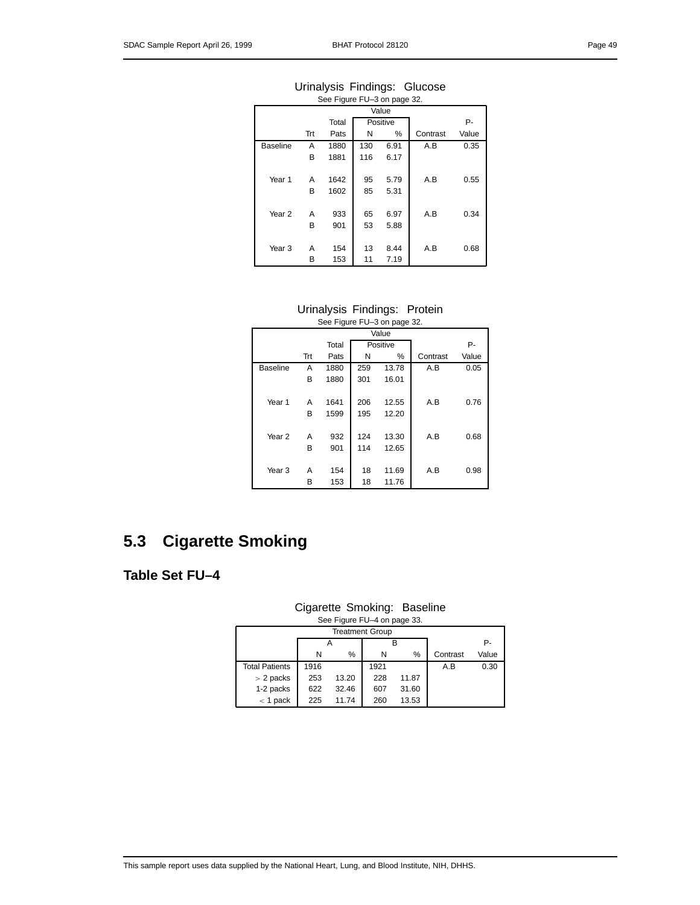Urinalysis Findings: Glucose

See Figure FU–3 on page 32.

| | | Value | | | | |
|---|---|---|---|---|---|---|
| | | Total | Positive | | | P- |
| | Trt | Pats | N | % | Contrast | Value |
| Baseline | A | 1880 | 130 | 6.91 | A.B | 0.35 |
| | B | 1881 | 116 | 6.17 | | |
| Year 1 | A | 1642 | 95 | 5.79 | A.B | 0.55 |
| | B | 1602 | 85 | 5.31 | | |
| Year 2 | A | 933 | 65 | 6.97 | A.B | 0.34 |
| | B | 901 | 53 | 5.88 | | |
| Year 3 | A | 154 | 13 | 8.44 | A.B | 0.68 |
| | B | 153 | 11 | 7.19 | | |

Urinalysis Findings: Protein

See Figure FU–3 on page 32.

| | | Value | | | | |
|---|---|---|---|---|---|---|
| | | Total | Positive | | | P- |
| | Trt | Pats | N | % | Contrast | Value |
| Baseline | A | 1880 | 259 | 13.78 | A.B | 0.05 |
| | B | 1880 | 301 | 16.01 | | |
| Year 1 | A | 1641 | 206 | 12.55 | A.B | 0.76 |
| | B | 1599 | 195 | 12.20 | | |
| Year 2 | A | 932 | 124 | 13.30 | A.B | 0.68 |
| | B | 901 | 114 | 12.65 | | |
| Year 3 | A | 154 | 18 | 11.69 | A.B | 0.98 |
| | B | 153 | 18 | 11.76 | | |

## 5.3 Cigarette Smoking

### Table Set FU–4

Cigarette Smoking: Baseline

See Figure FU–4 on page 33.

| | Treatment Group | | | | | |
|---|---|---|---|---|---|---|
| | A | | B | | | P- |
| | N | % | N | % | Contrast | Value |
| Total Patients | 1916 | | 1921 | | A.B | 0.30 |
| > 2 packs | 253 | 13.20 | 228 | 11.87 | | |
| 1-2 packs | 622 | 32.46 | 607 | 31.60 | | |
| < 1 pack | 225 | 11.74 | 260 | 13.53 | | |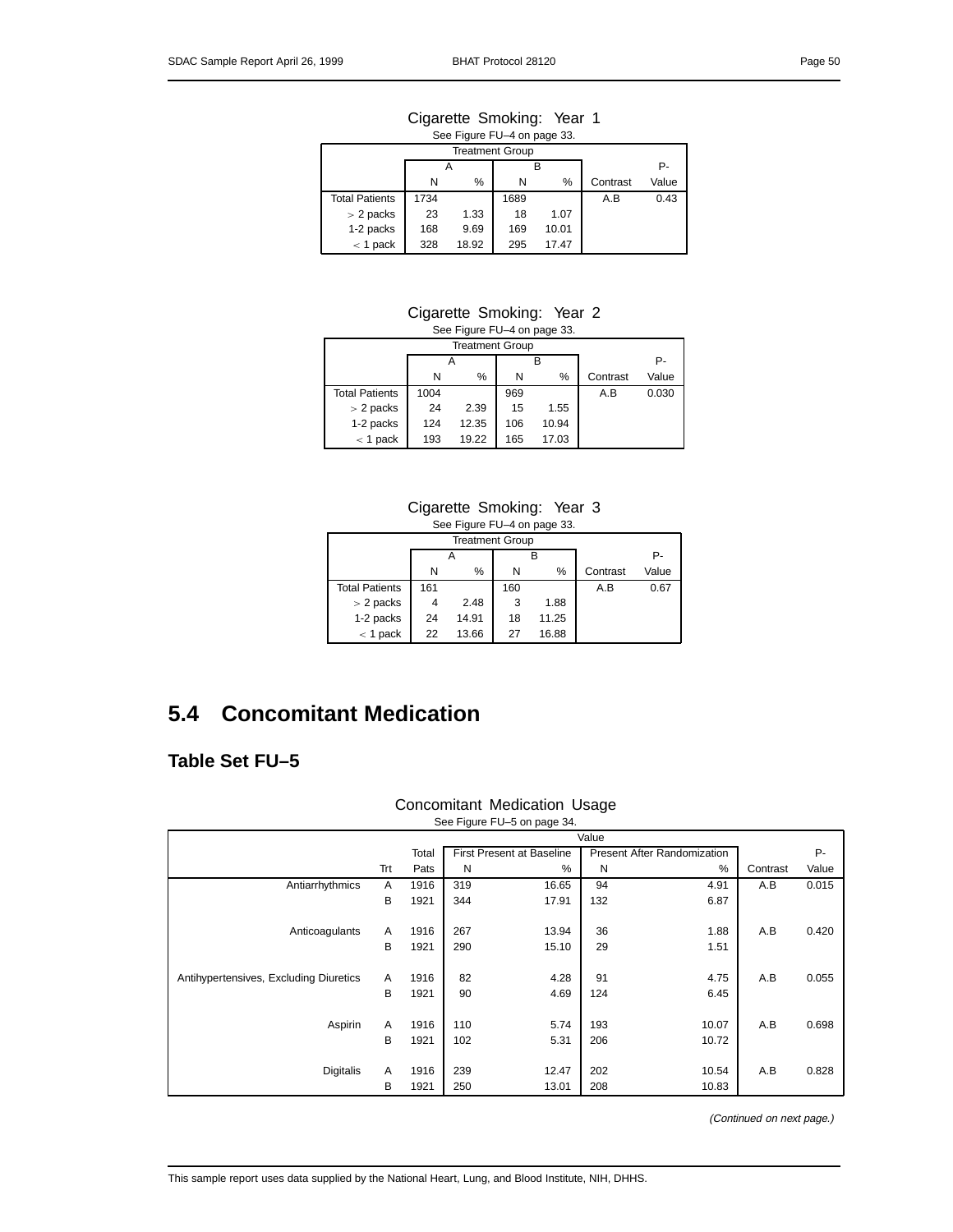Cigarette Smoking: Year 1

See Figure FU–4 on page 33.

| | Treatment Group | | | | | |
|---|---|---|---|---|---|---|
| | A | | B | | | P- |
| | N | % | N | % | Contrast | Value |
| Total Patients | 1734 | | 1689 | | A.B | 0.43 |
| $>$ 2 packs | 23 | 1.33 | 18 | 1.07 | | |
| 1-2 packs | 168 | 9.69 | 169 | 10.01 | | |
| $<$ 1 pack | 328 | 18.92 | 295 | 17.47 | | |

Cigarette Smoking: Year 2

See Figure FU–4 on page 33.

| | Treatment Group | | | | | |
|---|---|---|---|---|---|---|
| | A | | B | | | P- |
| | N | % | N | % | Contrast | Value |
| Total Patients | 1004 | | 969 | | A.B | 0.030 |
| $>$ 2 packs | 24 | 2.39 | 15 | 1.55 | | |
| 1-2 packs | 124 | 12.35 | 106 | 10.94 | | |
| $<$ 1 pack | 193 | 19.22 | 165 | 17.03 | | |

Cigarette Smoking: Year 3

See Figure FU–4 on page 33.

| | Treatment Group | | | | | |
|---|---|---|---|---|---|---|
| | A | | B | | | P- |
| | N | % | N | % | Contrast | Value |
| Total Patients | 161 | | 160 | | A.B | 0.67 |
| $>$ 2 packs | 4 | 2.48 | 3 | 1.88 | | |
| 1-2 packs | 24 | 14.91 | 18 | 11.25 | | |
| $<$ 1 pack | 22 | 13.66 | 27 | 16.88 | | |

## 5.4 Concomitant Medication

### Table Set FU–5

Concomitant Medication Usage

See Figure FU–5 on page 34.

| | | | Value | | | | | |
|---|---|---|---|---|---|---|---|---|
| | | Total | First Present at Baseline | | Present After Randomization | | | P- |
| | Trt | Pats | N | % | N | % | Contrast | Value |
| Antiarrhythmics | A | 1916 | 319 | 16.65 | 94 | 4.91 | A.B | 0.015 |
| | B | 1921 | 344 | 17.91 | 132 | 6.87 | | |
| Anticoagulants | A | 1916 | 267 | 13.94 | 36 | 1.88 | A.B | 0.420 |
| | B | 1921 | 290 | 15.10 | 29 | 1.51 | | |
| Antihypertensives, Excluding Diuretics | A | 1916 | 82 | 4.28 | 91 | 4.75 | A.B | 0.055 |
| | B | 1921 | 90 | 4.69 | 124 | 6.45 | | |
| Aspirin | A | 1916 | 110 | 5.74 | 193 | 10.07 | A.B | 0.698 |
| | B | 1921 | 102 | 5.31 | 206 | 10.72 | | |
| Digitalis | A | 1916 | 239 | 12.47 | 202 | 10.54 | A.B | 0.828 |
| | B | 1921 | 250 | 13.01 | 208 | 10.83 | | |

*(Continued on next page.)*

This sample report uses data supplied by the National Heart, Lung, and Blood Institute, NIH, DHHS.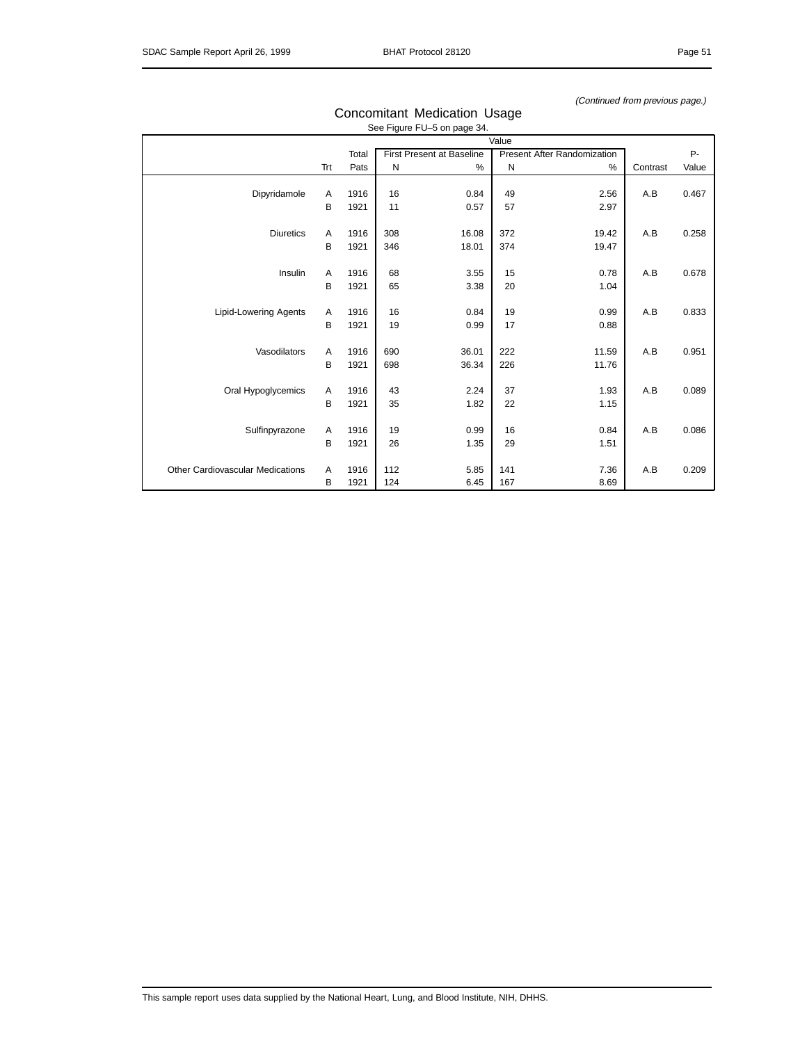*(Continued from previous page.)*

## Concomitant Medication Usage

See Figure FU–5 on page 34.

| | Trt | Total Pats | First Present at Baseline N | First Present at Baseline % | Present After Randomization N | Present After Randomization % | Contrast | P-Value |
|---|---|---|---|---|---|---|---|---|
| Dipyridamole | A | 1916 | 16 | 0.84 | 49 | 2.56 | A.B | 0.467 |
| | B | 1921 | 11 | 0.57 | 57 | 2.97 | | |
| Diuretics | A | 1916 | 308 | 16.08 | 372 | 19.42 | A.B | 0.258 |
| | B | 1921 | 346 | 18.01 | 374 | 19.47 | | |
| Insulin | A | 1916 | 68 | 3.55 | 15 | 0.78 | A.B | 0.678 |
| | B | 1921 | 65 | 3.38 | 20 | 1.04 | | |
| Lipid-Lowering Agents | A | 1916 | 16 | 0.84 | 19 | 0.99 | A.B | 0.833 |
| | B | 1921 | 19 | 0.99 | 17 | 0.88 | | |
| Vasodilators | A | 1916 | 690 | 36.01 | 222 | 11.59 | A.B | 0.951 |
| | B | 1921 | 698 | 36.34 | 226 | 11.76 | | |
| Oral Hypoglycemics | A | 1916 | 43 | 2.24 | 37 | 1.93 | A.B | 0.089 |
| | B | 1921 | 35 | 1.82 | 22 | 1.15 | | |
| Sulfinpyrazone | A | 1916 | 19 | 0.99 | 16 | 0.84 | A.B | 0.086 |
| | B | 1921 | 26 | 1.35 | 29 | 1.51 | | |
| Other Cardiovascular Medications | A | 1916 | 112 | 5.85 | 141 | 7.36 | A.B | 0.209 |
| | B | 1921 | 124 | 6.45 | 167 | 8.69 | | |

This sample report uses data supplied by the National Heart, Lung, and Blood Institute, NIH, DHHS.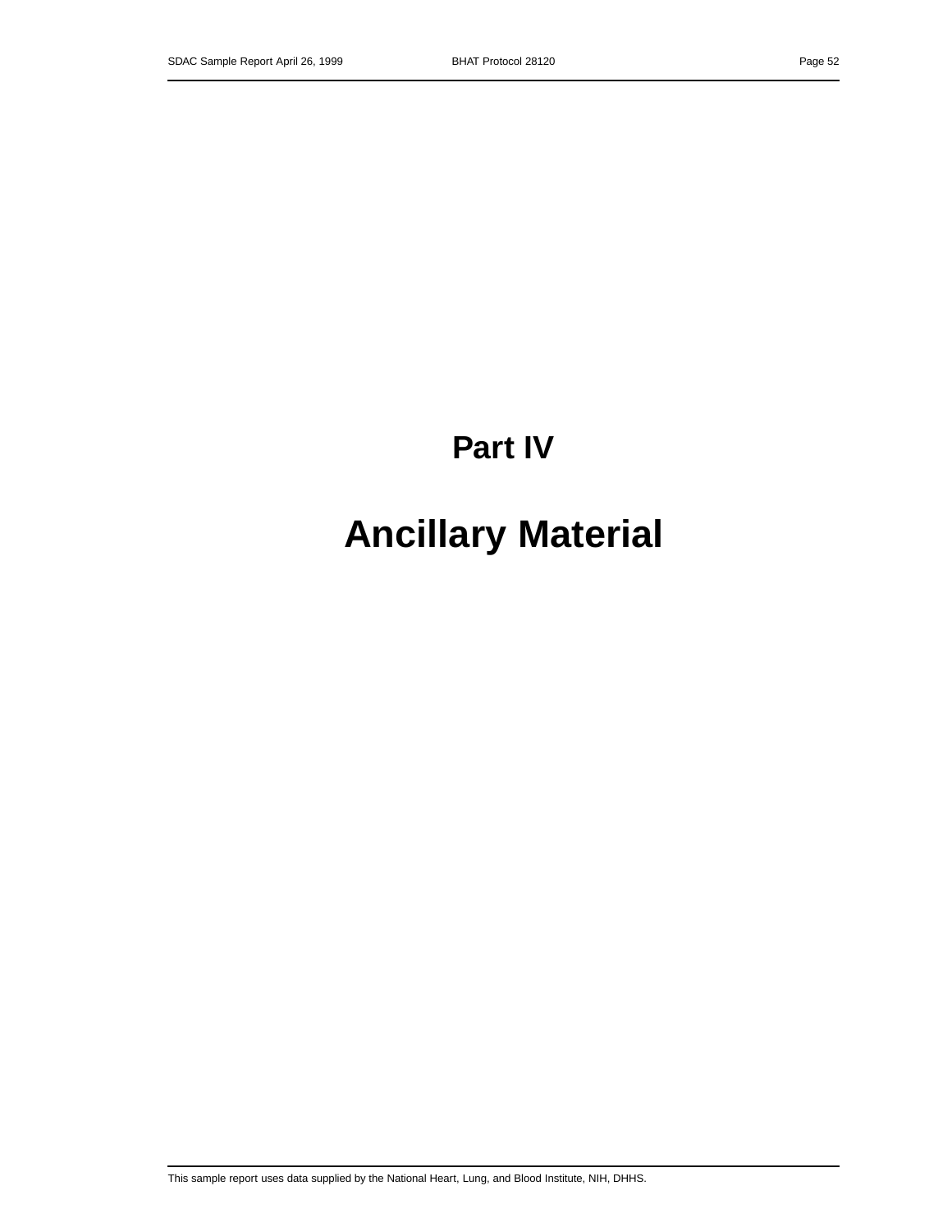# Part IV

# Ancillary Material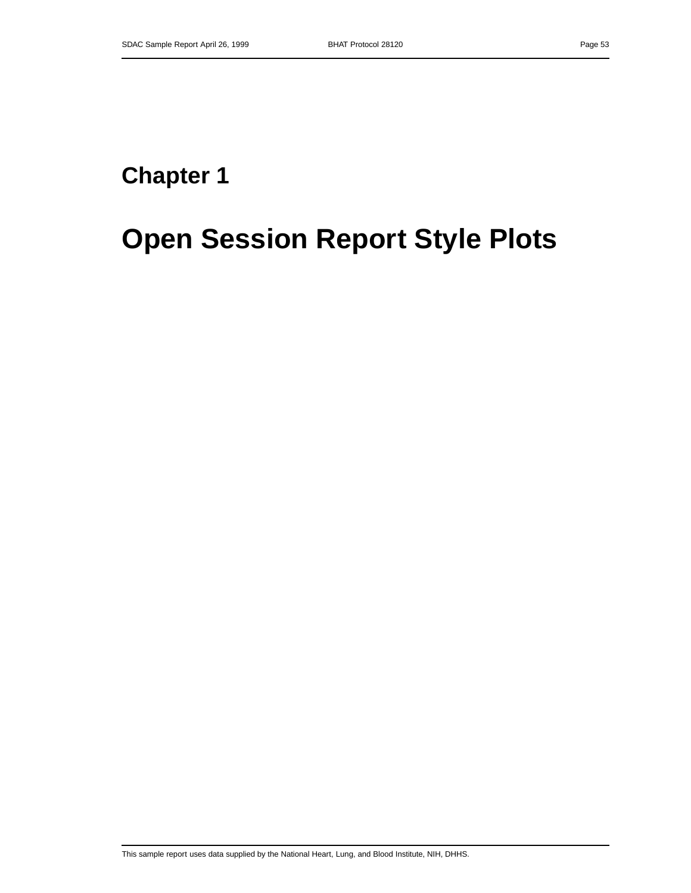# Chapter 1

# Open Session Report Style Plots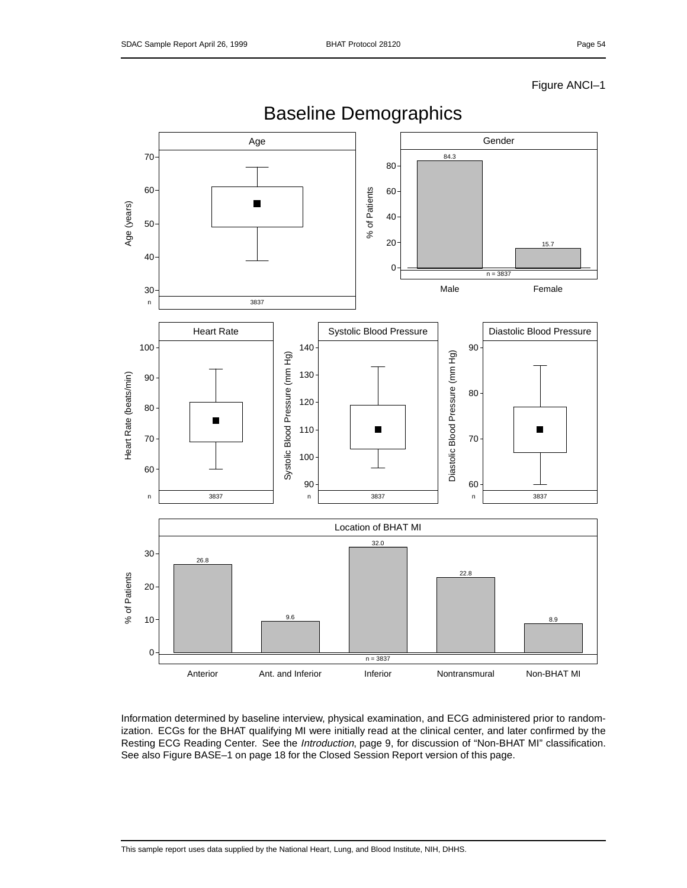Figure ANCI–1

# Baseline Demographics

**Age**

n = 3837

**Gender**

| | Male | Female |
|---|---|---|
| % of Patients | 84.3 | 15.7 |

n = 3837

**Heart Rate**

n = 3837

**Systolic Blood Pressure**

n = 3837

**Diastolic Blood Pressure**

n = 3837

**Location of BHAT MI**

| | Anterior | Ant. and Inferior | Inferior | Nontransmural | Non-BHAT MI |
|---|---|---|---|---|---|
| % of Patients | 26.8 | 9.6 | 32.0 | 22.8 | 8.9 |

n = 3837

Information determined by baseline interview, physical examination, and ECG administered prior to randomization. ECGs for the BHAT qualifying MI were initially read at the clinical center, and later confirmed by the Resting ECG Reading Center. See the *Introduction*, page 9, for discussion of "Non-BHAT MI" classification. See also Figure BASE–1 on page 18 for the Closed Session Report version of this page.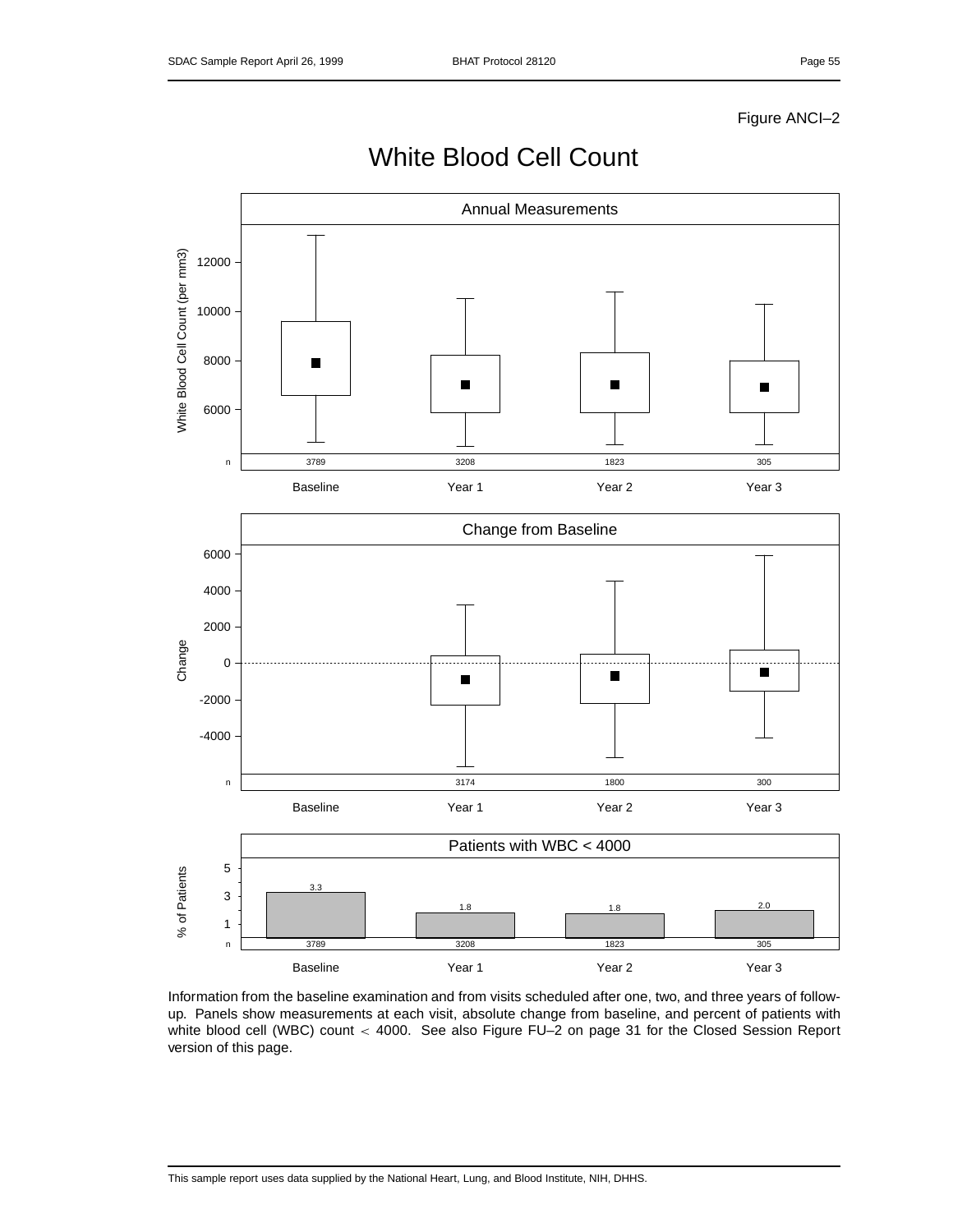Figure ANCI–2

# White Blood Cell Count

**Annual Measurements**

| | Baseline | Year 1 | Year 2 | Year 3 |
|---|---|---|---|---|
| n | 3789 | 3208 | 1823 | 305 |

**Change from Baseline**

| | Baseline | Year 1 | Year 2 | Year 3 |
|---|---|---|---|---|
| n | | 3174 | 1800 | 300 |

**Patients with WBC < 4000**

| | Baseline | Year 1 | Year 2 | Year 3 |
|---|---|---|---|---|
| % of Patients | 3.3 | 1.8 | 1.8 | 2.0 |
| n | 3789 | 3208 | 1823 | 305 |

Information from the baseline examination and from visits scheduled after one, two, and three years of follow-up. Panels show measurements at each visit, absolute change from baseline, and percent of patients with white blood cell (WBC) count $<$ 4000. See also Figure FU–2 on page 31 for the Closed Session Report version of this page.

This sample report uses data supplied by the National Heart, Lung, and Blood Institute, NIH, DHHS.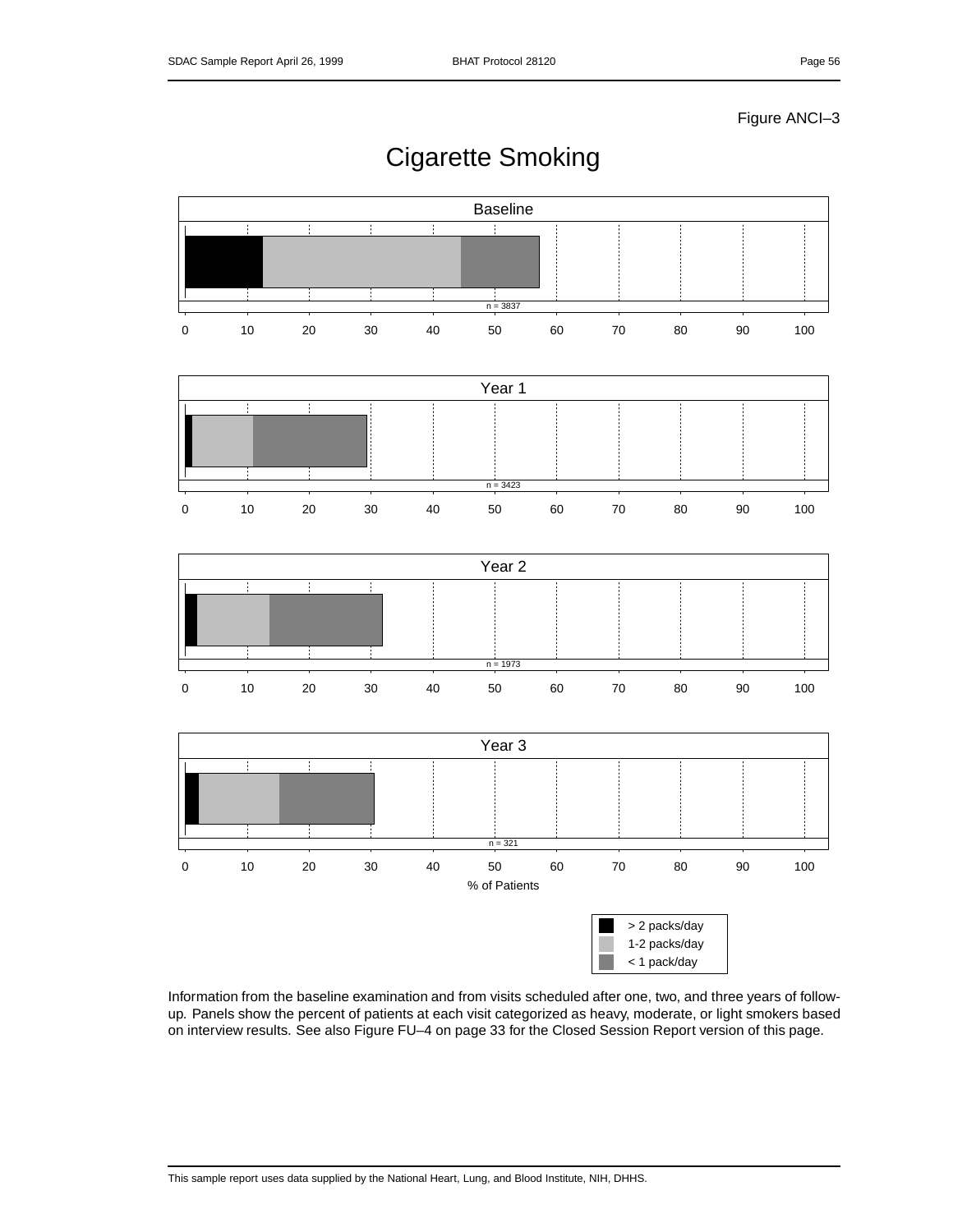Figure ANCI–3

# Cigarette Smoking

Baseline

n = 3837

0 10 20 30 40 50 60 70 80 90 100

Year 1

n = 3423

0 10 20 30 40 50 60 70 80 90 100

Year 2

n = 1973

0 10 20 30 40 50 60 70 80 90 100

Year 3

n = 321

0 10 20 30 40 50 60 70 80 90 100

% of Patients

- > 2 packs/day
- 1-2 packs/day
- < 1 pack/day

Information from the baseline examination and from visits scheduled after one, two, and three years of follow-up. Panels show the percent of patients at each visit categorized as heavy, moderate, or light smokers based on interview results. See also Figure FU–4 on page 33 for the Closed Session Report version of this page.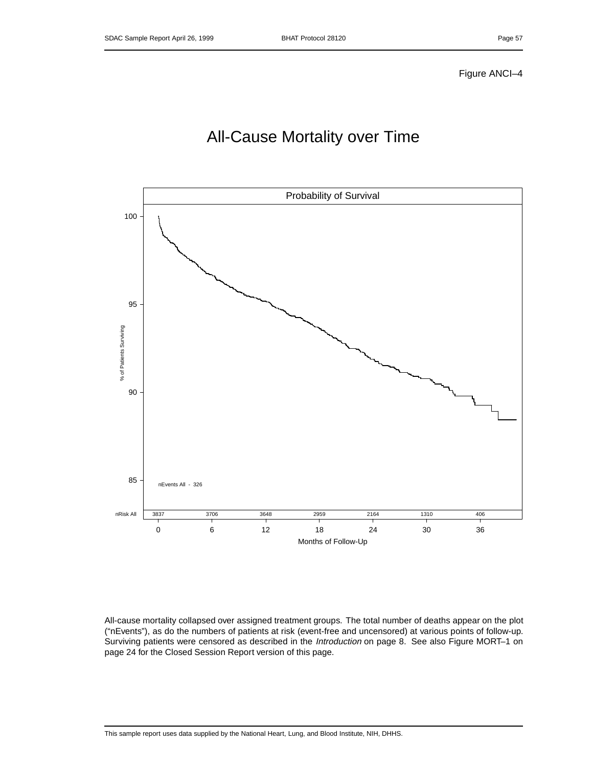Figure ANCI–4

# All-Cause Mortality over Time

Probability of Survival

nEvents All - 326

| nRisk All | 3837 | 3706 | 3648 | 2959 | 2164 | 1310 | 406 |
|---|---|---|---|---|---|---|---|
| Months of Follow-Up | 0 | 6 | 12 | 18 | 24 | 30 | 36 |

All-cause mortality collapsed over assigned treatment groups. The total number of deaths appear on the plot (“nEvents”), as do the numbers of patients at risk (event-free and uncensored) at various points of follow-up. Surviving patients were censored as described in the *Introduction* on page 8. See also Figure MORT–1 on page 24 for the Closed Session Report version of this page.

This sample report uses data supplied by the National Heart, Lung, and Blood Institute, NIH, DHHS.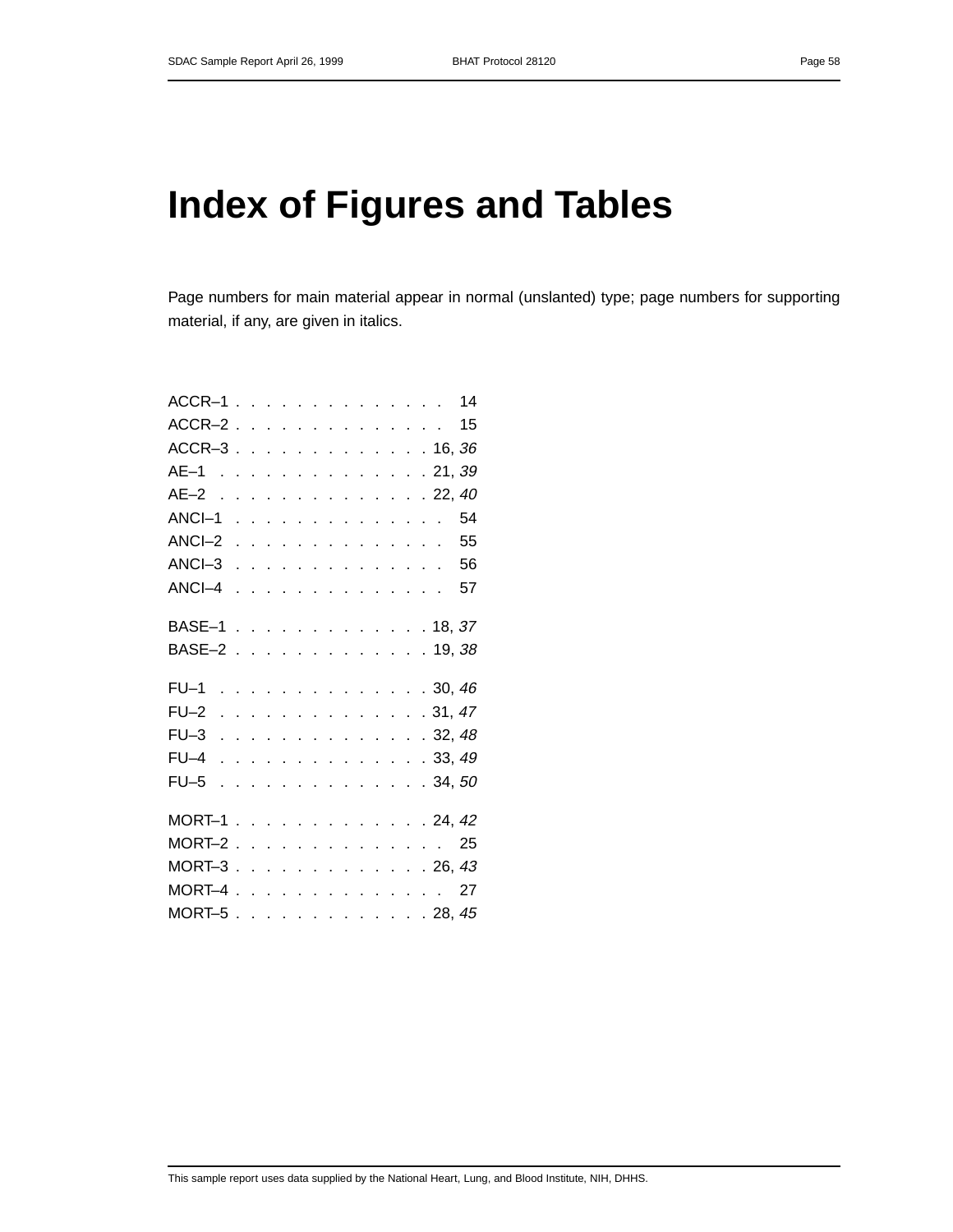# Index of Figures and Tables

Page numbers for main material appear in normal (unslanted) type; page numbers for supporting material, if any, are given in italics.

ACCR–1 . . . . . . . . . . . . . . 14
ACCR–2 . . . . . . . . . . . . . . 15
ACCR–3 . . . . . . . . . . . . . 16, *36*
AE–1 . . . . . . . . . . . . . . 21, *39*
AE–2 . . . . . . . . . . . . . . 22, *40*
ANCI–1 . . . . . . . . . . . . . . 54
ANCI–2 . . . . . . . . . . . . . . 55
ANCI–3 . . . . . . . . . . . . . . 56
ANCI–4 . . . . . . . . . . . . . . 57

BASE–1 . . . . . . . . . . . . . 18, *37*
BASE–2 . . . . . . . . . . . . . 19, *38*

FU–1 . . . . . . . . . . . . . . 30, *46*
FU–2 . . . . . . . . . . . . . . 31, *47*
FU–3 . . . . . . . . . . . . . . 32, *48*
FU–4 . . . . . . . . . . . . . . 33, *49*
FU–5 . . . . . . . . . . . . . . 34, *50*

MORT–1 . . . . . . . . . . . . . 24, *42*
MORT–2 . . . . . . . . . . . . . . 25
MORT–3 . . . . . . . . . . . . . 26, *43*
MORT–4 . . . . . . . . . . . . . . 27
MORT–5 . . . . . . . . . . . . . 28, *45*